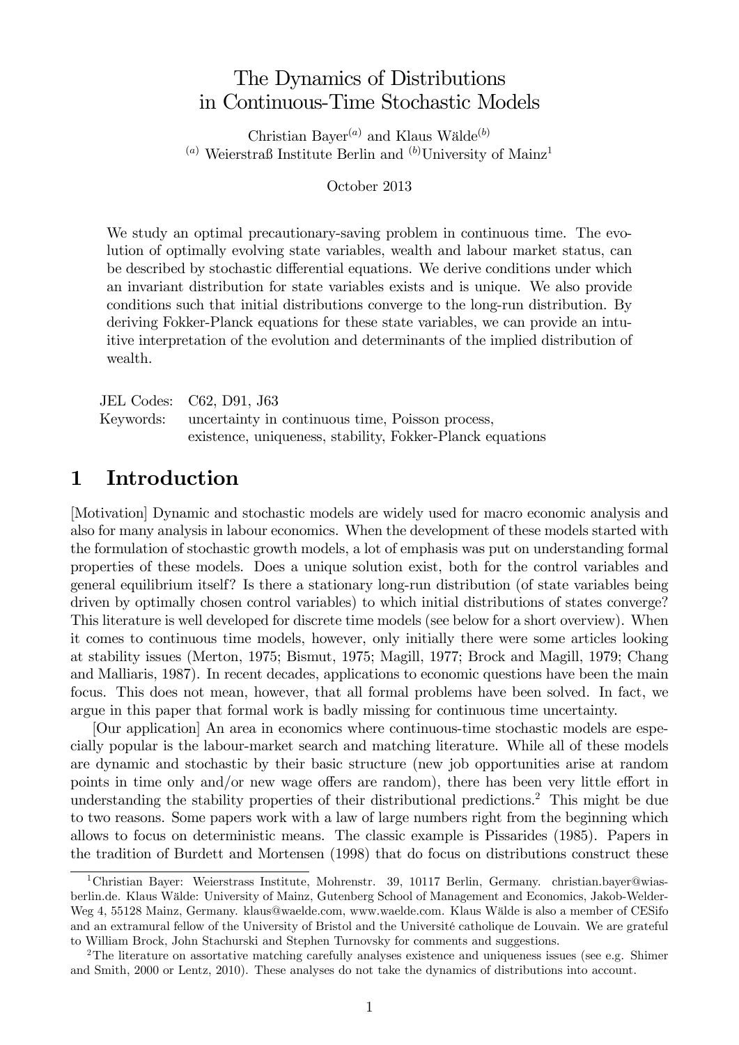# The Dynamics of Distributions in Continuous-Time Stochastic Models

Christian Bayer[(a)] and Klaus Wälde[(b)]

[(a)] Weierstraß Institute Berlin and [(b)]University of Mainz[1]

October 2013

We study an optimal precautionary-saving problem in continuous time. The evolution of optimally evolving state variables, wealth and labour market status, can be described by stochastic differential equations. We derive conditions under which an invariant distribution for state variables exists and is unique. We also provide conditions such that initial distributions converge to the long-run distribution. By deriving Fokker-Planck equations for these state variables, we can provide an intuitive interpretation of the evolution and determinants of the implied distribution of wealth.

JEL Codes: C62, D91, J63

Keywords: uncertainty in continuous time, Poisson process, existence, uniqueness, stability, Fokker-Planck equations

## 1 Introduction

[Motivation] Dynamic and stochastic models are widely used for macro economic analysis and also for many analysis in labour economics. When the development of these models started with the formulation of stochastic growth models, a lot of emphasis was put on understanding formal properties of these models. Does a unique solution exist, both for the control variables and general equilibrium itself? Is there a stationary long-run distribution (of state variables being driven by optimally chosen control variables) to which initial distributions of states converge? This literature is well developed for discrete time models (see below for a short overview). When it comes to continuous time models, however, only initially there were some articles looking at stability issues (Merton, 1975; Bismut, 1975; Magill, 1977; Brock and Magill, 1979; Chang and Malliaris, 1987). In recent decades, applications to economic questions have been the main focus. This does not mean, however, that all formal problems have been solved. In fact, we argue in this paper that formal work is badly missing for continuous time uncertainty.

[Our application] An area in economics where continuous-time stochastic models are especially popular is the labour-market search and matching literature. While all of these models are dynamic and stochastic by their basic structure (new job opportunities arise at random points in time only and/or new wage offers are random), there has been very little effort in understanding the stability properties of their distributional predictions.[2] This might be due to two reasons. Some papers work with a law of large numbers right from the beginning which allows to focus on deterministic means. The classic example is Pissarides (1985). Papers in the tradition of Burdett and Mortensen (1998) that do focus on distributions construct these

---

[1] Christian Bayer: Weierstrass Institute, Mohrenstr. 39, 10117 Berlin, Germany. christian.bayer@wias-berlin.de. Klaus Wälde: University of Mainz, Gutenberg School of Management and Economics, Jakob-Welder-Weg 4, 55128 Mainz, Germany. klaus@waelde.com, www.waelde.com. Klaus Wälde is also a member of CESifo and an extramural fellow of the University of Bristol and the Université catholique de Louvain. We are grateful to William Brock, John Stachurski and Stephen Turnovsky for comments and suggestions.

[2] The literature on assortative matching carefully analyses existence and uniqueness issues (see e.g. Shimer and Smith, 2000 or Lentz, 2010). These analyses do not take the dynamics of distributions into account.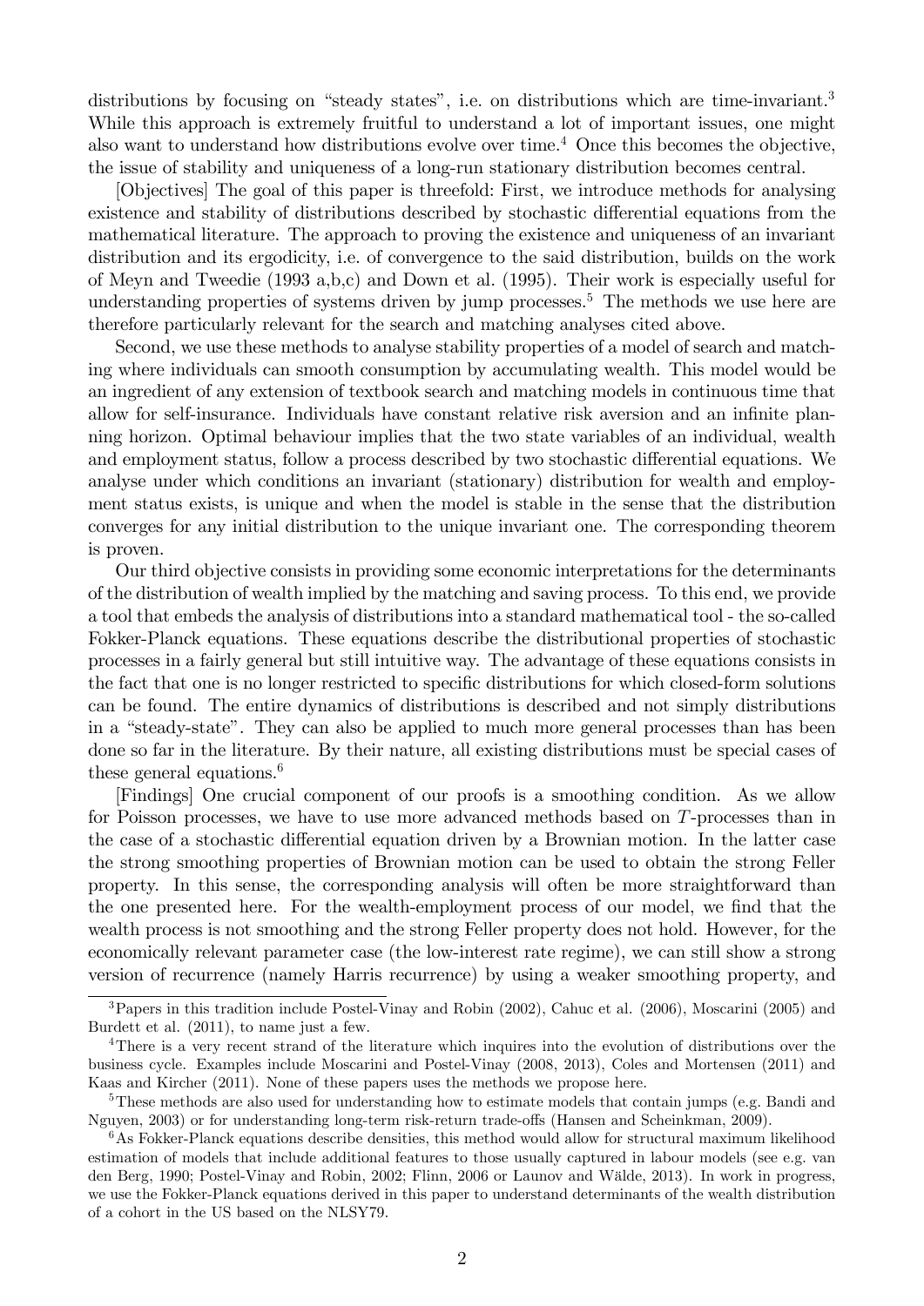distributions by focusing on "steady states", i.e. on distributions which are time-invariant.[3] While this approach is extremely fruitful to understand a lot of important issues, one might also want to understand how distributions evolve over time.[4] Once this becomes the objective, the issue of stability and uniqueness of a long-run stationary distribution becomes central.

[Objectives] The goal of this paper is threefold: First, we introduce methods for analysing existence and stability of distributions described by stochastic differential equations from the mathematical literature. The approach to proving the existence and uniqueness of an invariant distribution and its ergodicity, i.e. of convergence to the said distribution, builds on the work of Meyn and Tweedie (1993 a,b,c) and Down et al. (1995). Their work is especially useful for understanding properties of systems driven by jump processes.[5] The methods we use here are therefore particularly relevant for the search and matching analyses cited above.

Second, we use these methods to analyse stability properties of a model of search and matching where individuals can smooth consumption by accumulating wealth. This model would be an ingredient of any extension of textbook search and matching models in continuous time that allow for self-insurance. Individuals have constant relative risk aversion and an infinite planning horizon. Optimal behaviour implies that the two state variables of an individual, wealth and employment status, follow a process described by two stochastic differential equations. We analyse under which conditions an invariant (stationary) distribution for wealth and employment status exists, is unique and when the model is stable in the sense that the distribution converges for any initial distribution to the unique invariant one. The corresponding theorem is proven.

Our third objective consists in providing some economic interpretations for the determinants of the distribution of wealth implied by the matching and saving process. To this end, we provide a tool that embeds the analysis of distributions into a standard mathematical tool - the so-called Fokker-Planck equations. These equations describe the distributional properties of stochastic processes in a fairly general but still intuitive way. The advantage of these equations consists in the fact that one is no longer restricted to specific distributions for which closed-form solutions can be found. The entire dynamics of distributions is described and not simply distributions in a "steady-state". They can also be applied to much more general processes than has been done so far in the literature. By their nature, all existing distributions must be special cases of these general equations.[6]

[Findings] One crucial component of our proofs is a smoothing condition. As we allow for Poisson processes, we have to use more advanced methods based on $T$-processes than in the case of a stochastic differential equation driven by a Brownian motion. In the latter case the strong smoothing properties of Brownian motion can be used to obtain the strong Feller property. In this sense, the corresponding analysis will often be more straightforward than the one presented here. For the wealth-employment process of our model, we find that the wealth process is not smoothing and the strong Feller property does not hold. However, for the economically relevant parameter case (the low-interest rate regime), we can still show a strong version of recurrence (namely Harris recurrence) by using a weaker smoothing property, and

---

[3] Papers in this tradition include Postel-Vinay and Robin (2002), Cahuc et al. (2006), Moscarini (2005) and Burdett et al. (2011), to name just a few.

[4] There is a very recent strand of the literature which inquires into the evolution of distributions over the business cycle. Examples include Moscarini and Postel-Vinay (2008, 2013), Coles and Mortensen (2011) and Kaas and Kircher (2011). None of these papers uses the methods we propose here.

[5] These methods are also used for understanding how to estimate models that contain jumps (e.g. Bandi and Nguyen, 2003) or for understanding long-term risk-return trade-offs (Hansen and Scheinkman, 2009).

[6] As Fokker-Planck equations describe densities, this method would allow for structural maximum likelihood estimation of models that include additional features to those usually captured in labour models (see e.g. van den Berg, 1990; Postel-Vinay and Robin, 2002; Flinn, 2006 or Launov and Wälde, 2013). In work in progress, we use the Fokker-Planck equations derived in this paper to understand determinants of the wealth distribution of a cohort in the US based on the NLSY79.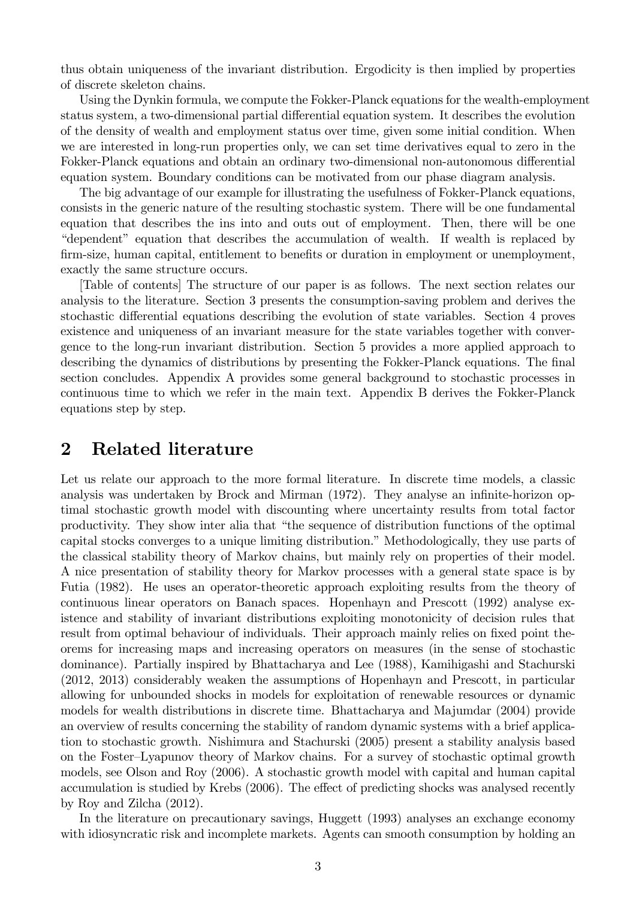thus obtain uniqueness of the invariant distribution. Ergodicity is then implied by properties of discrete skeleton chains.

Using the Dynkin formula, we compute the Fokker-Planck equations for the wealth-employment status system, a two-dimensional partial differential equation system. It describes the evolution of the density of wealth and employment status over time, given some initial condition. When we are interested in long-run properties only, we can set time derivatives equal to zero in the Fokker-Planck equations and obtain an ordinary two-dimensional non-autonomous differential equation system. Boundary conditions can be motivated from our phase diagram analysis.

The big advantage of our example for illustrating the usefulness of Fokker-Planck equations, consists in the generic nature of the resulting stochastic system. There will be one fundamental equation that describes the ins into and outs out of employment. Then, there will be one "dependent" equation that describes the accumulation of wealth. If wealth is replaced by firm-size, human capital, entitlement to benefits or duration in employment or unemployment, exactly the same structure occurs.

[Table of contents] The structure of our paper is as follows. The next section relates our analysis to the literature. Section 3 presents the consumption-saving problem and derives the stochastic differential equations describing the evolution of state variables. Section 4 proves existence and uniqueness of an invariant measure for the state variables together with convergence to the long-run invariant distribution. Section 5 provides a more applied approach to describing the dynamics of distributions by presenting the Fokker-Planck equations. The final section concludes. Appendix A provides some general background to stochastic processes in continuous time to which we refer in the main text. Appendix B derives the Fokker-Planck equations step by step.

## 2 Related literature

Let us relate our approach to the more formal literature. In discrete time models, a classic analysis was undertaken by Brock and Mirman (1972). They analyse an infinite-horizon optimal stochastic growth model with discounting where uncertainty results from total factor productivity. They show inter alia that "the sequence of distribution functions of the optimal capital stocks converges to a unique limiting distribution." Methodologically, they use parts of the classical stability theory of Markov chains, but mainly rely on properties of their model. A nice presentation of stability theory for Markov processes with a general state space is by Futia (1982). He uses an operator-theoretic approach exploiting results from the theory of continuous linear operators on Banach spaces. Hopenhayn and Prescott (1992) analyse existence and stability of invariant distributions exploiting monotonicity of decision rules that result from optimal behaviour of individuals. Their approach mainly relies on fixed point theorems for increasing maps and increasing operators on measures (in the sense of stochastic dominance). Partially inspired by Bhattacharya and Lee (1988), Kamihigashi and Stachurski (2012, 2013) considerably weaken the assumptions of Hopenhayn and Prescott, in particular allowing for unbounded shocks in models for exploitation of renewable resources or dynamic models for wealth distributions in discrete time. Bhattacharya and Majumdar (2004) provide an overview of results concerning the stability of random dynamic systems with a brief application to stochastic growth. Nishimura and Stachurski (2005) present a stability analysis based on the Foster–Lyapunov theory of Markov chains. For a survey of stochastic optimal growth models, see Olson and Roy (2006). A stochastic growth model with capital and human capital accumulation is studied by Krebs (2006). The effect of predicting shocks was analysed recently by Roy and Zilcha (2012).

In the literature on precautionary savings, Huggett (1993) analyses an exchange economy with idiosyncratic risk and incomplete markets. Agents can smooth consumption by holding an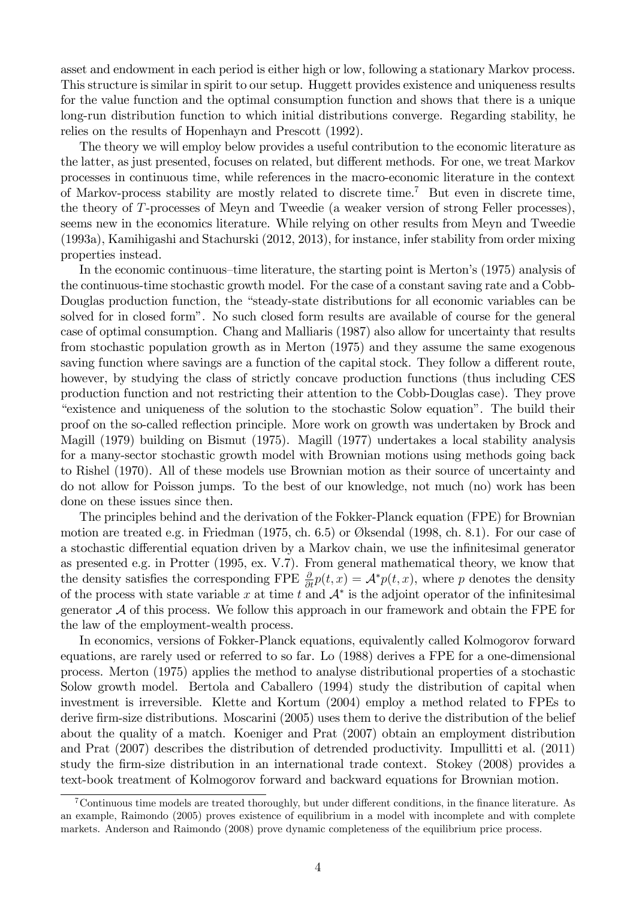asset and endowment in each period is either high or low, following a stationary Markov process. This structure is similar in spirit to our setup. Huggett provides existence and uniqueness results for the value function and the optimal consumption function and shows that there is a unique long-run distribution function to which initial distributions converge. Regarding stability, he relies on the results of Hopenhayn and Prescott (1992).

The theory we will employ below provides a useful contribution to the economic literature as the latter, as just presented, focuses on related, but different methods. For one, we treat Markov processes in continuous time, while references in the macro-economic literature in the context of Markov-process stability are mostly related to discrete time.[7] But even in discrete time, the theory of $T$-processes of Meyn and Tweedie (a weaker version of strong Feller processes), seems new in the economics literature. While relying on other results from Meyn and Tweedie (1993a), Kamihigashi and Stachurski (2012, 2013), for instance, infer stability from order mixing properties instead.

In the economic continuous–time literature, the starting point is Merton's (1975) analysis of the continuous-time stochastic growth model. For the case of a constant saving rate and a Cobb-Douglas production function, the "steady-state distributions for all economic variables can be solved for in closed form". No such closed form results are available of course for the general case of optimal consumption. Chang and Malliaris (1987) also allow for uncertainty that results from stochastic population growth as in Merton (1975) and they assume the same exogenous saving function where savings are a function of the capital stock. They follow a different route, however, by studying the class of strictly concave production functions (thus including CES production function and not restricting their attention to the Cobb-Douglas case). They prove "existence and uniqueness of the solution to the stochastic Solow equation". The build their proof on the so-called reflection principle. More work on growth was undertaken by Brock and Magill (1979) building on Bismut (1975). Magill (1977) undertakes a local stability analysis for a many-sector stochastic growth model with Brownian motions using methods going back to Rishel (1970). All of these models use Brownian motion as their source of uncertainty and do not allow for Poisson jumps. To the best of our knowledge, not much (no) work has been done on these issues since then.

The principles behind and the derivation of the Fokker-Planck equation (FPE) for Brownian motion are treated e.g. in Friedman (1975, ch. 6.5) or Øksendal (1998, ch. 8.1). For our case of a stochastic differential equation driven by a Markov chain, we use the infinitesimal generator as presented e.g. in Protter (1995, ex. V.7). From general mathematical theory, we know that the density satisfies the corresponding FPE $\frac{\partial}{\partial t}p(t,x) = \mathcal{A}^*p(t,x)$, where $p$ denotes the density of the process with state variable $x$ at time $t$ and $\mathcal{A}^*$ is the adjoint operator of the infinitesimal generator $\mathcal{A}$ of this process. We follow this approach in our framework and obtain the FPE for the law of the employment-wealth process.

In economics, versions of Fokker-Planck equations, equivalently called Kolmogorov forward equations, are rarely used or referred to so far. Lo (1988) derives a FPE for a one-dimensional process. Merton (1975) applies the method to analyse distributional properties of a stochastic Solow growth model. Bertola and Caballero (1994) study the distribution of capital when investment is irreversible. Klette and Kortum (2004) employ a method related to FPEs to derive firm-size distributions. Moscarini (2005) uses them to derive the distribution of the belief about the quality of a match. Koeniger and Prat (2007) obtain an employment distribution and Prat (2007) describes the distribution of detrended productivity. Impullitti et al. (2011) study the firm-size distribution in an international trade context. Stokey (2008) provides a text-book treatment of Kolmogorov forward and backward equations for Brownian motion.

[7] Continuous time models are treated thoroughly, but under different conditions, in the finance literature. As an example, Raimondo (2005) proves existence of equilibrium in a model with incomplete and with complete markets. Anderson and Raimondo (2008) prove dynamic completeness of the equilibrium price process.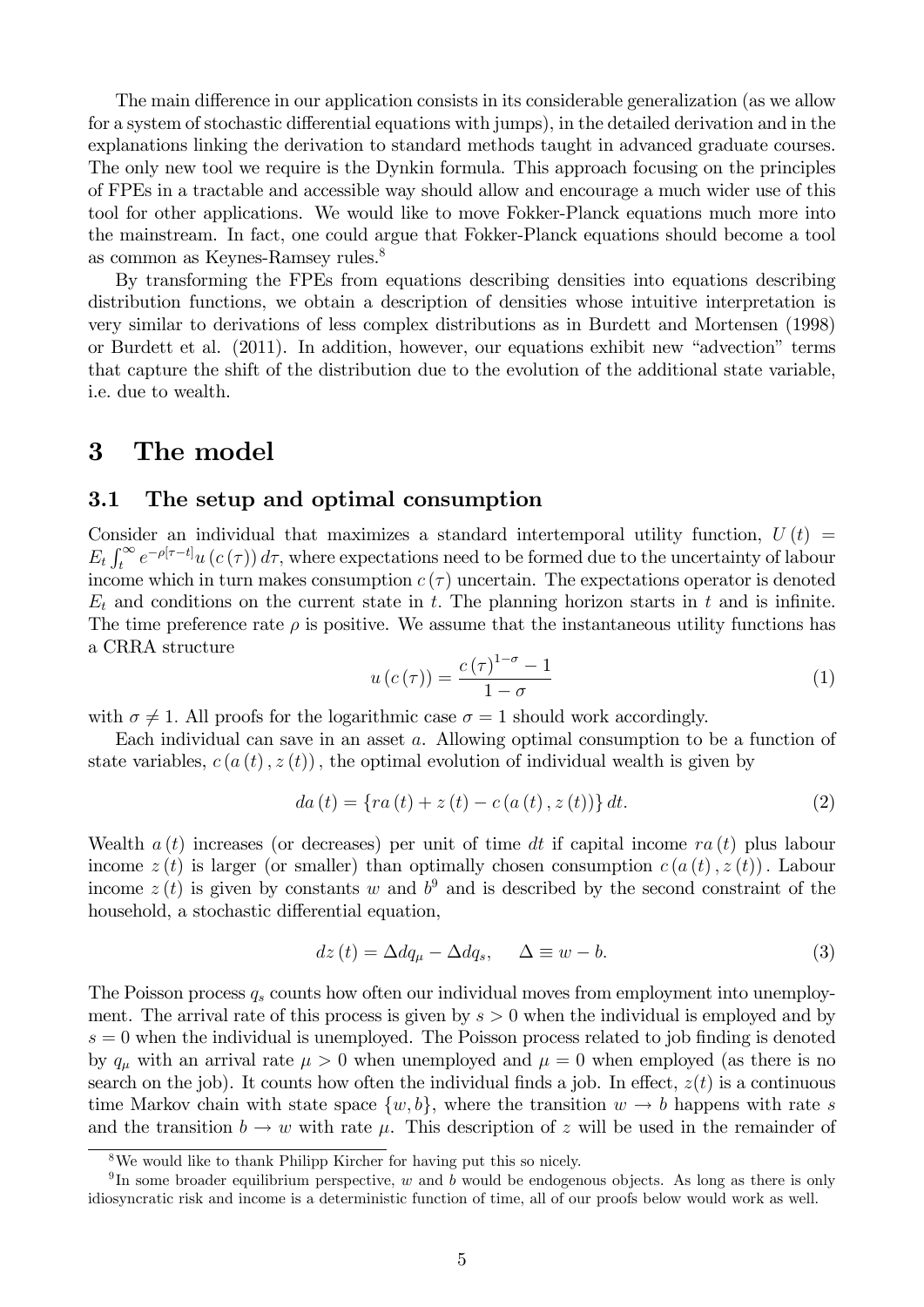The main difference in our application consists in its considerable generalization (as we allow for a system of stochastic differential equations with jumps), in the detailed derivation and in the explanations linking the derivation to standard methods taught in advanced graduate courses. The only new tool we require is the Dynkin formula. This approach focusing on the principles of FPEs in a tractable and accessible way should allow and encourage a much wider use of this tool for other applications. We would like to move Fokker-Planck equations much more into the mainstream. In fact, one could argue that Fokker-Planck equations should become a tool as common as Keynes-Ramsey rules.[8]

By transforming the FPEs from equations describing densities into equations describing distribution functions, we obtain a description of densities whose intuitive interpretation is very similar to derivations of less complex distributions as in Burdett and Mortensen (1998) or Burdett et al. (2011). In addition, however, our equations exhibit new "advection" terms that capture the shift of the distribution due to the evolution of the additional state variable, i.e. due to wealth.

# 3 The model

## 3.1 The setup and optimal consumption

Consider an individual that maximizes a standard intertemporal utility function, $U(t) = E_t \int_t^\infty e^{-\rho[\tau - t]} u(c(\tau)) d\tau$, where expectations need to be formed due to the uncertainty of labour income which in turn makes consumption $c(\tau)$ uncertain. The expectations operator is denoted $E_t$ and conditions on the current state in $t$. The planning horizon starts in $t$ and is infinite. The time preference rate $\rho$ is positive. We assume that the instantaneous utility functions has a CRRA structure

$$u(c(\tau)) = \frac{c(\tau)^{1-\sigma} - 1}{1 - \sigma} \tag{1}$$

with $\sigma \neq 1$. All proofs for the logarithmic case $\sigma = 1$ should work accordingly.

Each individual can save in an asset $a$. Allowing optimal consumption to be a function of state variables, $c(a(t), z(t))$, the optimal evolution of individual wealth is given by

$$da(t) = \{ra(t) + z(t) - c(a(t), z(t))\} dt. \tag{2}$$

Wealth $a(t)$ increases (or decreases) per unit of time $dt$ if capital income $ra(t)$ plus labour income $z(t)$ is larger (or smaller) than optimally chosen consumption $c(a(t), z(t))$. Labour income $z(t)$ is given by constants $w$ and $b$[9] and is described by the second constraint of the household, a stochastic differential equation,

$$dz(t) = \Delta dq_\mu - \Delta dq_s, \quad \Delta \equiv w - b. \tag{3}$$

The Poisson process $q_s$ counts how often our individual moves from employment into unemployment. The arrival rate of this process is given by $s > 0$ when the individual is employed and by $s = 0$ when the individual is unemployed. The Poisson process related to job finding is denoted by $q_\mu$ with an arrival rate $\mu > 0$ when unemployed and $\mu = 0$ when employed (as there is no search on the job). It counts how often the individual finds a job. In effect, $z(t)$ is a continuous time Markov chain with state space $\{w, b\}$, where the transition $w \to b$ happens with rate $s$ and the transition $b \to w$ with rate $\mu$. This description of $z$ will be used in the remainder of

[8] We would like to thank Philipp Kircher for having put this so nicely.

[9] In some broader equilibrium perspective, $w$ and $b$ would be endogenous objects. As long as there is only idiosyncratic risk and income is a deterministic function of time, all of our proofs below would work as well.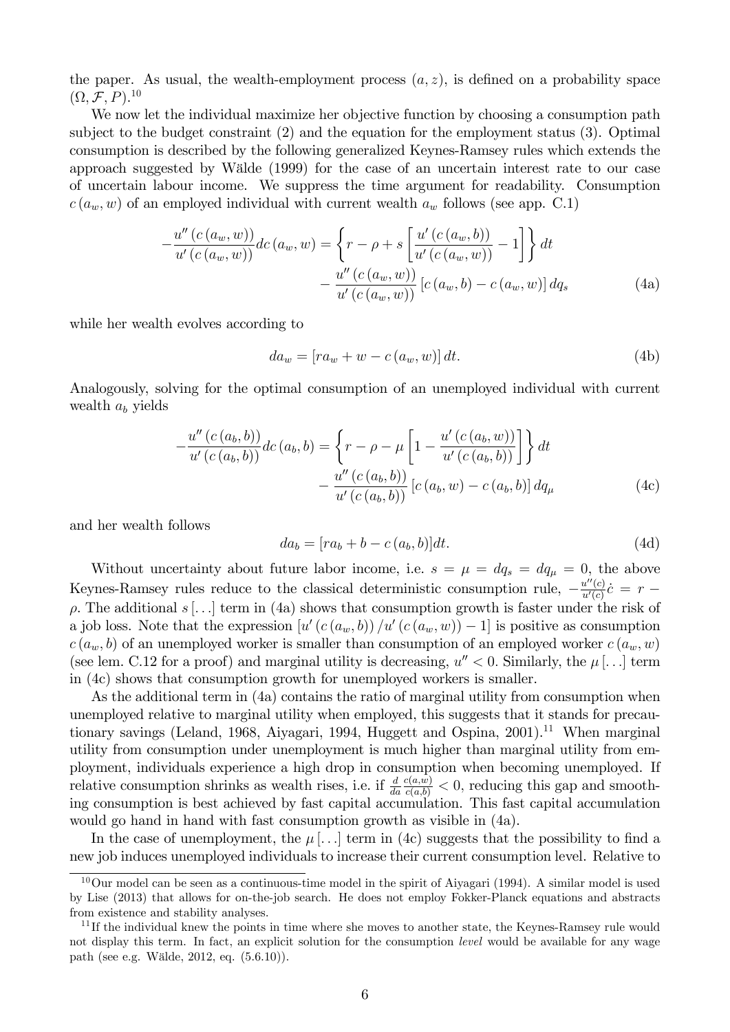the paper. As usual, the wealth-employment process $(a, z)$, is defined on a probability space $(\Omega, \mathcal{F}, P)$.[10]

We now let the individual maximize her objective function by choosing a consumption path subject to the budget constraint (2) and the equation for the employment status (3). Optimal consumption is described by the following generalized Keynes-Ramsey rules which extends the approach suggested by Wälde (1999) for the case of an uncertain interest rate to our case of uncertain labour income. We suppress the time argument for readability. Consumption $c(a_w, w)$ of an employed individual with current wealth $a_w$ follows (see app. C.1)

$$-\frac{u''(c(a_w,w))}{u'(c(a_w,w))}dc(a_w,w) = \left\{ r - \rho + s\left[\frac{u'(c(a_w,b))}{u'(c(a_w,w))} - 1\right]\right\} dt - \frac{u''(c(a_w,w))}{u'(c(a_w,w))}\left[c(a_w,b) - c(a_w,w)\right] dq_s \tag{4a}$$

while her wealth evolves according to

$$da_w = \left[ra_w + w - c(a_w,w)\right] dt. \tag{4b}$$

Analogously, solving for the optimal consumption of an unemployed individual with current wealth $a_b$ yields

$$-\frac{u''(c(a_b,b))}{u'(c(a_b,b))}dc(a_b,b) = \left\{ r - \rho - \mu\left[1 - \frac{u'(c(a_b,w))}{u'(c(a_b,b))}\right]\right\} dt - \frac{u''(c(a_b,b))}{u'(c(a_b,b))}\left[c(a_b,w) - c(a_b,b)\right] dq_\mu \tag{4c}$$

and her wealth follows

$$da_b = [ra_b + b - c(a_b,b)]dt. \tag{4d}$$

Without uncertainty about future labor income, i.e. $s = \mu = dq_s = dq_\mu = 0$, the above Keynes-Ramsey rules reduce to the classical deterministic consumption rule, $-\frac{u''(c)}{u'(c)}\dot{c} = r - \rho$. The additional $s[\ldots]$ term in (4a) shows that consumption growth is faster under the risk of a job loss. Note that the expression $[u'(c(a_w,b))/u'(c(a_w,w)) - 1]$ is positive as consumption $c(a_w,b)$ of an unemployed worker is smaller than consumption of an employed worker $c(a_w,w)$ (see lem. C.12 for a proof) and marginal utility is decreasing, $u'' < 0$. Similarly, the $\mu[\ldots]$ term in (4c) shows that consumption growth for unemployed workers is smaller.

As the additional term in (4a) contains the ratio of marginal utility from consumption when unemployed relative to marginal utility when employed, this suggests that it stands for precautionary savings (Leland, 1968, Aiyagari, 1994, Huggett and Ospina, 2001).[11] When marginal utility from consumption under unemployment is much higher than marginal utility from employment, individuals experience a high drop in consumption when becoming unemployed. If relative consumption shrinks as wealth rises, i.e. if $\frac{d}{da}\frac{c(a,w)}{c(a,b)} < 0$, reducing this gap and smoothing consumption is best achieved by fast capital accumulation. This fast capital accumulation would go hand in hand with fast consumption growth as visible in (4a).

In the case of unemployment, the $\mu[\ldots]$ term in (4c) suggests that the possibility to find a new job induces unemployed individuals to increase their current consumption level. Relative to

[10] Our model can be seen as a continuous-time model in the spirit of Aiyagari (1994). A similar model is used by Lise (2013) that allows for on-the-job search. He does not employ Fokker-Planck equations and abstracts from existence and stability analyses.

[11] If the individual knew the points in time where she moves to another state, the Keynes-Ramsey rule would not display this term. In fact, an explicit solution for the consumption *level* would be available for any wage path (see e.g. Wälde, 2012, eq. (5.6.10)).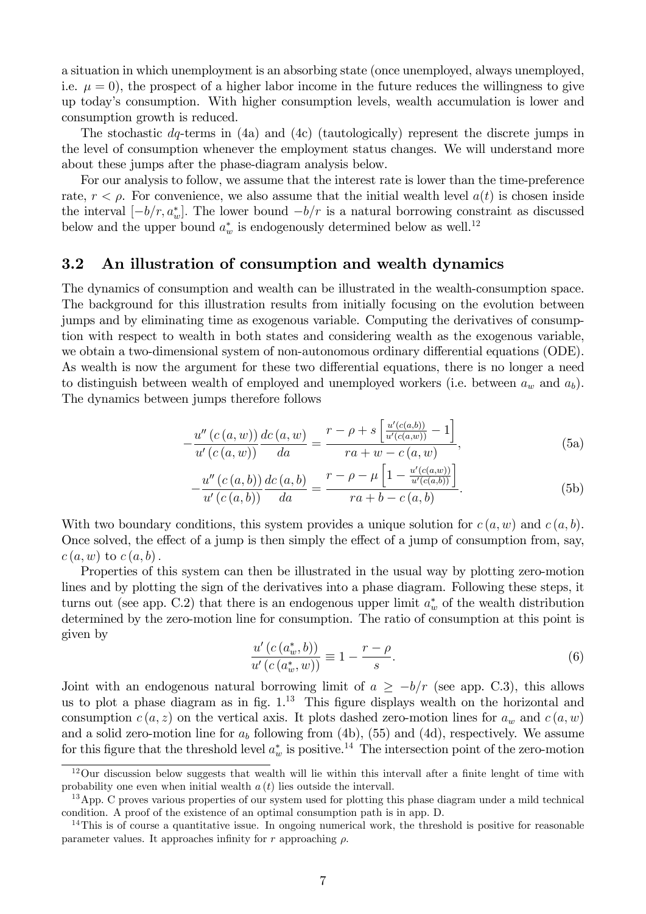a situation in which unemployment is an absorbing state (once unemployed, always unemployed, i.e. $\mu = 0$), the prospect of a higher labor income in the future reduces the willingness to give up today's consumption. With higher consumption levels, wealth accumulation is lower and consumption growth is reduced.

The stochastic $dq$-terms in (4a) and (4c) (tautologically) represent the discrete jumps in the level of consumption whenever the employment status changes. We will understand more about these jumps after the phase-diagram analysis below.

For our analysis to follow, we assume that the interest rate is lower than the time-preference rate, $r < \rho$. For convenience, we also assume that the initial wealth level $a(t)$ is chosen inside the interval $[-b/r, a_w^*]$. The lower bound $-b/r$ is a natural borrowing constraint as discussed below and the upper bound $a_w^*$ is endogenously determined below as well.[12]

## 3.2 An illustration of consumption and wealth dynamics

The dynamics of consumption and wealth can be illustrated in the wealth-consumption space. The background for this illustration results from initially focusing on the evolution between jumps and by eliminating time as exogenous variable. Computing the derivatives of consumption with respect to wealth in both states and considering wealth as the exogenous variable, we obtain a two-dimensional system of non-autonomous ordinary differential equations (ODE). As wealth is now the argument for these two differential equations, there is no longer a need to distinguish between wealth of employed and unemployed workers (i.e. between $a_w$ and $a_b$). The dynamics between jumps therefore follows

$$-\frac{u''(c(a,w))}{u'(c(a,w))}\frac{dc(a,w)}{da} = \frac{r-\rho+s\left[\frac{u'(c(a,b))}{u'(c(a,w))}-1\right]}{ra+w-c(a,w)}, \tag{5a}$$

$$-\frac{u''(c(a,b))}{u'(c(a,b))}\frac{dc(a,b)}{da} = \frac{r-\rho-\mu\left[1-\frac{u'(c(a,w))}{u'(c(a,b))}\right]}{ra+b-c(a,b)}. \tag{5b}$$

With two boundary conditions, this system provides a unique solution for $c(a,w)$ and $c(a,b)$. Once solved, the effect of a jump is then simply the effect of a jump of consumption from, say, $c(a,w)$ to $c(a,b)$.

Properties of this system can then be illustrated in the usual way by plotting zero-motion lines and by plotting the sign of the derivatives into a phase diagram. Following these steps, it turns out (see app. C.2) that there is an endogenous upper limit $a_w^*$ of the wealth distribution determined by the zero-motion line for consumption. The ratio of consumption at this point is given by

$$\frac{u'(c(a_w^*,b))}{u'(c(a_w^*,w))} \equiv 1 - \frac{r-\rho}{s}. \tag{6}$$

Joint with an endogenous natural borrowing limit of $a \geq -b/r$ (see app. C.3), this allows us to plot a phase diagram as in fig. 1.[13] This figure displays wealth on the horizontal and consumption $c(a,z)$ on the vertical axis. It plots dashed zero-motion lines for $a_w$ and $c(a,w)$ and a solid zero-motion line for $a_b$ following from (4b), (55) and (4d), respectively. We assume for this figure that the threshold level $a_w^*$ is positive.[14] The intersection point of the zero-motion

[12] Our discussion below suggests that wealth will lie within this intervall after a finite lenght of time with probability one even when initial wealth $a(t)$ lies outside the intervall.

[13] App. C proves various properties of our system used for plotting this phase diagram under a mild technical condition. A proof of the existence of an optimal consumption path is in app. D.

[14] This is of course a quantitative issue. In ongoing numerical work, the threshold is positive for reasonable parameter values. It approaches infinity for $r$ approaching $\rho$.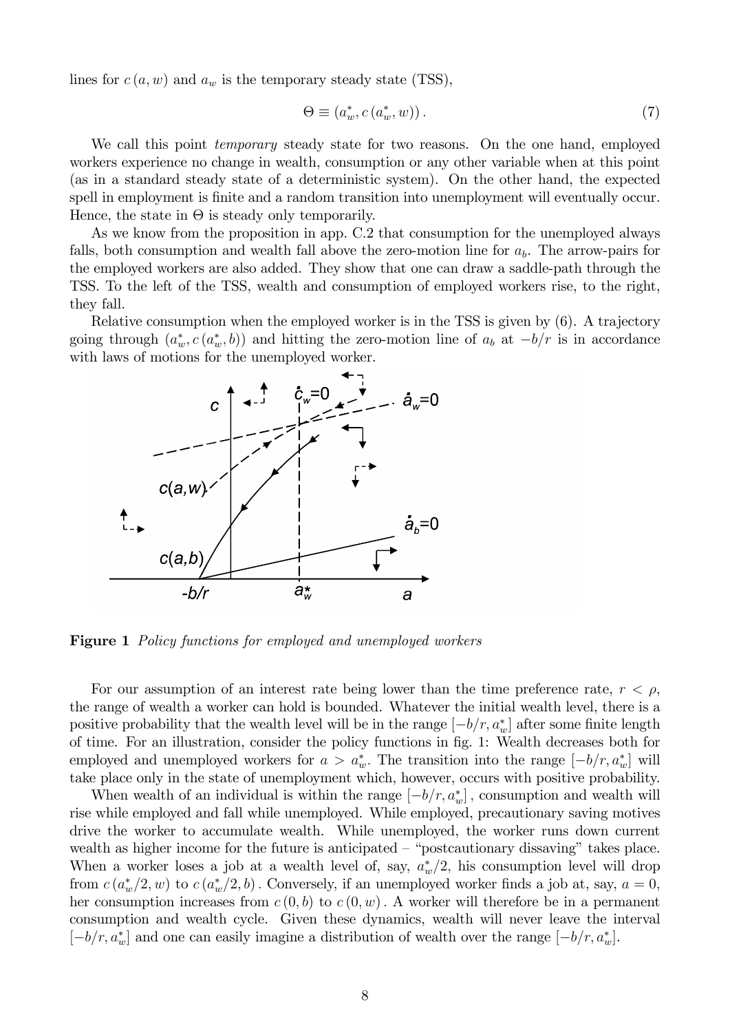lines for $c(a,w)$ and $a_w$ is the temporary steady state (TSS),

$$\Theta \equiv (a_w^*, c(a_w^*, w)). \tag{7}$$

We call this point *temporary* steady state for two reasons. On the one hand, employed workers experience no change in wealth, consumption or any other variable when at this point (as in a standard steady state of a deterministic system). On the other hand, the expected spell in employment is finite and a random transition into unemployment will eventually occur. Hence, the state in $\Theta$ is steady only temporarily.

As we know from the proposition in app. C.2 that consumption for the unemployed always falls, both consumption and wealth fall above the zero-motion line for $a_b$. The arrow-pairs for the employed workers are also added. They show that one can draw a saddle-path through the TSS. To the left of the TSS, wealth and consumption of employed workers rise, to the right, they fall.

Relative consumption when the employed worker is in the TSS is given by (6). A trajectory going through $(a_w^*, c(a_w^*, b))$ and hitting the zero-motion line of $a_b$ at $-b/r$ is in accordance with laws of motions for the unemployed worker.

**Figure 1** *Policy functions for employed and unemployed workers*

For our assumption of an interest rate being lower than the time preference rate, $r < \rho$, the range of wealth a worker can hold is bounded. Whatever the initial wealth level, there is a positive probability that the wealth level will be in the range $[-b/r, a_w^*]$ after some finite length of time. For an illustration, consider the policy functions in fig. 1: Wealth decreases both for employed and unemployed workers for $a > a_w^*$. The transition into the range $[-b/r, a_w^*]$ will take place only in the state of unemployment which, however, occurs with positive probability.

When wealth of an individual is within the range $[-b/r, a_w^*]$, consumption and wealth will rise while employed and fall while unemployed. While employed, precautionary saving motives drive the worker to accumulate wealth. While unemployed, the worker runs down current wealth as higher income for the future is anticipated – "postcautionary dissaving" takes place. When a worker loses a job at a wealth level of, say, $a_w^*/2$, his consumption level will drop from $c(a_w^*/2, w)$ to $c(a_w^*/2, b)$. Conversely, if an unemployed worker finds a job at, say, $a = 0$, her consumption increases from $c(0, b)$ to $c(0, w)$. A worker will therefore be in a permanent consumption and wealth cycle. Given these dynamics, wealth will never leave the interval $[-b/r, a_w^*]$ and one can easily imagine a distribution of wealth over the range $[-b/r, a_w^*]$.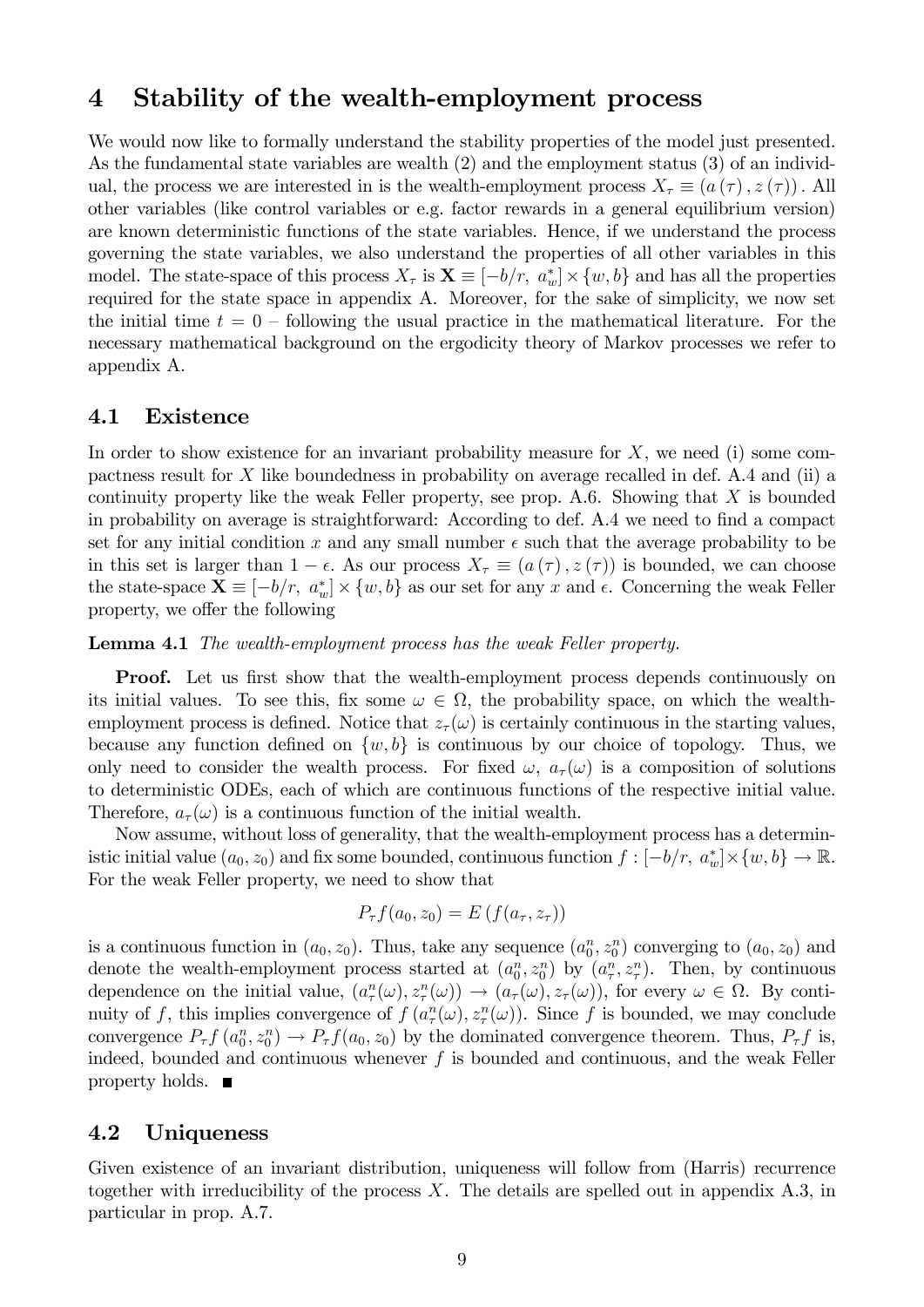# 4 Stability of the wealth-employment process

We would now like to formally understand the stability properties of the model just presented. As the fundamental state variables are wealth (2) and the employment status (3) of an individual, the process we are interested in is the wealth-employment process $X_\tau \equiv (a(\tau), z(\tau))$. All other variables (like control variables or e.g. factor rewards in a general equilibrium version) are known deterministic functions of the state variables. Hence, if we understand the process governing the state variables, we also understand the properties of all other variables in this model. The state-space of this process $X_\tau$ is $\mathbf{X} \equiv [-b/r,\ a_w^*] \times \{w, b\}$ and has all the properties required for the state space in appendix A. Moreover, for the sake of simplicity, we now set the initial time $t = 0$ – following the usual practice in the mathematical literature. For the necessary mathematical background on the ergodicity theory of Markov processes we refer to appendix A.

## 4.1 Existence

In order to show existence for an invariant probability measure for $X$, we need (i) some compactness result for $X$ like boundedness in probability on average recalled in def. A.4 and (ii) a continuity property like the weak Feller property, see prop. A.6. Showing that $X$ is bounded in probability on average is straightforward: According to def. A.4 we need to find a compact set for any initial condition $x$ and any small number $\epsilon$ such that the average probability to be in this set is larger than $1 - \epsilon$. As our process $X_\tau \equiv (a(\tau), z(\tau))$ is bounded, we can choose the state-space $\mathbf{X} \equiv [-b/r,\ a_w^*] \times \{w, b\}$ as our set for any $x$ and $\epsilon$. Concerning the weak Feller property, we offer the following

**Lemma 4.1** *The wealth-employment process has the weak Feller property.*

**Proof.** Let us first show that the wealth-employment process depends continuously on its initial values. To see this, fix some $\omega \in \Omega$, the probability space, on which the wealth-employment process is defined. Notice that $z_\tau(\omega)$ is certainly continuous in the starting values, because any function defined on $\{w, b\}$ is continuous by our choice of topology. Thus, we only need to consider the wealth process. For fixed $\omega$, $a_\tau(\omega)$ is a composition of solutions to deterministic ODEs, each of which are continuous functions of the respective initial value. Therefore, $a_\tau(\omega)$ is a continuous function of the initial wealth.

Now assume, without loss of generality, that the wealth-employment process has a deterministic initial value $(a_0, z_0)$ and fix some bounded, continuous function $f : [-b/r,\ a_w^*] \times \{w, b\} \to \mathbb{R}$. For the weak Feller property, we need to show that

$$P_\tau f(a_0, z_0) = E\left(f(a_\tau, z_\tau)\right)$$

is a continuous function in $(a_0, z_0)$. Thus, take any sequence $(a_0^n, z_0^n)$ converging to $(a_0, z_0)$ and denote the wealth-employment process started at $(a_0^n, z_0^n)$ by $(a_\tau^n, z_\tau^n)$. Then, by continuous dependence on the initial value, $(a_\tau^n(\omega), z_\tau^n(\omega)) \to (a_\tau(\omega), z_\tau(\omega))$, for every $\omega \in \Omega$. By continuity of $f$, this implies convergence of $f(a_\tau^n(\omega), z_\tau^n(\omega))$. Since $f$ is bounded, we may conclude convergence $P_\tau f(a_0^n, z_0^n) \to P_\tau f(a_0, z_0)$ by the dominated convergence theorem. Thus, $P_\tau f$ is, indeed, bounded and continuous whenever $f$ is bounded and continuous, and the weak Feller property holds. ■

## 4.2 Uniqueness

Given existence of an invariant distribution, uniqueness will follow from (Harris) recurrence together with irreducibility of the process $X$. The details are spelled out in appendix A.3, in particular in prop. A.7.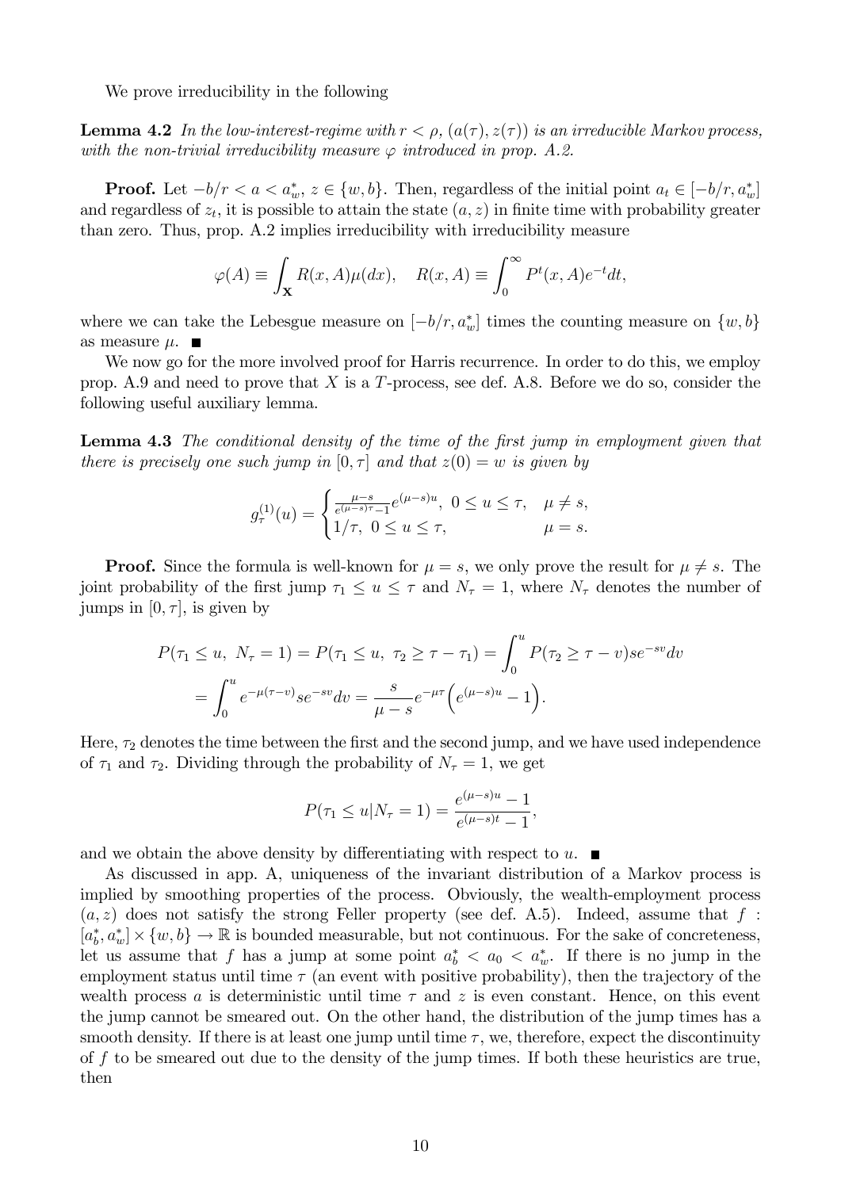We prove irreducibility in the following

**Lemma 4.2** *In the low-interest-regime with $r < \rho$, $(a(\tau), z(\tau))$ is an irreducible Markov process, with the non-trivial irreducibility measure $\varphi$ introduced in prop. A.2.*

**Proof.** Let $-b/r < a < a_w^*$, $z \in \{w, b\}$. Then, regardless of the initial point $a_t \in [-b/r, a_w^*]$ and regardless of $z_t$, it is possible to attain the state $(a, z)$ in finite time with probability greater than zero. Thus, prop. A.2 implies irreducibility with irreducibility measure

$$\varphi(A) \equiv \int_{\mathbf{X}} R(x, A)\mu(dx), \quad R(x, A) \equiv \int_0^\infty P^t(x, A)e^{-t}dt,$$

where we can take the Lebesgue measure on $[-b/r, a_w^*]$ times the counting measure on $\{w, b\}$ as measure $\mu$. ■

We now go for the more involved proof for Harris recurrence. In order to do this, we employ prop. A.9 and need to prove that $X$ is a $T$-process, see def. A.8. Before we do so, consider the following useful auxiliary lemma.

**Lemma 4.3** *The conditional density of the time of the first jump in employment given that there is precisely one such jump in $[0, \tau]$ and that $z(0) = w$ is given by*

$$g_\tau^{(1)}(u) = \begin{cases} \frac{\mu - s}{e^{(\mu-s)\tau}-1} e^{(\mu-s)u}, \ 0 \le u \le \tau, & \mu \ne s, \\ 1/\tau, \ 0 \le u \le \tau, & \mu = s. \end{cases}$$

**Proof.** Since the formula is well-known for $\mu = s$, we only prove the result for $\mu \ne s$. The joint probability of the first jump $\tau_1 \le u \le \tau$ and $N_\tau = 1$, where $N_\tau$ denotes the number of jumps in $[0, \tau]$, is given by

$$\begin{aligned} P(\tau_1 \le u, \ N_\tau = 1) &= P(\tau_1 \le u, \ \tau_2 \ge \tau - \tau_1) = \int_0^u P(\tau_2 \ge \tau - v)se^{-sv}dv \\ &= \int_0^u e^{-\mu(\tau - v)}se^{-sv}dv = \frac{s}{\mu - s}e^{-\mu\tau}\Big(e^{(\mu-s)u} - 1\Big). \end{aligned}$$

Here, $\tau_2$ denotes the time between the first and the second jump, and we have used independence of $\tau_1$ and $\tau_2$. Dividing through the probability of $N_\tau = 1$, we get

$$P(\tau_1 \le u | N_\tau = 1) = \frac{e^{(\mu-s)u} - 1}{e^{(\mu-s)t} - 1},$$

and we obtain the above density by differentiating with respect to $u$. ■

As discussed in app. A, uniqueness of the invariant distribution of a Markov process is implied by smoothing properties of the process. Obviously, the wealth-employment process $(a, z)$ does not satisfy the strong Feller property (see def. A.5). Indeed, assume that $f : [a_b^*, a_w^*] \times \{w, b\} \to \mathbb{R}$ is bounded measurable, but not continuous. For the sake of concreteness, let us assume that $f$ has a jump at some point $a_b^* < a_0 < a_w^*$. If there is no jump in the employment status until time $\tau$ (an event with positive probability), then the trajectory of the wealth process $a$ is deterministic until time $\tau$ and $z$ is even constant. Hence, on this event the jump cannot be smeared out. On the other hand, the distribution of the jump times has a smooth density. If there is at least one jump until time $\tau$, we, therefore, expect the discontinuity of $f$ to be smeared out due to the density of the jump times. If both these heuristics are true, then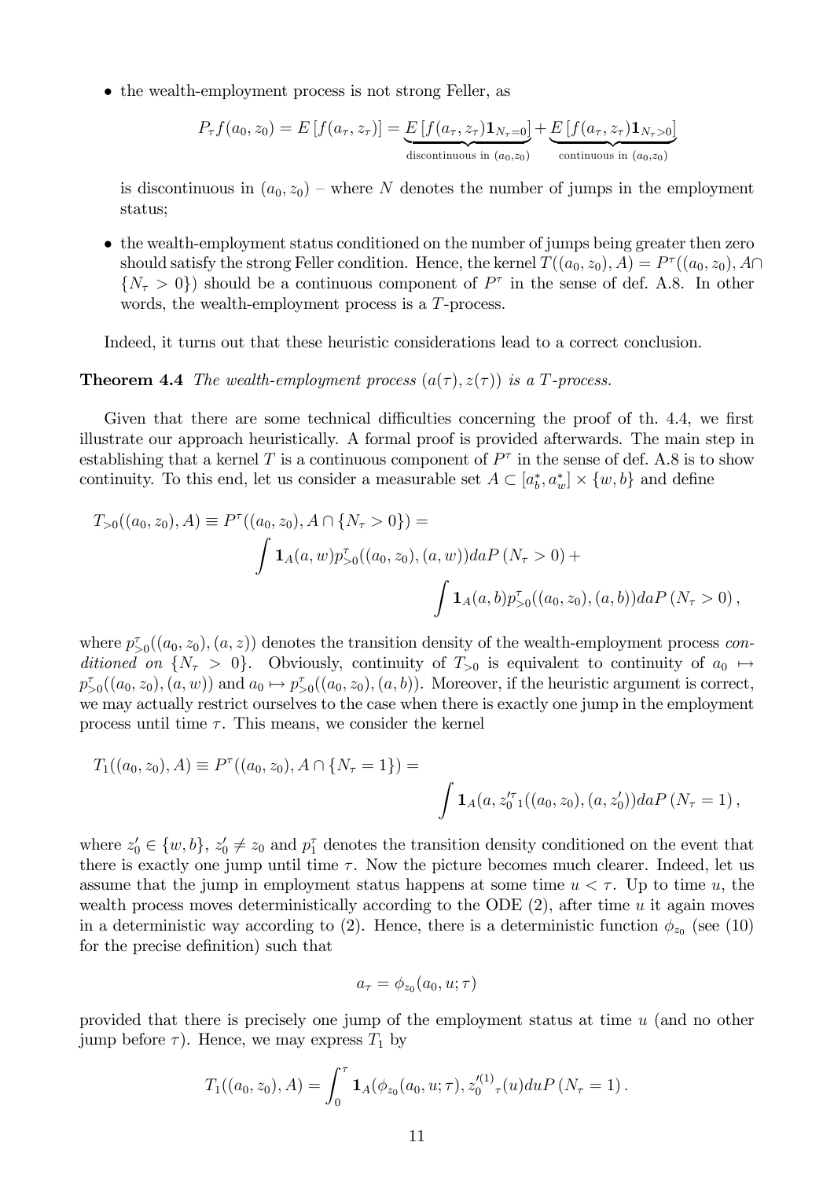- the wealth-employment process is not strong Feller, as

$$P_\tau f(a_0,z_0) = E\left[f(a_\tau,z_\tau)\right] = \underbrace{E\left[f(a_\tau,z_\tau)\mathbf{1}_{N_\tau=0}\right]}_{\text{discontinuous in }(a_0,z_0)} + \underbrace{E\left[f(a_\tau,z_\tau)\mathbf{1}_{N_\tau>0}\right]}_{\text{continuous in }(a_0,z_0)}$$

  is discontinuous in $(a_0,z_0)$ – where $N$ denotes the number of jumps in the employment status;

- the wealth-employment status conditioned on the number of jumps being greater then zero should satisfy the strong Feller condition. Hence, the kernel $T((a_0,z_0),A) = P^\tau((a_0,z_0),A\cap\{N_\tau>0\})$ should be a continuous component of $P^\tau$ in the sense of def. A.8. In other words, the wealth-employment process is a $T$-process.

Indeed, it turns out that these heuristic considerations lead to a correct conclusion.

**Theorem 4.4** *The wealth-employment process $(a(\tau),z(\tau))$ is a $T$-process.*

Given that there are some technical difficulties concerning the proof of th. 4.4, we first illustrate our approach heuristically. A formal proof is provided afterwards. The main step in establishing that a kernel $T$ is a continuous component of $P^\tau$ in the sense of def. A.8 is to show continuity. To this end, let us consider a measurable set $A\subset[a_b^*,a_w^*]\times\{w,b\}$ and define

$$\begin{aligned}T_{>0}((a_0,z_0),A) &\equiv P^\tau((a_0,z_0),A\cap\{N_\tau>0\}) = \\ &\int \mathbf{1}_A(a,w)p^\tau_{>0}((a_0,z_0),(a,w))da P\left(N_\tau>0\right) + \\ &\int \mathbf{1}_A(a,b)p^\tau_{>0}((a_0,z_0),(a,b))da P\left(N_\tau>0\right),\end{aligned}$$

where $p^\tau_{>0}((a_0,z_0),(a,z))$ denotes the transition density of the wealth-employment process *conditioned on* $\{N_\tau>0\}$. Obviously, continuity of $T_{>0}$ is equivalent to continuity of $a_0\mapsto p^\tau_{>0}((a_0,z_0),(a,w))$ and $a_0\mapsto p^\tau_{>0}((a_0,z_0),(a,b))$. Moreover, if the heuristic argument is correct, we may actually restrict ourselves to the case when there is exactly one jump in the employment process until time $\tau$. This means, we consider the kernel

$$\begin{aligned}T_1((a_0,z_0),A) &\equiv P^\tau((a_0,z_0),A\cap\{N_\tau=1\}) = \\ &\int \mathbf{1}_A(a,z_0'{}^{\tau}_1((a_0,z_0),(a,z_0'))da P\left(N_\tau=1\right),\end{aligned}$$

where $z_0'\in\{w,b\}$, $z_0'\neq z_0$ and $p_1^\tau$ denotes the transition density conditioned on the event that there is exactly one jump until time $\tau$. Now the picture becomes much clearer. Indeed, let us assume that the jump in employment status happens at some time $u<\tau$. Up to time $u$, the wealth process moves deterministically according to the ODE (2), after time $u$ it again moves in a deterministic way according to (2). Hence, there is a deterministic function $\phi_{z_0}$ (see (10) for the precise definition) such that

$$a_\tau = \phi_{z_0}(a_0,u;\tau)$$

provided that there is precisely one jump of the employment status at time $u$ (and no other jump before $\tau$). Hence, we may express $T_1$ by

$$T_1((a_0,z_0),A) = \int_0^\tau \mathbf{1}_A(\phi_{z_0}(a_0,u;\tau),z_0'{}^{(1)}_{\tau}(u)du P\left(N_\tau=1\right).$$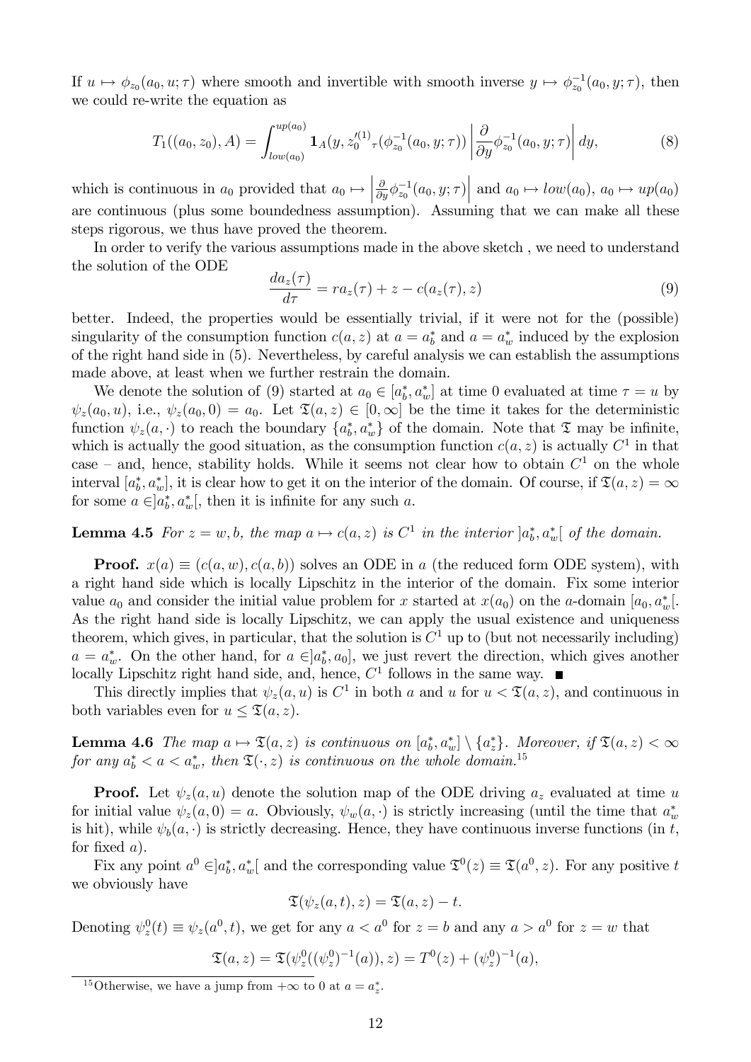If $u \mapsto \phi_{z_0}(a_0, u; \tau)$ where smooth and invertible with smooth inverse $y \mapsto \phi_{z_0}^{-1}(a_0, y; \tau)$, then we could re-write the equation as

$$T_1((a_0, z_0), A) = \int_{low(a_0)}^{up(a_0)} \mathbf{1}_A(y, {z_0'}^{(1)}{}_\tau(\phi_{z_0}^{-1}(a_0, y; \tau)) \left| \frac{\partial}{\partial y} \phi_{z_0}^{-1}(a_0, y; \tau) \right| dy, \tag{8}$$

which is continuous in $a_0$ provided that $a_0 \mapsto \left| \frac{\partial}{\partial y} \phi_{z_0}^{-1}(a_0, y; \tau) \right|$ and $a_0 \mapsto low(a_0)$, $a_0 \mapsto up(a_0)$ are continuous (plus some boundedness assumption). Assuming that we can make all these steps rigorous, we thus have proved the theorem.

In order to verify the various assumptions made in the above sketch , we need to understand the solution of the ODE

$$\frac{da_z(\tau)}{d\tau} = ra_z(\tau) + z - c(a_z(\tau), z) \tag{9}$$

better. Indeed, the properties would be essentially trivial, if it were not for the (possible) singularity of the consumption function $c(a, z)$ at $a = a_b^*$ and $a = a_w^*$ induced by the explosion of the right hand side in (5). Nevertheless, by careful analysis we can establish the assumptions made above, at least when we further restrain the domain.

We denote the solution of (9) started at $a_0 \in [a_b^*, a_w^*]$ at time 0 evaluated at time $\tau = u$ by $\psi_z(a_0, u)$, i.e., $\psi_z(a_0, 0) = a_0$. Let $\mathfrak{T}(a, z) \in [0, \infty]$ be the time it takes for the deterministic function $\psi_z(a, \cdot)$ to reach the boundary $\{a_b^*, a_w^*\}$ of the domain. Note that $\mathfrak{T}$ may be infinite, which is actually the good situation, as the consumption function $c(a, z)$ is actually $C^1$ in that case – and, hence, stability holds. While it seems not clear how to obtain $C^1$ on the whole interval $[a_b^*, a_w^*]$, it is clear how to get it on the interior of the domain. Of course, if $\mathfrak{T}(a, z) = \infty$ for some $a \in ]a_b^*, a_w^*[$, then it is infinite for any such $a$.

**Lemma 4.5** *For $z = w, b$, the map $a \mapsto c(a, z)$ is $C^1$ in the interior $]a_b^*, a_w^*[$ of the domain.*

**Proof.** $x(a) \equiv (c(a, w), c(a, b))$ solves an ODE in $a$ (the reduced form ODE system), with a right hand side which is locally Lipschitz in the interior of the domain. Fix some interior value $a_0$ and consider the initial value problem for $x$ started at $x(a_0)$ on the $a$-domain $[a_0, a_w^*[$. As the right hand side is locally Lipschitz, we can apply the usual existence and uniqueness theorem, which gives, in particular, that the solution is $C^1$ up to (but not necessarily including) $a = a_w^*$. On the other hand, for $a \in ]a_b^*, a_0]$, we just revert the direction, which gives another locally Lipschitz right hand side, and, hence, $C^1$ follows in the same way. ∎

This directly implies that $\psi_z(a, u)$ is $C^1$ in both $a$ and $u$ for $u < \mathfrak{T}(a, z)$, and continuous in both variables even for $u \le \mathfrak{T}(a, z)$.

**Lemma 4.6** *The map $a \mapsto \mathfrak{T}(a, z)$ is continuous on $[a_b^*, a_w^*] \setminus \{a_z^*\}$. Moreover, if $\mathfrak{T}(a, z) < \infty$ for any $a_b^* < a < a_w^*$, then $\mathfrak{T}(\cdot, z)$ is continuous on the whole domain.*[15]

**Proof.** Let $\psi_z(a, u)$ denote the solution map of the ODE driving $a_z$ evaluated at time $u$ for initial value $\psi_z(a, 0) = a$. Obviously, $\psi_w(a, \cdot)$ is strictly increasing (until the time that $a_w^*$ is hit), while $\psi_b(a, \cdot)$ is strictly decreasing. Hence, they have continuous inverse functions (in $t$, for fixed $a$).

Fix any point $a^0 \in ]a_b^*, a_w^*[$ and the corresponding value $\mathfrak{T}^0(z) \equiv \mathfrak{T}(a^0, z)$. For any positive $t$ we obviously have

$$\mathfrak{T}(\psi_z(a, t), z) = \mathfrak{T}(a, z) - t.$$

Denoting $\psi_z^0(t) \equiv \psi_z(a^0, t)$, we get for any $a < a^0$ for $z = b$ and any $a > a^0$ for $z = w$ that

$$\mathfrak{T}(a, z) = \mathfrak{T}(\psi_z^0((\psi_z^0)^{-1}(a)), z) = T^0(z) + (\psi_z^0)^{-1}(a),$$

[15] Otherwise, we have a jump from $+\infty$ to 0 at $a = a_z^*$.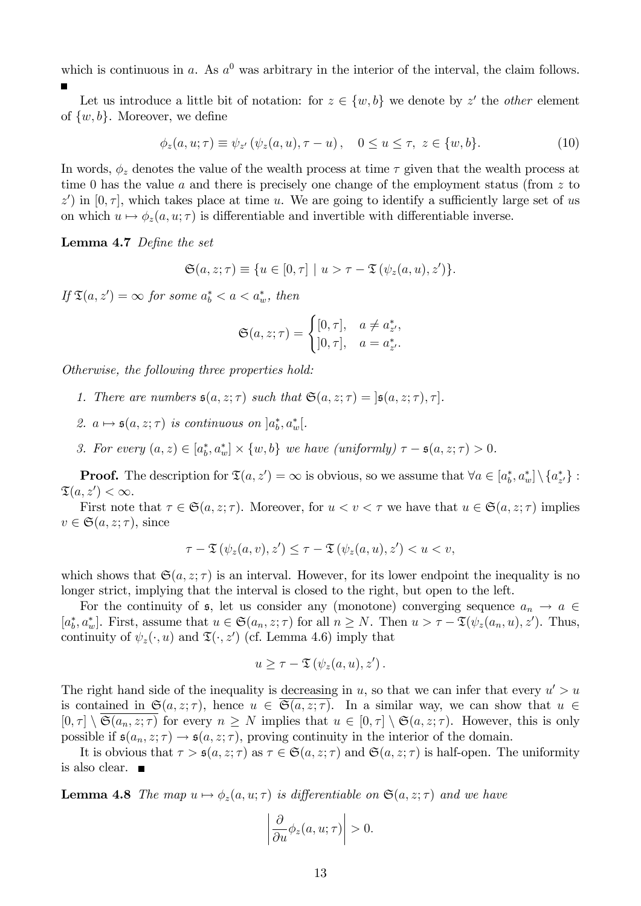which is continuous in $a$. As $a^0$ was arbitrary in the interior of the interval, the claim follows. ■

Let us introduce a little bit of notation: for $z \in \{w, b\}$ we denote by $z'$ the *other* element of $\{w, b\}$. Moreover, we define

$$\phi_z(a, u; \tau) \equiv \psi_{z'}\left(\psi_z(a, u), \tau - u\right), \quad 0 \le u \le \tau, \ z \in \{w, b\}. \tag{10}$$

In words, $\phi_z$ denotes the value of the wealth process at time $\tau$ given that the wealth process at time 0 has the value $a$ and there is precisely one change of the employment status (from $z$ to $z'$) in $[0, \tau]$, which takes place at time $u$. We are going to identify a sufficiently large set of $u$s on which $u \mapsto \phi_z(a, u; \tau)$ is differentiable and invertible with differentiable inverse.

**Lemma 4.7** *Define the set*

$$\mathfrak{S}(a, z; \tau) \equiv \{u \in [0, \tau] \mid u > \tau - \mathfrak{T}\left(\psi_z(a, u), z'\right)\}.$$

*If $\mathfrak{T}(a, z') = \infty$ for some $a_b^* < a < a_w^*$, then*

$$\mathfrak{S}(a, z; \tau) = \begin{cases} [0, \tau], & a \neq a_{z'}^*, \\ ]0, \tau], & a = a_{z'}^*. \end{cases}$$

*Otherwise, the following three properties hold:*

1. *There are numbers $\mathfrak{s}(a, z; \tau)$ such that $\mathfrak{S}(a, z; \tau) = ]\mathfrak{s}(a, z; \tau), \tau]$.*
2. *$a \mapsto \mathfrak{s}(a, z; \tau)$ is continuous on $]a_b^*, a_w^*[$.*
3. *For every $(a, z) \in [a_b^*, a_w^*] \times \{w, b\}$ we have (uniformly) $\tau - \mathfrak{s}(a, z; \tau) > 0$.*

**Proof.** The description for $\mathfrak{T}(a, z') = \infty$ is obvious, so we assume that $\forall a \in [a_b^*, a_w^*] \setminus \{a_{z'}^*\}$ : $\mathfrak{T}(a, z') < \infty$.

First note that $\tau \in \mathfrak{S}(a, z; \tau)$. Moreover, for $u < v < \tau$ we have that $u \in \mathfrak{S}(a, z; \tau)$ implies $v \in \mathfrak{S}(a, z; \tau)$, since

$$\tau - \mathfrak{T}\left(\psi_z(a, v), z'\right) \le \tau - \mathfrak{T}\left(\psi_z(a, u), z'\right) < u < v,$$

which shows that $\mathfrak{S}(a, z; \tau)$ is an interval. However, for its lower endpoint the inequality is no longer strict, implying that the interval is closed to the right, but open to the left.

For the continuity of $\mathfrak{s}$, let us consider any (monotone) converging sequence $a_n \to a \in [a_b^*, a_w^*]$. First, assume that $u \in \mathfrak{S}(a_n, z; \tau)$ for all $n \ge N$. Then $u > \tau - \mathfrak{T}(\psi_z(a_n, u), z')$. Thus, continuity of $\psi_z(\cdot, u)$ and $\mathfrak{T}(\cdot, z')$ (cf. Lemma 4.6) imply that

$$u \ge \tau - \mathfrak{T}\left(\psi_z(a, u), z'\right).$$

The right hand side of the inequality is decreasing in $u$, so that we can infer that every $u' > u$ is contained in $\mathfrak{S}(a, z; \tau)$, hence $u \in \overline{\mathfrak{S}(a, z; \tau)}$. In a similar way, we can show that $u \in [0, \tau] \setminus \overline{\mathfrak{S}(a_n, z; \tau)}$ for every $n \ge N$ implies that $u \in [0, \tau] \setminus \mathfrak{S}(a, z; \tau)$. However, this is only possible if $\mathfrak{s}(a_n, z; \tau) \to \mathfrak{s}(a, z; \tau)$, proving continuity in the interior of the domain.

It is obvious that $\tau > \mathfrak{s}(a, z; \tau)$ as $\tau \in \mathfrak{S}(a, z; \tau)$ and $\mathfrak{S}(a, z; \tau)$ is half-open. The uniformity is also clear. ■

**Lemma 4.8** *The map $u \mapsto \phi_z(a, u; \tau)$ is differentiable on $\mathfrak{S}(a, z; \tau)$ and we have*

$$\left| \frac{\partial}{\partial u} \phi_z(a, u; \tau) \right| > 0.$$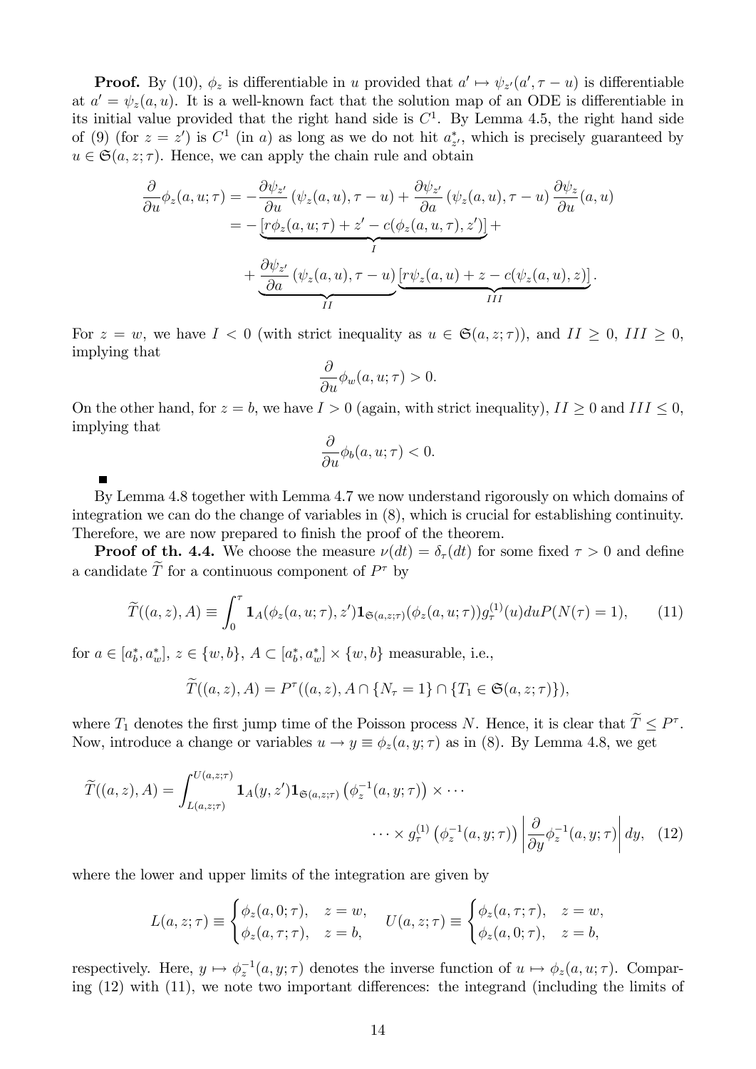**Proof.** By (10), $\phi_z$ is differentiable in $u$ provided that $a' \mapsto \psi_{z'}(a', \tau - u)$ is differentiable at $a' = \psi_z(a,u)$. It is a well-known fact that the solution map of an ODE is differentiable in its initial value provided that the right hand side is $C^1$. By Lemma 4.5, the right hand side of (9) (for $z = z'$) is $C^1$ (in $a$) as long as we do not hit $a^*_{z'}$, which is precisely guaranteed by $u \in \mathfrak{S}(a, z; \tau)$. Hence, we can apply the chain rule and obtain

$$
\begin{aligned}
\frac{\partial}{\partial u}\phi_z(a,u;\tau) &= -\frac{\partial \psi_{z'}}{\partial u}\left(\psi_z(a,u), \tau - u\right) + \frac{\partial \psi_{z'}}{\partial a}\left(\psi_z(a,u), \tau - u\right)\frac{\partial \psi_z}{\partial u}(a,u) \\
&= -\underbrace{\left[r\phi_z(a,u;\tau) + z' - c(\phi_z(a,u,\tau), z')\right]}_{I} + \\
&\quad + \underbrace{\frac{\partial \psi_{z'}}{\partial a}\left(\psi_z(a,u), \tau - u\right)}_{II}\underbrace{\left[r\psi_z(a,u) + z - c(\psi_z(a,u), z)\right]}_{III}.
\end{aligned}
$$

For $z = w$, we have $I < 0$ (with strict inequality as $u \in \mathfrak{S}(a, z; \tau)$), and $II \geq 0$, $III \geq 0$, implying that

$$
\frac{\partial}{\partial u}\phi_w(a,u;\tau) > 0.
$$

On the other hand, for $z = b$, we have $I > 0$ (again, with strict inequality), $II \geq 0$ and $III \leq 0$, implying that

$$
\frac{\partial}{\partial u}\phi_b(a,u;\tau) < 0.
$$

■

By Lemma 4.8 together with Lemma 4.7 we now understand rigorously on which domains of integration we can do the change of variables in (8), which is crucial for establishing continuity. Therefore, we are now prepared to finish the proof of the theorem.

**Proof of th. 4.4.** We choose the measure $\nu(dt) = \delta_\tau(dt)$ for some fixed $\tau > 0$ and define a candidate $\widetilde{T}$ for a continuous component of $P^\tau$ by

$$
\widetilde{T}((a,z),A) \equiv \int_0^\tau \mathbf{1}_A(\phi_z(a,u;\tau), z')\mathbf{1}_{\mathfrak{S}(a,z;\tau)}(\phi_z(a,u;\tau))g_\tau^{(1)}(u)du P(N(\tau) = 1), \tag{11}
$$

for $a \in [a^*_b, a^*_w]$, $z \in \{w, b\}$, $A \subset [a^*_b, a^*_w] \times \{w, b\}$ measurable, i.e.,

$$
\widetilde{T}((a,z),A) = P^\tau((a,z), A \cap \{N_\tau = 1\} \cap \{T_1 \in \mathfrak{S}(a,z;\tau)\}),
$$

where $T_1$ denotes the first jump time of the Poisson process $N$. Hence, it is clear that $\widetilde{T} \leq P^\tau$. Now, introduce a change or variables $u \to y \equiv \phi_z(a, y; \tau)$ as in (8). By Lemma 4.8, we get

$$
\widetilde{T}((a,z),A) = \int_{L(a,z;\tau)}^{U(a,z;\tau)} \mathbf{1}_A(y, z')\mathbf{1}_{\mathfrak{S}(a,z;\tau)}\left(\phi_z^{-1}(a,y;\tau)\right) \times \cdots
$$

$$
\cdots \times g_\tau^{(1)}\left(\phi_z^{-1}(a,y;\tau)\right)\left|\frac{\partial}{\partial y}\phi_z^{-1}(a,y;\tau)\right| dy, \tag{12}
$$

where the lower and upper limits of the integration are given by

$$
L(a,z;\tau) \equiv \begin{cases} \phi_z(a,0;\tau), & z = w, \\ \phi_z(a,\tau;\tau), & z = b, \end{cases} \quad U(a,z;\tau) \equiv \begin{cases} \phi_z(a,\tau;\tau), & z = w, \\ \phi_z(a,0;\tau), & z = b, \end{cases}
$$

respectively. Here, $y \mapsto \phi_z^{-1}(a,y;\tau)$ denotes the inverse function of $u \mapsto \phi_z(a,u;\tau)$. Comparing (12) with (11), we note two important differences: the integrand (including the limits of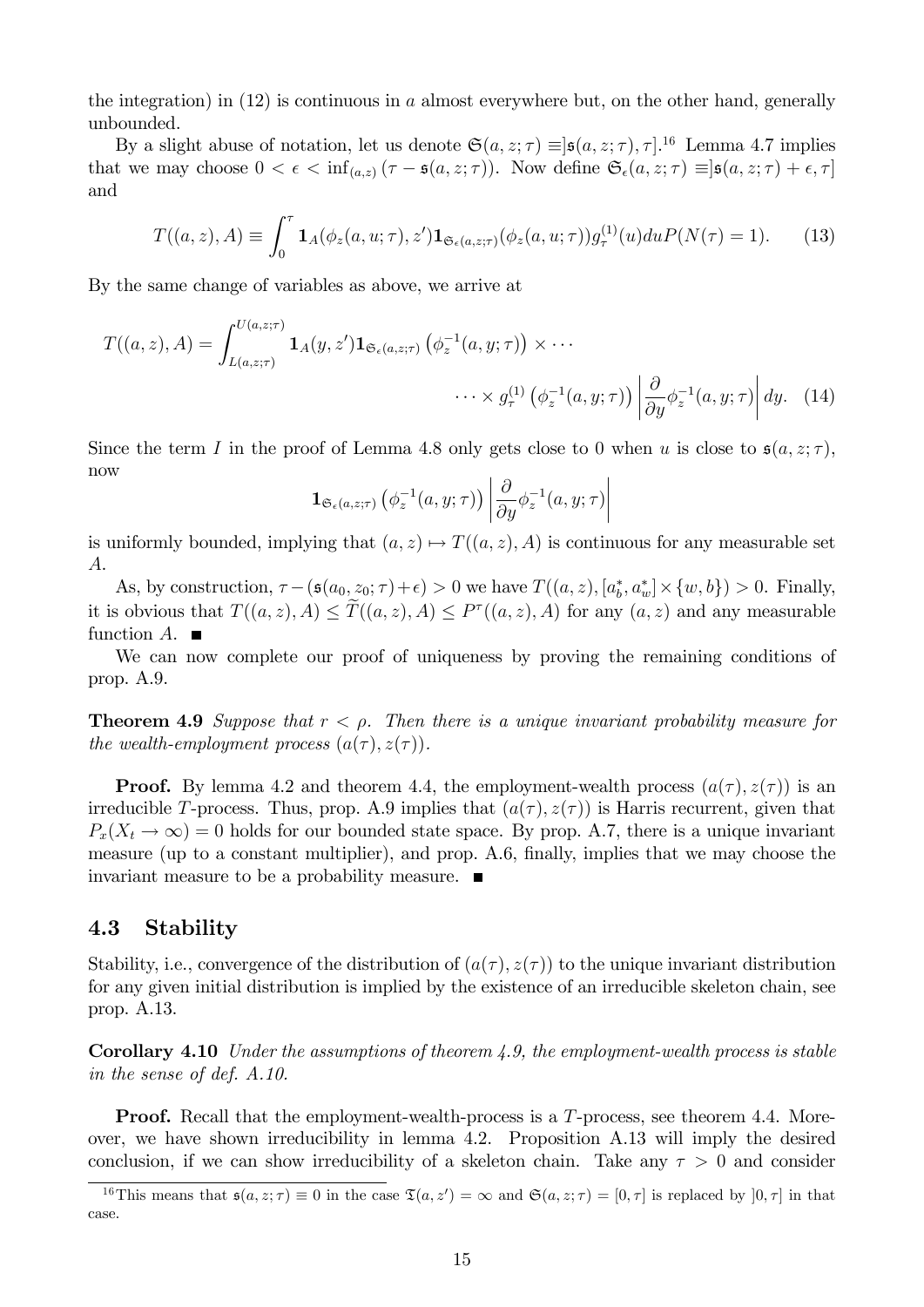the integration) in (12) is continuous in $a$ almost everywhere but, on the other hand, generally unbounded.

By a slight abuse of notation, let us denote $\mathfrak{S}(a,z;\tau) \equiv ]\mathfrak{s}(a,z;\tau),\tau]$.[16] Lemma 4.7 implies that we may choose $0 < \epsilon < \inf_{(a,z)} (\tau - \mathfrak{s}(a,z;\tau))$. Now define $\mathfrak{S}_\epsilon(a,z;\tau) \equiv ]\mathfrak{s}(a,z;\tau)+\epsilon,\tau]$ and

$$T((a,z),A) \equiv \int_0^\tau \mathbf{1}_A(\phi_z(a,u;\tau),z')\mathbf{1}_{\mathfrak{S}_\epsilon(a,z;\tau)}(\phi_z(a,u;\tau))g_\tau^{(1)}(u)du P(N(\tau)=1). \tag{13}$$

By the same change of variables as above, we arrive at

$$T((a,z),A) = \int_{L(a,z;\tau)}^{U(a,z;\tau)} \mathbf{1}_A(y,z')\mathbf{1}_{\mathfrak{S}_\epsilon(a,z;\tau)}\left(\phi_z^{-1}(a,y;\tau)\right) \times \cdots$$
$$\cdots \times g_\tau^{(1)}\left(\phi_z^{-1}(a,y;\tau)\right)\left|\frac{\partial}{\partial y}\phi_z^{-1}(a,y;\tau)\right| dy. \tag{14}$$

Since the term $I$ in the proof of Lemma 4.8 only gets close to 0 when $u$ is close to $\mathfrak{s}(a,z;\tau)$, now

$$\mathbf{1}_{\mathfrak{S}_\epsilon(a,z;\tau)}\left(\phi_z^{-1}(a,y;\tau)\right)\left|\frac{\partial}{\partial y}\phi_z^{-1}(a,y;\tau)\right|$$

is uniformly bounded, implying that $(a,z) \mapsto T((a,z),A)$ is continuous for any measurable set $A$.

As, by construction, $\tau - (\mathfrak{s}(a_0,z_0;\tau)+\epsilon) > 0$ we have $T((a,z),[a_b^*,a_w^*]\times\{w,b\}) > 0$. Finally, it is obvious that $T((a,z),A) \leq \widetilde{T}((a,z),A) \leq P^\tau((a,z),A)$ for any $(a,z)$ and any measurable function $A$. ∎

We can now complete our proof of uniqueness by proving the remaining conditions of prop. A.9.

**Theorem 4.9** *Suppose that $r < \rho$. Then there is a unique invariant probability measure for the wealth-employment process $(a(\tau),z(\tau))$.*

**Proof.** By lemma 4.2 and theorem 4.4, the employment-wealth process $(a(\tau),z(\tau))$ is an irreducible $T$-process. Thus, prop. A.9 implies that $(a(\tau),z(\tau))$ is Harris recurrent, given that $P_x(X_t \to \infty) = 0$ holds for our bounded state space. By prop. A.7, there is a unique invariant measure (up to a constant multiplier), and prop. A.6, finally, implies that we may choose the invariant measure to be a probability measure. ∎

## 4.3 Stability

Stability, i.e., convergence of the distribution of $(a(\tau),z(\tau))$ to the unique invariant distribution for any given initial distribution is implied by the existence of an irreducible skeleton chain, see prop. A.13.

**Corollary 4.10** *Under the assumptions of theorem 4.9, the employment-wealth process is stable in the sense of def. A.10.*

**Proof.** Recall that the employment-wealth-process is a $T$-process, see theorem 4.4. Moreover, we have shown irreducibility in lemma 4.2. Proposition A.13 will imply the desired conclusion, if we can show irreducibility of a skeleton chain. Take any $\tau > 0$ and consider

[16] This means that $\mathfrak{s}(a,z;\tau) \equiv 0$ in the case $\mathfrak{T}(a,z') = \infty$ and $\mathfrak{S}(a,z;\tau) = [0,\tau]$ is replaced by $]0,\tau]$ in that case.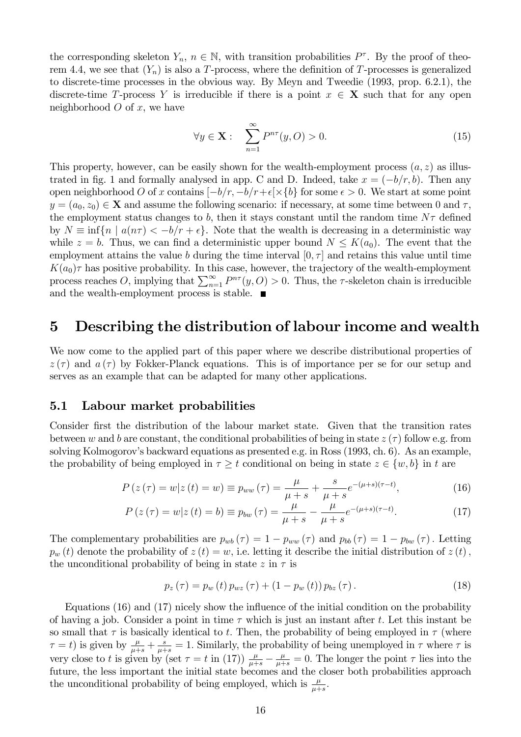the corresponding skeleton $Y_n$, $n \in \mathbb{N}$, with transition probabilities $P^\tau$. By the proof of theorem 4.4, we see that $(Y_n)$ is also a $T$-process, where the definition of $T$-processes is generalized to discrete-time processes in the obvious way. By Meyn and Tweedie (1993, prop. 6.2.1), the discrete-time $T$-process $Y$ is irreducible if there is a point $x \in \mathbf{X}$ such that for any open neighborhood $O$ of $x$, we have

$$\forall y \in \mathbf{X}: \quad \sum_{n=1}^{\infty} P^{n\tau}(y, O) > 0. \tag{15}$$

This property, however, can be easily shown for the wealth-employment process $(a, z)$ as illustrated in fig. 1 and formally analysed in app. C and D. Indeed, take $x = (-b/r, b)$. Then any open neighborhood $O$ of $x$ contains $[-b/r, -b/r+\epsilon[\times\{b\}$ for some $\epsilon > 0$. We start at some point $y = (a_0, z_0) \in \mathbf{X}$ and assume the following scenario: if necessary, at some time between 0 and $\tau$, the employment status changes to $b$, then it stays constant until the random time $N\tau$ defined by $N \equiv \inf\{n \mid a(n\tau) < -b/r + \epsilon\}$. Note that the wealth is decreasing in a deterministic way while $z = b$. Thus, we can find a deterministic upper bound $N \leq K(a_0)$. The event that the employment attains the value $b$ during the time interval $[0, \tau]$ and retains this value until time $K(a_0)\tau$ has positive probability. In this case, however, the trajectory of the wealth-employment process reaches $O$, implying that $\sum_{n=1}^{\infty} P^{n\tau}(y, O) > 0$. Thus, the $\tau$-skeleton chain is irreducible and the wealth-employment process is stable. ∎

# 5 Describing the distribution of labour income and wealth

We now come to the applied part of this paper where we describe distributional properties of $z(\tau)$ and $a(\tau)$ by Fokker-Planck equations. This is of importance per se for our setup and serves as an example that can be adapted for many other applications.

## 5.1 Labour market probabilities

Consider first the distribution of the labour market state. Given that the transition rates between $w$ and $b$ are constant, the conditional probabilities of being in state $z(\tau)$ follow e.g. from solving Kolmogorov's backward equations as presented e.g. in Ross (1993, ch. 6). As an example, the probability of being employed in $\tau \geq t$ conditional on being in state $z \in \{w, b\}$ in $t$ are

$$P(z(\tau) = w | z(t) = w) \equiv p_{ww}(\tau) = \frac{\mu}{\mu + s} + \frac{s}{\mu + s} e^{-(\mu+s)(\tau-t)}, \tag{16}$$

$$P(z(\tau) = w | z(t) = b) \equiv p_{bw}(\tau) = \frac{\mu}{\mu + s} - \frac{\mu}{\mu + s} e^{-(\mu+s)(\tau-t)}. \tag{17}$$

The complementary probabilities are $p_{wb}(\tau) = 1 - p_{ww}(\tau)$ and $p_{bb}(\tau) = 1 - p_{bw}(\tau)$. Letting $p_w(t)$ denote the probability of $z(t) = w$, i.e. letting it describe the initial distribution of $z(t)$, the unconditional probability of being in state $z$ in $\tau$ is

$$p_z(\tau) = p_w(t) p_{wz}(\tau) + (1 - p_w(t)) p_{bz}(\tau). \tag{18}$$

Equations (16) and (17) nicely show the influence of the initial condition on the probability of having a job. Consider a point in time $\tau$ which is just an instant after $t$. Let this instant be so small that $\tau$ is basically identical to $t$. Then, the probability of being employed in $\tau$ (where $\tau = t$) is given by $\frac{\mu}{\mu+s} + \frac{s}{\mu+s} = 1$. Similarly, the probability of being unemployed in $\tau$ where $\tau$ is very close to $t$ is given by (set $\tau = t$ in (17)) $\frac{\mu}{\mu+s} - \frac{\mu}{\mu+s} = 0$. The longer the point $\tau$ lies into the future, the less important the initial state becomes and the closer both probabilities approach the unconditional probability of being employed, which is $\frac{\mu}{\mu+s}$.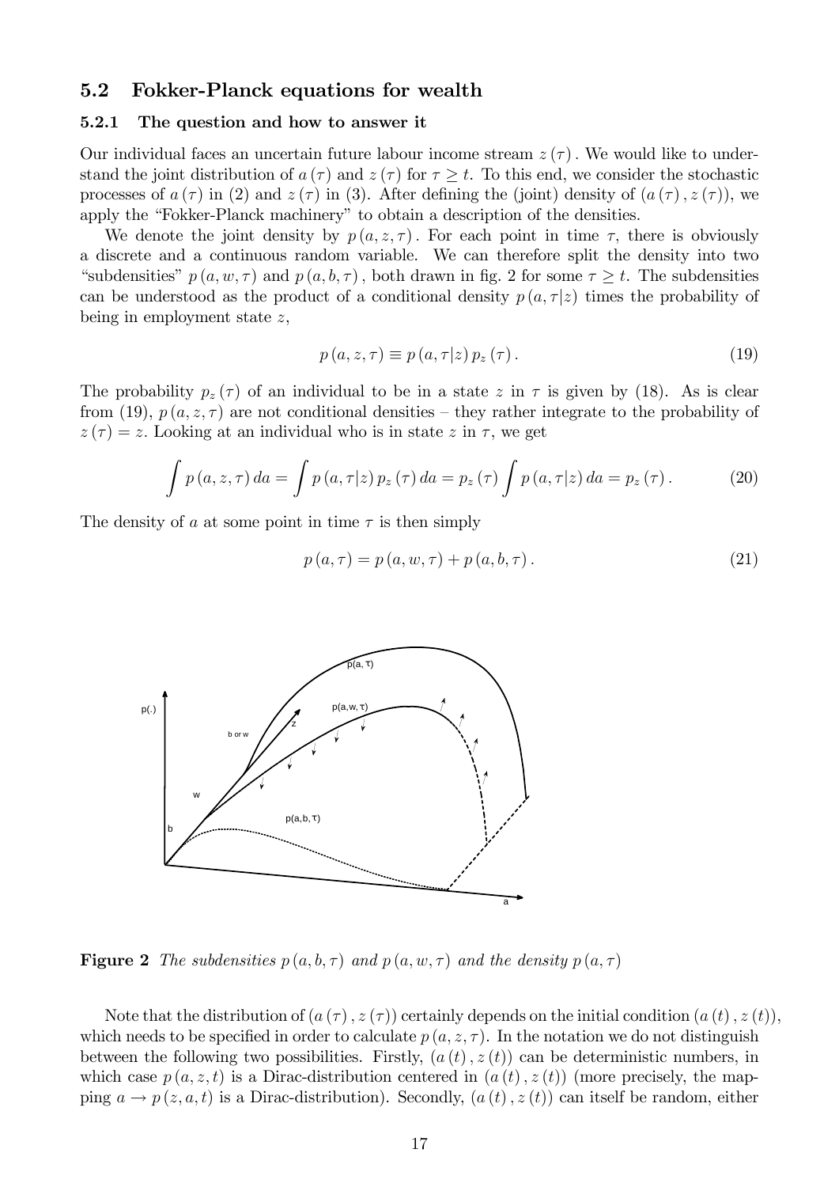## 5.2 Fokker-Planck equations for wealth

### 5.2.1 The question and how to answer it

Our individual faces an uncertain future labour income stream $z(\tau)$. We would like to understand the joint distribution of $a(\tau)$ and $z(\tau)$ for $\tau \geq t$. To this end, we consider the stochastic processes of $a(\tau)$ in (2) and $z(\tau)$ in (3). After defining the (joint) density of $(a(\tau), z(\tau))$, we apply the "Fokker-Planck machinery" to obtain a description of the densities.

We denote the joint density by $p(a, z, \tau)$. For each point in time $\tau$, there is obviously a discrete and a continuous random variable. We can therefore split the density into two "subdensities" $p(a, w, \tau)$ and $p(a, b, \tau)$, both drawn in fig. 2 for some $\tau \geq t$. The subdensities can be understood as the product of a conditional density $p(a, \tau|z)$ times the probability of being in employment state $z$,

$$p(a, z, \tau) \equiv p(a, \tau|z) \, p_z(\tau). \tag{19}$$

The probability $p_z(\tau)$ of an individual to be in a state $z$ in $\tau$ is given by (18). As is clear from (19), $p(a, z, \tau)$ are not conditional densities – they rather integrate to the probability of $z(\tau) = z$. Looking at an individual who is in state $z$ in $\tau$, we get

$$\int p(a, z, \tau) \, da = \int p(a, \tau|z) \, p_z(\tau) \, da = p_z(\tau) \int p(a, \tau|z) \, da = p_z(\tau). \tag{20}$$

The density of $a$ at some point in time $\tau$ is then simply

$$p(a, \tau) = p(a, w, \tau) + p(a, b, \tau). \tag{21}$$

**Figure 2** *The subdensities $p(a, b, \tau)$ and $p(a, w, \tau)$ and the density $p(a, \tau)$*

Note that the distribution of $(a(\tau), z(\tau))$ certainly depends on the initial condition $(a(t), z(t))$, which needs to be specified in order to calculate $p(a, z, \tau)$. In the notation we do not distinguish between the following two possibilities. Firstly, $(a(t), z(t))$ can be deterministic numbers, in which case $p(a, z, t)$ is a Dirac-distribution centered in $(a(t), z(t))$ (more precisely, the mapping $a \to p(z, a, t)$ is a Dirac-distribution). Secondly, $(a(t), z(t))$ can itself be random, either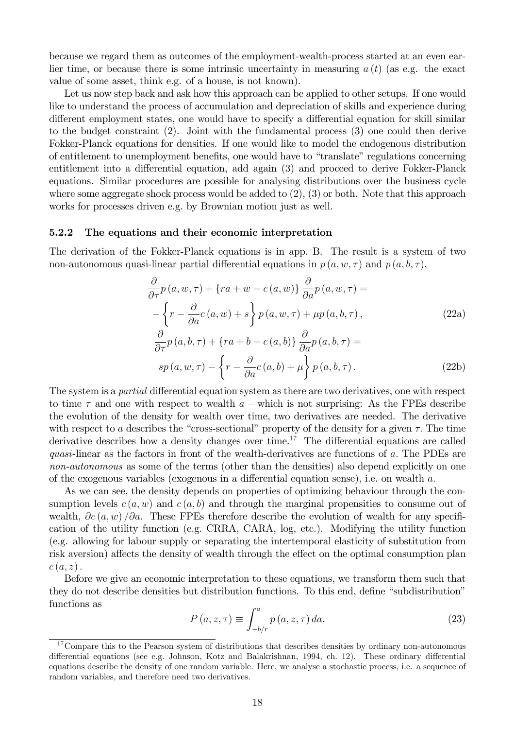because we regard them as outcomes of the employment-wealth-process started at an even earlier time, or because there is some intrinsic uncertainty in measuring $a(t)$ (as e.g. the exact value of some asset, think e.g. of a house, is not known).

Let us now step back and ask how this approach can be applied to other setups. If one would like to understand the process of accumulation and depreciation of skills and experience during different employment states, one would have to specify a differential equation for skill similar to the budget constraint (2). Joint with the fundamental process (3) one could then derive Fokker-Planck equations for densities. If one would like to model the endogenous distribution of entitlement to unemployment benefits, one would have to "translate" regulations concerning entitlement into a differential equation, add again (3) and proceed to derive Fokker-Planck equations. Similar procedures are possible for analysing distributions over the business cycle where some aggregate shock process would be added to (2), (3) or both. Note that this approach works for processes driven e.g. by Brownian motion just as well.

#### 5.2.2 The equations and their economic interpretation

The derivation of the Fokker-Planck equations is in app. B. The result is a system of two non-autonomous quasi-linear partial differential equations in $p(a, w, \tau)$ and $p(a, b, \tau)$,

$$
\begin{aligned}
&\frac{\partial}{\partial \tau} p(a, w, \tau) + \{ra + w - c(a, w)\} \frac{\partial}{\partial a} p(a, w, \tau) = \\
&- \left\{ r - \frac{\partial}{\partial a} c(a, w) + s \right\} p(a, w, \tau) + \mu p(a, b, \tau), \qquad \text{(22a)} \\
&\frac{\partial}{\partial \tau} p(a, b, \tau) + \{ra + b - c(a, b)\} \frac{\partial}{\partial a} p(a, b, \tau) = \\
&s p(a, w, \tau) - \left\{ r - \frac{\partial}{\partial a} c(a, b) + \mu \right\} p(a, b, \tau). \qquad \text{(22b)}
\end{aligned}
$$

The system is a *partial* differential equation system as there are two derivatives, one with respect to time $\tau$ and one with respect to wealth $a$ – which is not surprising: As the FPEs describe the evolution of the density for wealth over time, two derivatives are needed. The derivative with respect to $a$ describes the "cross-sectional" property of the density for a given $\tau$. The time derivative describes how a density changes over time.[17] The differential equations are called *quasi*-linear as the factors in front of the wealth-derivatives are functions of $a$. The PDEs are *non-autonomous* as some of the terms (other than the densities) also depend explicitly on one of the exogenous variables (exogenous in a differential equation sense), i.e. on wealth $a$.

As we can see, the density depends on properties of optimizing behaviour through the consumption levels $c(a, w)$ and $c(a, b)$ and through the marginal propensities to consume out of wealth, $\partial c(a, w) / \partial a$. These FPEs therefore describe the evolution of wealth for any specification of the utility function (e.g. CRRA, CARA, log, etc.). Modifying the utility function (e.g. allowing for labour supply or separating the intertemporal elasticity of substitution from risk aversion) affects the density of wealth through the effect on the optimal consumption plan $c(a, z)$.

Before we give an economic interpretation to these equations, we transform them such that they do not describe densities but distribution functions. To this end, define "subdistribution" functions as

$$
P(a, z, \tau) \equiv \int_{-b/r}^{a} p(a, z, \tau) \, da. \qquad (23)
$$

[17] Compare this to the Pearson system of distributions that describes densities by ordinary non-autonomous differential equations (see e.g. Johnson, Kotz and Balakrishnan, 1994, ch. 12). These ordinary differential equations describe the density of one random variable. Here, we analyse a stochastic process, i.e. a sequence of random variables, and therefore need two derivatives.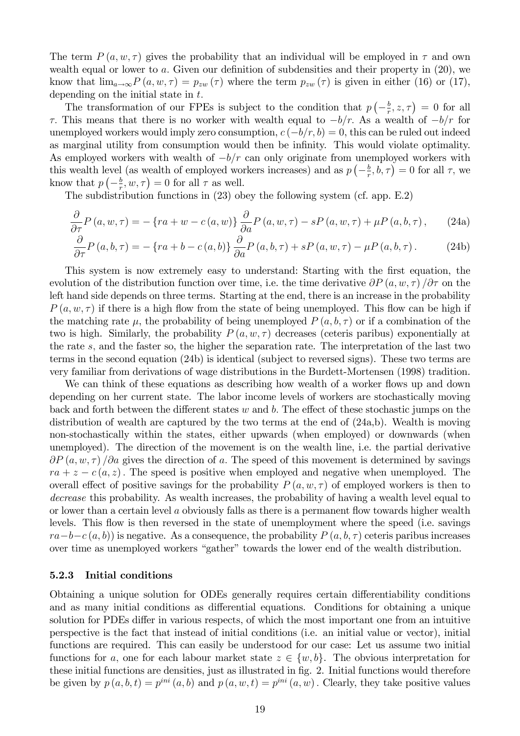The term $P(a, w, \tau)$ gives the probability that an individual will be employed in $\tau$ and own wealth equal or lower to $a$. Given our definition of subdensities and their property in (20), we know that $\lim_{a\to\infty} P(a, w, \tau) = p_{zw}(\tau)$ where the term $p_{zw}(\tau)$ is given in either (16) or (17), depending on the initial state in $t$.

The transformation of our FPEs is subject to the condition that $p\left(-\frac{b}{r}, z, \tau\right) = 0$ for all $\tau$. This means that there is no worker with wealth equal to $-b/r$. As a wealth of $-b/r$ for unemployed workers would imply zero consumption, $c(-b/r, b) = 0$, this can be ruled out indeed as marginal utility from consumption would then be infinity. This would violate optimality. As employed workers with wealth of $-b/r$ can only originate from unemployed workers with this wealth level (as wealth of employed workers increases) and as $p\left(-\frac{b}{r}, b, \tau\right) = 0$ for all $\tau$, we know that $p\left(-\frac{b}{r}, w, \tau\right) = 0$ for all $\tau$ as well.

The subdistribution functions in (23) obey the following system (cf. app. E.2)

$$\frac{\partial}{\partial \tau} P(a, w, \tau) = -\{ra + w - c(a, w)\} \frac{\partial}{\partial a} P(a, w, \tau) - sP(a, w, \tau) + \mu P(a, b, \tau), \tag{24a}$$

$$\frac{\partial}{\partial \tau} P(a, b, \tau) = -\{ra + b - c(a, b)\} \frac{\partial}{\partial a} P(a, b, \tau) + sP(a, w, \tau) - \mu P(a, b, \tau). \tag{24b}$$

This system is now extremely easy to understand: Starting with the first equation, the evolution of the distribution function over time, i.e. the time derivative $\partial P(a, w, \tau)/\partial \tau$ on the left hand side depends on three terms. Starting at the end, there is an increase in the probability $P(a, w, \tau)$ if there is a high flow from the state of being unemployed. This flow can be high if the matching rate $\mu$, the probability of being unemployed $P(a, b, \tau)$ or if a combination of the two is high. Similarly, the probability $P(a, w, \tau)$ decreases (ceteris paribus) exponentially at the rate $s$, and the faster so, the higher the separation rate. The interpretation of the last two terms in the second equation (24b) is identical (subject to reversed signs). These two terms are very familiar from derivations of wage distributions in the Burdett-Mortensen (1998) tradition.

We can think of these equations as describing how wealth of a worker flows up and down depending on her current state. The labor income levels of workers are stochastically moving back and forth between the different states $w$ and $b$. The effect of these stochastic jumps on the distribution of wealth are captured by the two terms at the end of (24a,b). Wealth is moving non-stochastically within the states, either upwards (when employed) or downwards (when unemployed). The direction of the movement is on the wealth line, i.e. the partial derivative $\partial P(a, w, \tau)/\partial a$ gives the direction of $a$. The speed of this movement is determined by savings $ra + z - c(a, z)$. The speed is positive when employed and negative when unemployed. The overall effect of positive savings for the probability $P(a, w, \tau)$ of employed workers is then to *decrease* this probability. As wealth increases, the probability of having a wealth level equal to or lower than a certain level $a$ obviously falls as there is a permanent flow towards higher wealth levels. This flow is then reversed in the state of unemployment where the speed (i.e. savings $ra - b - c(a, b)$) is negative. As a consequence, the probability $P(a, b, \tau)$ ceteris paribus increases over time as unemployed workers "gather" towards the lower end of the wealth distribution.

### 5.2.3 Initial conditions

Obtaining a unique solution for ODEs generally requires certain differentiability conditions and as many initial conditions as differential equations. Conditions for obtaining a unique solution for PDEs differ in various respects, of which the most important one from an intuitive perspective is the fact that instead of initial conditions (i.e. an initial value or vector), initial functions are required. This can easily be understood for our case: Let us assume two initial functions for $a$, one for each labour market state $z \in \{w, b\}$. The obvious interpretation for these initial functions are densities, just as illustrated in fig. 2. Initial functions would therefore be given by $p(a, b, t) = p^{ini}(a, b)$ and $p(a, w, t) = p^{ini}(a, w)$. Clearly, they take positive values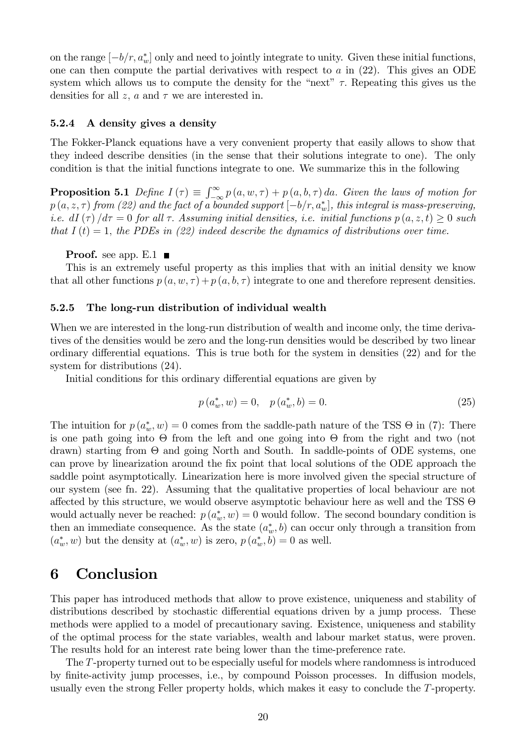on the range $[-b/r, a_w^*]$ only and need to jointly integrate to unity. Given these initial functions, one can then compute the partial derivatives with respect to $a$ in (22). This gives an ODE system which allows us to compute the density for the "next" $\tau$. Repeating this gives us the densities for all $z$, $a$ and $\tau$ we are interested in.

#### 5.2.4 A density gives a density

The Fokker-Planck equations have a very convenient property that easily allows to show that they indeed describe densities (in the sense that their solutions integrate to one). The only condition is that the initial functions integrate to one. We summarize this in the following

**Proposition 5.1** *Define $I(\tau) \equiv \int_{-\infty}^{\infty} p(a, w, \tau) + p(a, b, \tau)\, da$. Given the laws of motion for $p(a, z, \tau)$ from (22) and the fact of a bounded support $[-b/r, a_w^*]$, this integral is mass-preserving, i.e. $dI(\tau)/d\tau = 0$ for all $\tau$. Assuming initial densities, i.e. initial functions $p(a, z, t) \geq 0$ such that $I(t) = 1$, the PDEs in (22) indeed describe the dynamics of distributions over time.*

**Proof.** see app. E.1 ■

This is an extremely useful property as this implies that with an initial density we know that all other functions $p(a, w, \tau) + p(a, b, \tau)$ integrate to one and therefore represent densities.

#### 5.2.5 The long-run distribution of individual wealth

When we are interested in the long-run distribution of wealth and income only, the time derivatives of the densities would be zero and the long-run densities would be described by two linear ordinary differential equations. This is true both for the system in densities (22) and for the system for distributions (24).

Initial conditions for this ordinary differential equations are given by

$$p(a_w^*, w) = 0, \quad p(a_w^*, b) = 0. \tag{25}$$

The intuition for $p(a_w^*, w) = 0$ comes from the saddle-path nature of the TSS $\Theta$ in (7): There is one path going into $\Theta$ from the left and one going into $\Theta$ from the right and two (not drawn) starting from $\Theta$ and going North and South. In saddle-points of ODE systems, one can prove by linearization around the fix point that local solutions of the ODE approach the saddle point asymptotically. Linearization here is more involved given the special structure of our system (see fn. 22). Assuming that the qualitative properties of local behaviour are not affected by this structure, we would observe asymptotic behaviour here as well and the TSS $\Theta$ would actually never be reached: $p(a_w^*, w) = 0$ would follow. The second boundary condition is then an immediate consequence. As the state $(a_w^*, b)$ can occur only through a transition from $(a_w^*, w)$ but the density at $(a_w^*, w)$ is zero, $p(a_w^*, b) = 0$ as well.

# 6 Conclusion

This paper has introduced methods that allow to prove existence, uniqueness and stability of distributions described by stochastic differential equations driven by a jump process. These methods were applied to a model of precautionary saving. Existence, uniqueness and stability of the optimal process for the state variables, wealth and labour market status, were proven. The results hold for an interest rate being lower than the time-preference rate.

The $T$-property turned out to be especially useful for models where randomness is introduced by finite-activity jump processes, i.e., by compound Poisson processes. In diffusion models, usually even the strong Feller property holds, which makes it easy to conclude the $T$-property.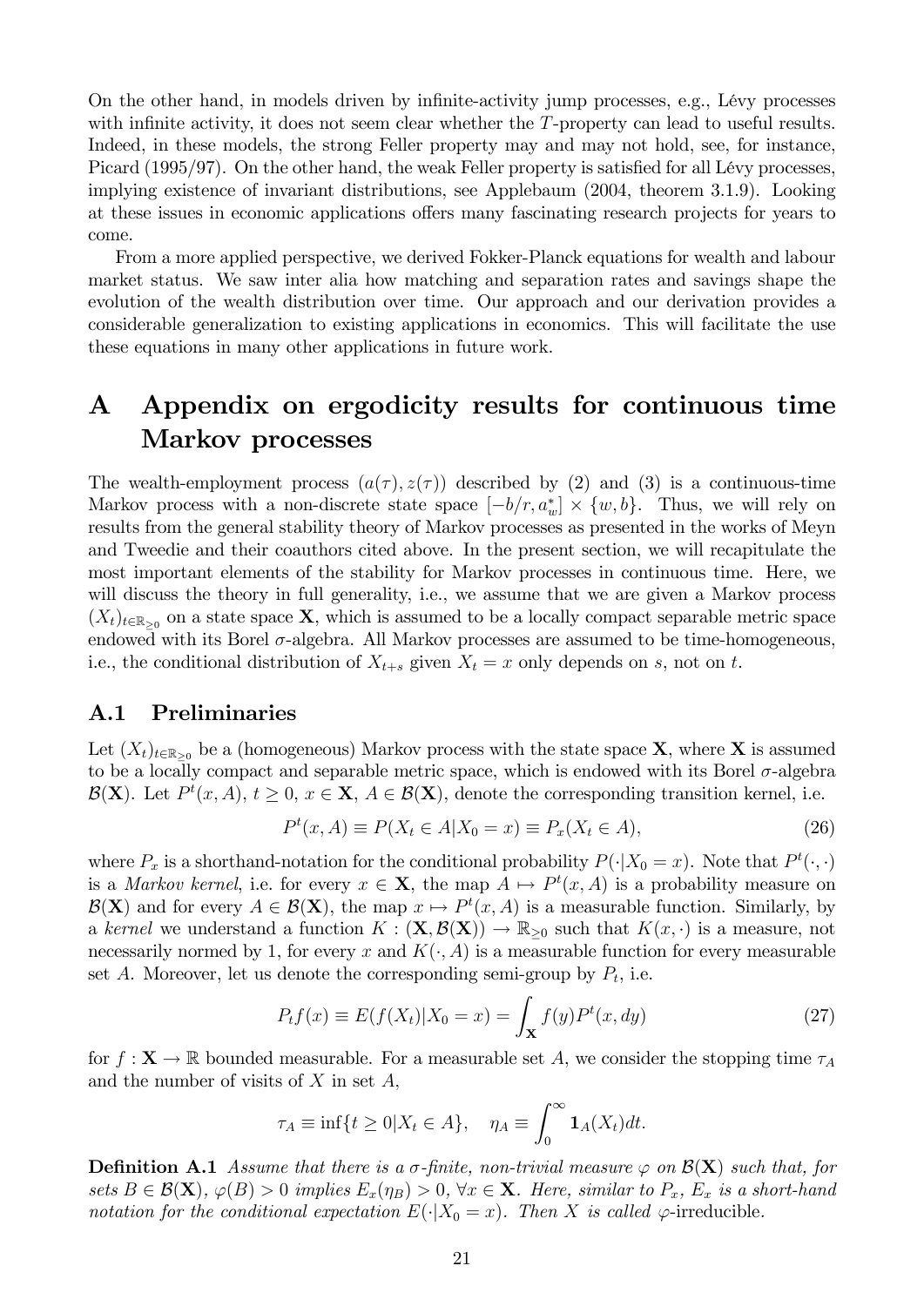On the other hand, in models driven by infinite-activity jump processes, e.g., Lévy processes with infinite activity, it does not seem clear whether the $T$-property can lead to useful results. Indeed, in these models, the strong Feller property may and may not hold, see, for instance, Picard (1995/97). On the other hand, the weak Feller property is satisfied for all Lévy processes, implying existence of invariant distributions, see Applebaum (2004, theorem 3.1.9). Looking at these issues in economic applications offers many fascinating research projects for years to come.

From a more applied perspective, we derived Fokker-Planck equations for wealth and labour market status. We saw inter alia how matching and separation rates and savings shape the evolution of the wealth distribution over time. Our approach and our derivation provides a considerable generalization to existing applications in economics. This will facilitate the use these equations in many other applications in future work.

# A Appendix on ergodicity results for continuous time Markov processes

The wealth-employment process $(a(\tau), z(\tau))$ described by (2) and (3) is a continuous-time Markov process with a non-discrete state space $[-b/r, a_w^*] \times \{w, b\}$. Thus, we will rely on results from the general stability theory of Markov processes as presented in the works of Meyn and Tweedie and their coauthors cited above. In the present section, we will recapitulate the most important elements of the stability for Markov processes in continuous time. Here, we will discuss the theory in full generality, i.e., we assume that we are given a Markov process $(X_t)_{t\in\mathbb{R}_{\geq 0}}$ on a state space $\mathbf{X}$, which is assumed to be a locally compact separable metric space endowed with its Borel $\sigma$-algebra. All Markov processes are assumed to be time-homogeneous, i.e., the conditional distribution of $X_{t+s}$ given $X_t = x$ only depends on $s$, not on $t$.

## A.1 Preliminaries

Let $(X_t)_{t\in\mathbb{R}_{\geq 0}}$ be a (homogeneous) Markov process with the state space $\mathbf{X}$, where $\mathbf{X}$ is assumed to be a locally compact and separable metric space, which is endowed with its Borel $\sigma$-algebra $\mathcal{B}(\mathbf{X})$. Let $P^t(x, A)$, $t \geq 0$, $x \in \mathbf{X}$, $A \in \mathcal{B}(\mathbf{X})$, denote the corresponding transition kernel, i.e.

$$P^t(x, A) \equiv P(X_t \in A | X_0 = x) \equiv P_x(X_t \in A), \tag{26}$$

where $P_x$ is a shorthand-notation for the conditional probability $P(\cdot | X_0 = x)$. Note that $P^t(\cdot, \cdot)$ is a *Markov kernel*, i.e. for every $x \in \mathbf{X}$, the map $A \mapsto P^t(x, A)$ is a probability measure on $\mathcal{B}(\mathbf{X})$ and for every $A \in \mathcal{B}(\mathbf{X})$, the map $x \mapsto P^t(x, A)$ is a measurable function. Similarly, by a *kernel* we understand a function $K : (\mathbf{X}, \mathcal{B}(\mathbf{X})) \to \mathbb{R}_{\geq 0}$ such that $K(x, \cdot)$ is a measure, not necessarily normed by 1, for every $x$ and $K(\cdot, A)$ is a measurable function for every measurable set $A$. Moreover, let us denote the corresponding semi-group by $P_t$, i.e.

$$P_t f(x) \equiv E(f(X_t) | X_0 = x) = \int_{\mathbf{X}} f(y) P^t(x, dy) \tag{27}$$

for $f : \mathbf{X} \to \mathbb{R}$ bounded measurable. For a measurable set $A$, we consider the stopping time $\tau_A$ and the number of visits of $X$ in set $A$,

$$\tau_A \equiv \inf\{t \geq 0 | X_t \in A\}, \quad \eta_A \equiv \int_0^\infty \mathbf{1}_A(X_t) dt.$$

**Definition A.1** *Assume that there is a $\sigma$-finite, non-trivial measure $\varphi$ on $\mathcal{B}(\mathbf{X})$ such that, for sets $B \in \mathcal{B}(\mathbf{X})$, $\varphi(B) > 0$ implies $E_x(\eta_B) > 0$, $\forall x \in \mathbf{X}$. Here, similar to $P_x$, $E_x$ is a short-hand notation for the conditional expectation $E(\cdot | X_0 = x)$. Then $X$ is called* $\varphi$-irreducible.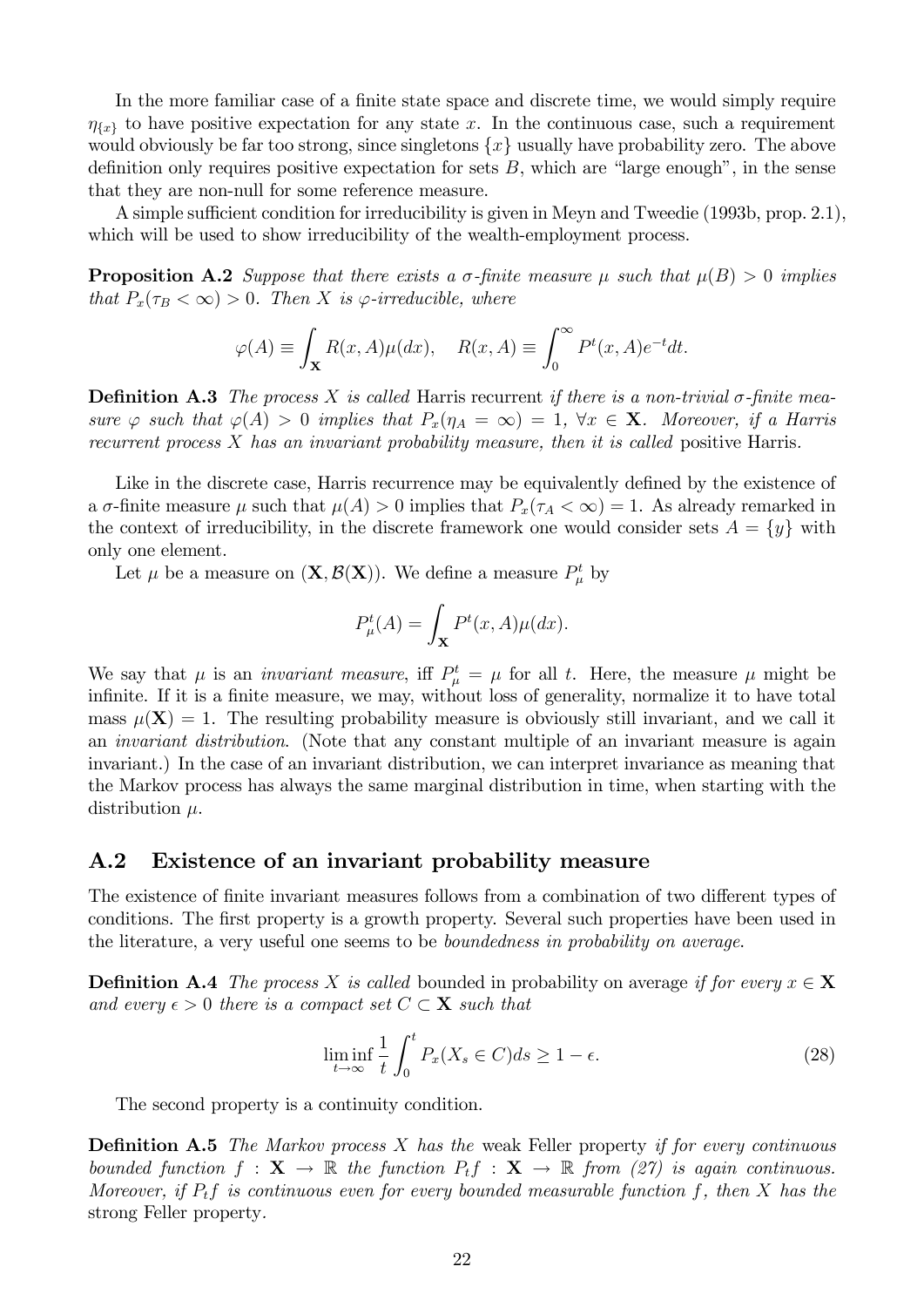In the more familiar case of a finite state space and discrete time, we would simply require $\eta_{\{x\}}$ to have positive expectation for any state $x$. In the continuous case, such a requirement would obviously be far too strong, since singletons $\{x\}$ usually have probability zero. The above definition only requires positive expectation for sets $B$, which are "large enough", in the sense that they are non-null for some reference measure.

A simple sufficient condition for irreducibility is given in Meyn and Tweedie (1993b, prop. 2.1), which will be used to show irreducibility of the wealth-employment process.

**Proposition A.2** *Suppose that there exists a $\sigma$-finite measure $\mu$ such that $\mu(B) > 0$ implies that $P_x(\tau_B < \infty) > 0$. Then $X$ is $\varphi$-irreducible, where*

$$\varphi(A) \equiv \int_{\mathbf{X}} R(x, A)\mu(dx), \quad R(x, A) \equiv \int_0^\infty P^t(x, A)e^{-t}dt.$$

**Definition A.3** *The process $X$ is called* Harris recurrent *if there is a non-trivial $\sigma$-finite measure $\varphi$ such that $\varphi(A) > 0$ implies that $P_x(\eta_A = \infty) = 1$, $\forall x \in \mathbf{X}$. Moreover, if a Harris recurrent process $X$ has an invariant probability measure, then it is called* positive Harris.

Like in the discrete case, Harris recurrence may be equivalently defined by the existence of a $\sigma$-finite measure $\mu$ such that $\mu(A) > 0$ implies that $P_x(\tau_A < \infty) = 1$. As already remarked in the context of irreducibility, in the discrete framework one would consider sets $A = \{y\}$ with only one element.

Let $\mu$ be a measure on $(\mathbf{X}, \mathcal{B}(\mathbf{X}))$. We define a measure $P^t_\mu$ by

$$P^t_\mu(A) = \int_{\mathbf{X}} P^t(x, A)\mu(dx).$$

We say that $\mu$ is an *invariant measure*, iff $P^t_\mu = \mu$ for all $t$. Here, the measure $\mu$ might be infinite. If it is a finite measure, we may, without loss of generality, normalize it to have total mass $\mu(\mathbf{X}) = 1$. The resulting probability measure is obviously still invariant, and we call it an *invariant distribution*. (Note that any constant multiple of an invariant measure is again invariant.) In the case of an invariant distribution, we can interpret invariance as meaning that the Markov process has always the same marginal distribution in time, when starting with the distribution $\mu$.

## A.2 Existence of an invariant probability measure

The existence of finite invariant measures follows from a combination of two different types of conditions. The first property is a growth property. Several such properties have been used in the literature, a very useful one seems to be *boundedness in probability on average*.

**Definition A.4** *The process $X$ is called* bounded in probability on average *if for every $x \in \mathbf{X}$ and every $\epsilon > 0$ there is a compact set $C \subset \mathbf{X}$ such that*

$$\liminf_{t\to\infty} \frac{1}{t} \int_0^t P_x(X_s \in C)ds \geq 1 - \epsilon. \tag{28}$$

The second property is a continuity condition.

**Definition A.5** *The Markov process $X$ has the* weak Feller property *if for every continuous bounded function $f : \mathbf{X} \to \mathbb{R}$ the function $P_t f : \mathbf{X} \to \mathbb{R}$ from (27) is again continuous. Moreover, if $P_t f$ is continuous even for every bounded measurable function $f$, then $X$ has the* strong Feller property.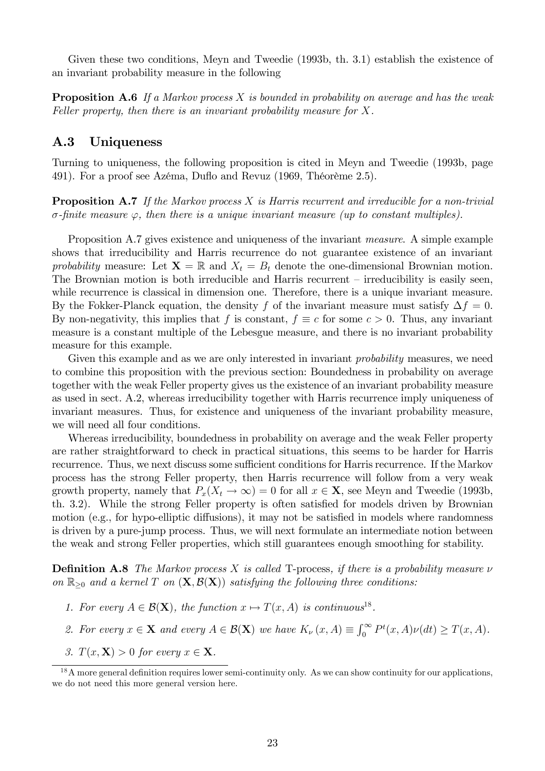Given these two conditions, Meyn and Tweedie (1993b, th. 3.1) establish the existence of an invariant probability measure in the following

**Proposition A.6** *If a Markov process $X$ is bounded in probability on average and has the weak Feller property, then there is an invariant probability measure for $X$.*

## A.3 Uniqueness

Turning to uniqueness, the following proposition is cited in Meyn and Tweedie (1993b, page 491). For a proof see Azéma, Duflo and Revuz (1969, Théorème 2.5).

**Proposition A.7** *If the Markov process $X$ is Harris recurrent and irreducible for a non-trivial $\sigma$-finite measure $\varphi$, then there is a unique invariant measure (up to constant multiples).*

Proposition A.7 gives existence and uniqueness of the invariant *measure*. A simple example shows that irreducibility and Harris recurrence do not guarantee existence of an invariant *probability* measure: Let $\mathbf{X} = \mathbb{R}$ and $X_t = B_t$ denote the one-dimensional Brownian motion. The Brownian motion is both irreducible and Harris recurrent – irreducibility is easily seen, while recurrence is classical in dimension one. Therefore, there is a unique invariant measure. By the Fokker-Planck equation, the density $f$ of the invariant measure must satisfy $\Delta f = 0$. By non-negativity, this implies that $f$ is constant, $f \equiv c$ for some $c > 0$. Thus, any invariant measure is a constant multiple of the Lebesgue measure, and there is no invariant probability measure for this example.

Given this example and as we are only interested in invariant *probability* measures, we need to combine this proposition with the previous section: Boundedness in probability on average together with the weak Feller property gives us the existence of an invariant probability measure as used in sect. A.2, whereas irreducibility together with Harris recurrence imply uniqueness of invariant measures. Thus, for existence and uniqueness of the invariant probability measure, we will need all four conditions.

Whereas irreducibility, boundedness in probability on average and the weak Feller property are rather straightforward to check in practical situations, this seems to be harder for Harris recurrence. Thus, we next discuss some sufficient conditions for Harris recurrence. If the Markov process has the strong Feller property, then Harris recurrence will follow from a very weak growth property, namely that $P_x(X_t \to \infty) = 0$ for all $x \in \mathbf{X}$, see Meyn and Tweedie (1993b, th. 3.2). While the strong Feller property is often satisfied for models driven by Brownian motion (e.g., for hypo-elliptic diffusions), it may not be satisfied in models where randomness is driven by a pure-jump process. Thus, we will next formulate an intermediate notion between the weak and strong Feller properties, which still guarantees enough smoothing for stability.

**Definition A.8** *The Markov process $X$ is called* T-process*, if there is a probability measure $\nu$ on $\mathbb{R}_{\geq 0}$ and a kernel $T$ on $(\mathbf{X}, \mathcal{B}(\mathbf{X}))$ satisfying the following three conditions:*

1. *For every $A \in \mathcal{B}(\mathbf{X})$, the function $x \mapsto T(x, A)$ is continuous*[18].
2. *For every $x \in \mathbf{X}$ and every $A \in \mathcal{B}(\mathbf{X})$ we have $K_\nu(x, A) \equiv \int_0^\infty P^t(x, A)\nu(dt) \geq T(x, A)$.*
3. *$T(x, \mathbf{X}) > 0$ for every $x \in \mathbf{X}$.*

[18] A more general definition requires lower semi-continuity only. As we can show continuity for our applications, we do not need this more general version here.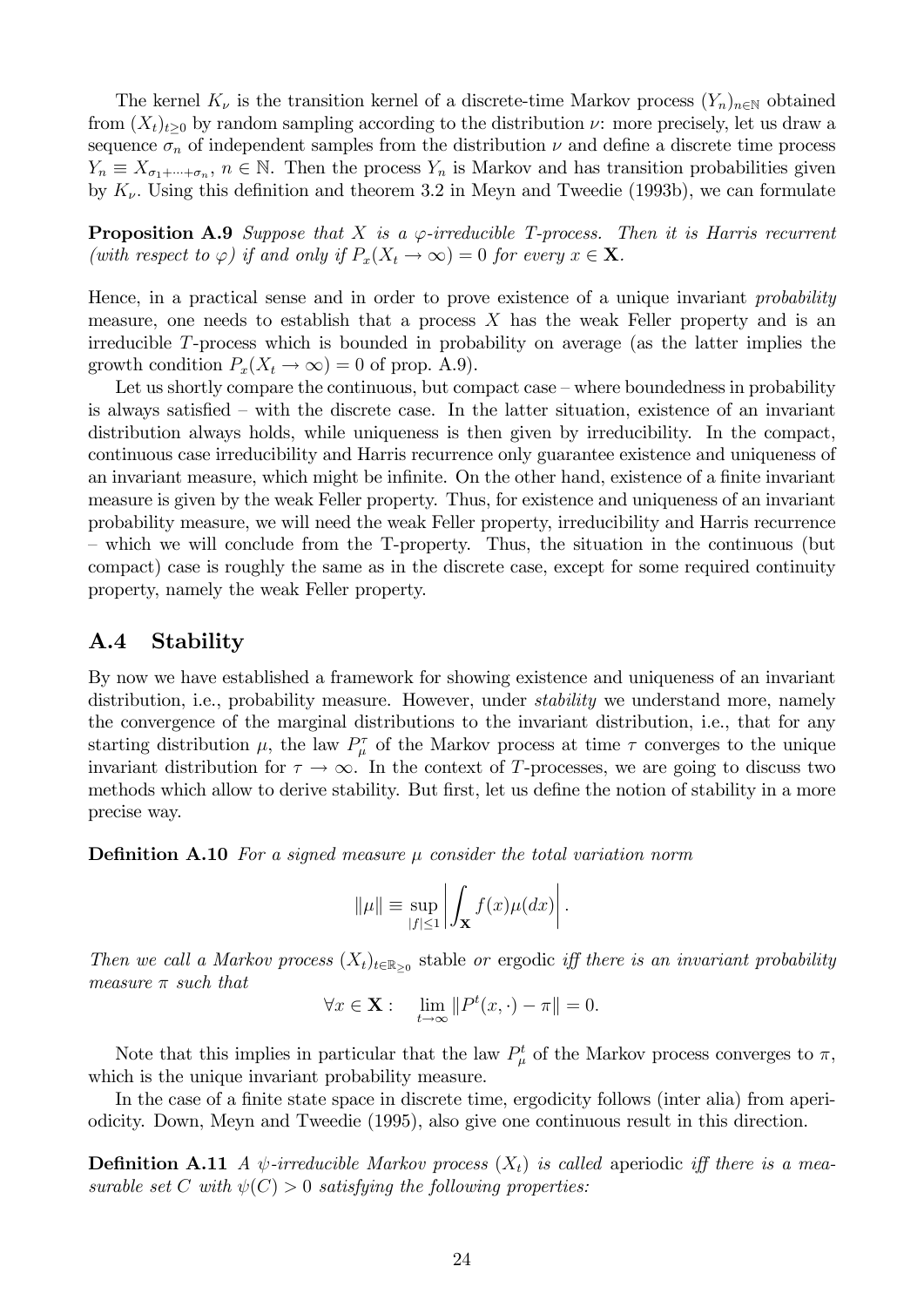The kernel $K_\nu$ is the transition kernel of a discrete-time Markov process $(Y_n)_{n\in\mathbb{N}}$ obtained from $(X_t)_{t\geq 0}$ by random sampling according to the distribution $\nu$: more precisely, let us draw a sequence $\sigma_n$ of independent samples from the distribution $\nu$ and define a discrete time process $Y_n \equiv X_{\sigma_1+\cdots+\sigma_n}$, $n \in \mathbb{N}$. Then the process $Y_n$ is Markov and has transition probabilities given by $K_\nu$. Using this definition and theorem 3.2 in Meyn and Tweedie (1993b), we can formulate

**Proposition A.9** *Suppose that $X$ is a $\varphi$-irreducible T-process. Then it is Harris recurrent (with respect to $\varphi$) if and only if $P_x(X_t \to \infty) = 0$ for every $x \in \mathbf{X}$.*

Hence, in a practical sense and in order to prove existence of a unique invariant *probability* measure, one needs to establish that a process $X$ has the weak Feller property and is an irreducible $T$-process which is bounded in probability on average (as the latter implies the growth condition $P_x(X_t \to \infty) = 0$ of prop. A.9).

Let us shortly compare the continuous, but compact case – where boundedness in probability is always satisfied – with the discrete case. In the latter situation, existence of an invariant distribution always holds, while uniqueness is then given by irreducibility. In the compact, continuous case irreducibility and Harris recurrence only guarantee existence and uniqueness of an invariant measure, which might be infinite. On the other hand, existence of a finite invariant measure is given by the weak Feller property. Thus, for existence and uniqueness of an invariant probability measure, we will need the weak Feller property, irreducibility and Harris recurrence – which we will conclude from the T-property. Thus, the situation in the continuous (but compact) case is roughly the same as in the discrete case, except for some required continuity property, namely the weak Feller property.

## A.4 Stability

By now we have established a framework for showing existence and uniqueness of an invariant distribution, i.e., probability measure. However, under *stability* we understand more, namely the convergence of the marginal distributions to the invariant distribution, i.e., that for any starting distribution $\mu$, the law $P_\mu^\tau$ of the Markov process at time $\tau$ converges to the unique invariant distribution for $\tau \to \infty$. In the context of $T$-processes, we are going to discuss two methods which allow to derive stability. But first, let us define the notion of stability in a more precise way.

**Definition A.10** *For a signed measure $\mu$ consider the total variation norm*

$$\|\mu\| \equiv \sup_{|f|\leq 1} \left| \int_{\mathbf{X}} f(x)\mu(dx) \right|.$$

*Then we call a Markov process $(X_t)_{t\in\mathbb{R}_{\geq 0}}$* stable *or* ergodic *iff there is an invariant probability measure $\pi$ such that*

$$\forall x \in \mathbf{X}: \quad \lim_{t\to\infty} \|P^t(x,\cdot) - \pi\| = 0.$$

Note that this implies in particular that the law $P_\mu^t$ of the Markov process converges to $\pi$, which is the unique invariant probability measure.

In the case of a finite state space in discrete time, ergodicity follows (inter alia) from aperiodicity. Down, Meyn and Tweedie (1995), also give one continuous result in this direction.

**Definition A.11** *A $\psi$-irreducible Markov process $(X_t)$ is called* aperiodic *iff there is a measurable set $C$ with $\psi(C) > 0$ satisfying the following properties:*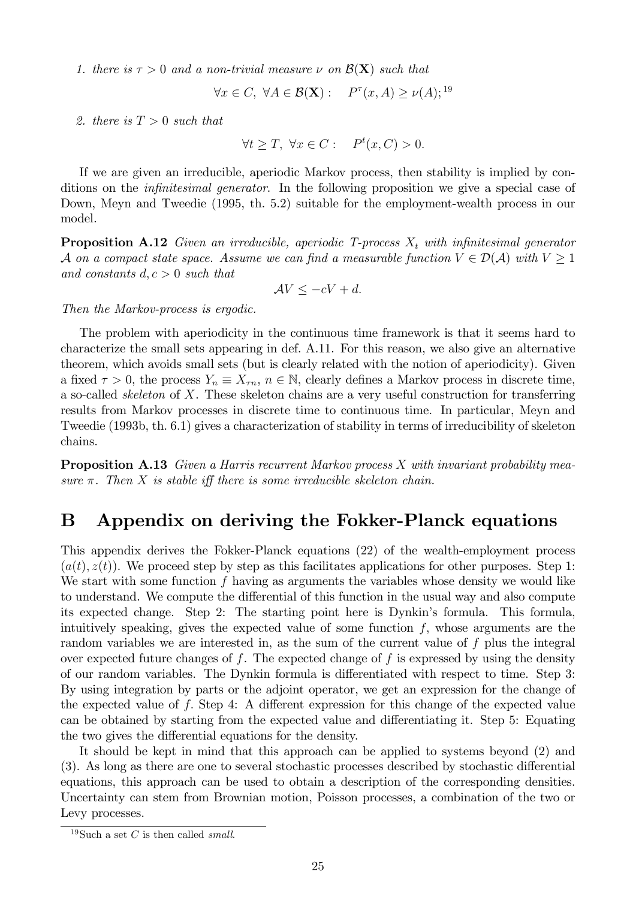*1. there is $\tau > 0$ and a non-trivial measure $\nu$ on $\mathcal{B}(\mathbf{X})$ such that*

$$\forall x \in C, \ \forall A \in \mathcal{B}(\mathbf{X}): \quad P^{\tau}(x, A) \geq \nu(A);$$ [19]

*2. there is $T > 0$ such that*

$$\forall t \geq T, \ \forall x \in C: \quad P^{t}(x, C) > 0.$$

If we are given an irreducible, aperiodic Markov process, then stability is implied by conditions on the *infinitesimal generator*. In the following proposition we give a special case of Down, Meyn and Tweedie (1995, th. 5.2) suitable for the employment-wealth process in our model.

**Proposition A.12** *Given an irreducible, aperiodic T-process $X_t$ with infinitesimal generator $\mathcal{A}$ on a compact state space. Assume we can find a measurable function $V \in \mathcal{D}(\mathcal{A})$ with $V \geq 1$ and constants $d, c > 0$ such that*

$$\mathcal{A}V \leq -cV + d.$$

*Then the Markov-process is ergodic.*

The problem with aperiodicity in the continuous time framework is that it seems hard to characterize the small sets appearing in def. A.11. For this reason, we also give an alternative theorem, which avoids small sets (but is clearly related with the notion of aperiodicity). Given a fixed $\tau > 0$, the process $Y_n \equiv X_{\tau n}$, $n \in \mathbb{N}$, clearly defines a Markov process in discrete time, a so-called *skeleton* of $X$. These skeleton chains are a very useful construction for transferring results from Markov processes in discrete time to continuous time. In particular, Meyn and Tweedie (1993b, th. 6.1) gives a characterization of stability in terms of irreducibility of skeleton chains.

**Proposition A.13** *Given a Harris recurrent Markov process $X$ with invariant probability measure $\pi$. Then $X$ is stable iff there is some irreducible skeleton chain.*

# B Appendix on deriving the Fokker-Planck equations

This appendix derives the Fokker-Planck equations (22) of the wealth-employment process $(a(t), z(t))$. We proceed step by step as this facilitates applications for other purposes. Step 1: We start with some function $f$ having as arguments the variables whose density we would like to understand. We compute the differential of this function in the usual way and also compute its expected change. Step 2: The starting point here is Dynkin's formula. This formula, intuitively speaking, gives the expected value of some function $f$, whose arguments are the random variables we are interested in, as the sum of the current value of $f$ plus the integral over expected future changes of $f$. The expected change of $f$ is expressed by using the density of our random variables. The Dynkin formula is differentiated with respect to time. Step 3: By using integration by parts or the adjoint operator, we get an expression for the change of the expected value of $f$. Step 4: A different expression for this change of the expected value can be obtained by starting from the expected value and differentiating it. Step 5: Equating the two gives the differential equations for the density.

It should be kept in mind that this approach can be applied to systems beyond (2) and (3). As long as there are one to several stochastic processes described by stochastic differential equations, this approach can be used to obtain a description of the corresponding densities. Uncertainty can stem from Brownian motion, Poisson processes, a combination of the two or Levy processes.

[19] Such a set $C$ is then called *small*.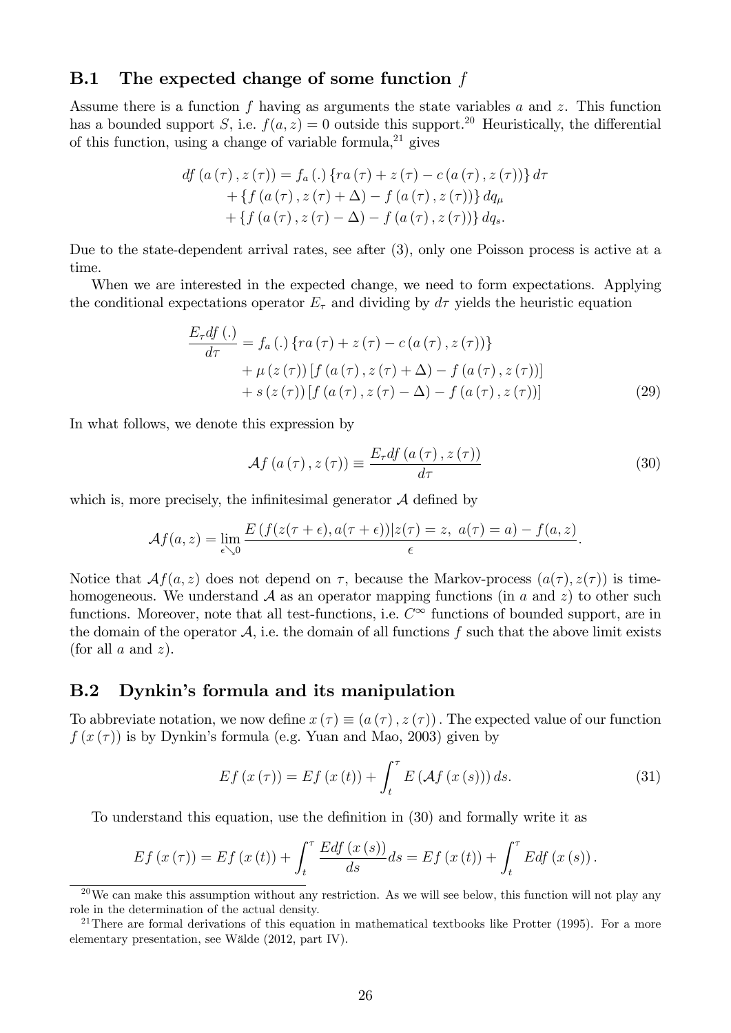## B.1 The expected change of some function $f$

Assume there is a function $f$ having as arguments the state variables $a$ and $z$. This function has a bounded support $S$, i.e. $f(a,z) = 0$ outside this support.[20] Heuristically, the differential of this function, using a change of variable formula,[21] gives

$$
\begin{aligned}
df\left(a\left(\tau\right),z\left(\tau\right)\right) &= f_a\left(.\right)\left\{ra\left(\tau\right)+z\left(\tau\right)-c\left(a\left(\tau\right),z\left(\tau\right)\right)\right\}d\tau \\
&+\left\{f\left(a\left(\tau\right),z\left(\tau\right)+\Delta\right)-f\left(a\left(\tau\right),z\left(\tau\right)\right)\right\}dq_{\mu} \\
&+\left\{f\left(a\left(\tau\right),z\left(\tau\right)-\Delta\right)-f\left(a\left(\tau\right),z\left(\tau\right)\right)\right\}dq_{s}.
\end{aligned}
$$

Due to the state-dependent arrival rates, see after (3), only one Poisson process is active at a time.

When we are interested in the expected change, we need to form expectations. Applying the conditional expectations operator $E_\tau$ and dividing by $d\tau$ yields the heuristic equation

$$
\begin{aligned}
\frac{E_\tau df\left(.\right)}{d\tau} &= f_a\left(.\right)\left\{ra\left(\tau\right)+z\left(\tau\right)-c\left(a\left(\tau\right),z\left(\tau\right)\right)\right\} \\
&+\mu\left(z\left(\tau\right)\right)\left[f\left(a\left(\tau\right),z\left(\tau\right)+\Delta\right)-f\left(a\left(\tau\right),z\left(\tau\right)\right)\right] \\
&+s\left(z\left(\tau\right)\right)\left[f\left(a\left(\tau\right),z\left(\tau\right)-\Delta\right)-f\left(a\left(\tau\right),z\left(\tau\right)\right)\right]
\end{aligned}
\tag{29}
$$

In what follows, we denote this expression by

$$
\mathcal{A}f\left(a\left(\tau\right),z\left(\tau\right)\right) \equiv \frac{E_\tau df\left(a\left(\tau\right),z\left(\tau\right)\right)}{d\tau} \tag{30}
$$

which is, more precisely, the infinitesimal generator $\mathcal{A}$ defined by

$$
\mathcal{A}f(a,z) = \lim_{\epsilon\searrow 0}\frac{E\left(f(z(\tau+\epsilon),a(\tau+\epsilon))|z(\tau)=z,\ a(\tau)=a\right)-f(a,z)}{\epsilon}.
$$

Notice that $\mathcal{A}f(a,z)$ does not depend on $\tau$, because the Markov-process $(a(\tau),z(\tau))$ is time-homogeneous. We understand $\mathcal{A}$ as an operator mapping functions (in $a$ and $z$) to other such functions. Moreover, note that all test-functions, i.e. $C^\infty$ functions of bounded support, are in the domain of the operator $\mathcal{A}$, i.e. the domain of all functions $f$ such that the above limit exists (for all $a$ and $z$).

## B.2 Dynkin's formula and its manipulation

To abbreviate notation, we now define $x\left(\tau\right) \equiv \left(a\left(\tau\right),z\left(\tau\right)\right)$. The expected value of our function $f\left(x\left(\tau\right)\right)$ is by Dynkin's formula (e.g. Yuan and Mao, 2003) given by

$$
Ef\left(x\left(\tau\right)\right) = Ef\left(x\left(t\right)\right)+\int_t^\tau E\left(\mathcal{A}f\left(x\left(s\right)\right)\right)ds. \tag{31}
$$

To understand this equation, use the definition in (30) and formally write it as

$$
Ef\left(x\left(\tau\right)\right) = Ef\left(x\left(t\right)\right)+\int_t^\tau \frac{Edf\left(x\left(s\right)\right)}{ds}ds = Ef\left(x\left(t\right)\right)+\int_t^\tau Edf\left(x\left(s\right)\right).
$$

[20] We can make this assumption without any restriction. As we will see below, this function will not play any role in the determination of the actual density.

[21] There are formal derivations of this equation in mathematical textbooks like Protter (1995). For a more elementary presentation, see Wälde (2012, part IV).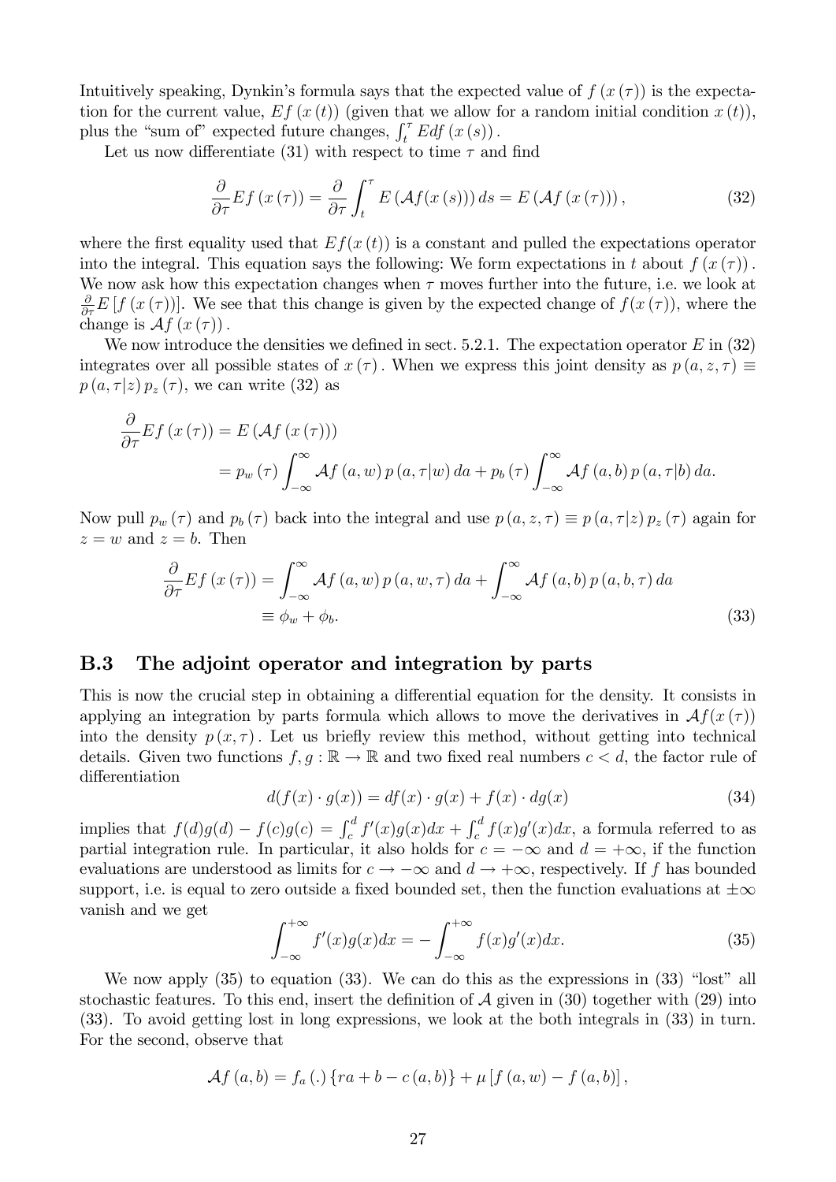Intuitively speaking, Dynkin's formula says that the expected value of $f(x(\tau))$ is the expectation for the current value, $Ef(x(t))$ (given that we allow for a random initial condition $x(t)$), plus the "sum of" expected future changes, $\int_t^\tau Edf(x(s))$.

Let us now differentiate (31) with respect to time $\tau$ and find

$$\frac{\partial}{\partial \tau} Ef(x(\tau)) = \frac{\partial}{\partial \tau} \int_t^\tau E(\mathcal{A}f(x(s)))\, ds = E(\mathcal{A}f(x(\tau))), \tag{32}$$

where the first equality used that $Ef(x(t))$ is a constant and pulled the expectations operator into the integral. This equation says the following: We form expectations in $t$ about $f(x(\tau))$. We now ask how this expectation changes when $\tau$ moves further into the future, i.e. we look at $\frac{\partial}{\partial \tau} E[f(x(\tau))]$. We see that this change is given by the expected change of $f(x(\tau))$, where the change is $\mathcal{A}f(x(\tau))$.

We now introduce the densities we defined in sect. 5.2.1. The expectation operator $E$ in (32) integrates over all possible states of $x(\tau)$. When we express this joint density as $p(a, z, \tau) \equiv p(a, \tau|z)\, p_z(\tau)$, we can write (32) as

$$\begin{aligned}\frac{\partial}{\partial \tau} Ef(x(\tau)) &= E(\mathcal{A}f(x(\tau))) \\ &= p_w(\tau) \int_{-\infty}^{\infty} \mathcal{A}f(a, w)\, p(a, \tau|w)\, da + p_b(\tau) \int_{-\infty}^{\infty} \mathcal{A}f(a, b)\, p(a, \tau|b)\, da.\end{aligned}$$

Now pull $p_w(\tau)$ and $p_b(\tau)$ back into the integral and use $p(a, z, \tau) \equiv p(a, \tau|z)\, p_z(\tau)$ again for $z = w$ and $z = b$. Then

$$\begin{aligned}\frac{\partial}{\partial \tau} Ef(x(\tau)) &= \int_{-\infty}^{\infty} \mathcal{A}f(a, w)\, p(a, w, \tau)\, da + \int_{-\infty}^{\infty} \mathcal{A}f(a, b)\, p(a, b, \tau)\, da \\ &\equiv \phi_w + \phi_b.\end{aligned} \tag{33}$$

## B.3 The adjoint operator and integration by parts

This is now the crucial step in obtaining a differential equation for the density. It consists in applying an integration by parts formula which allows to move the derivatives in $\mathcal{A}f(x(\tau))$ into the density $p(x, \tau)$. Let us briefly review this method, without getting into technical details. Given two functions $f, g : \mathbb{R} \to \mathbb{R}$ and two fixed real numbers $c < d$, the factor rule of differentiation

$$d(f(x) \cdot g(x)) = df(x) \cdot g(x) + f(x) \cdot dg(x) \tag{34}$$

implies that $f(d)g(d) - f(c)g(c) = \int_c^d f'(x)g(x)dx + \int_c^d f(x)g'(x)dx$, a formula referred to as partial integration rule. In particular, it also holds for $c = -\infty$ and $d = +\infty$, if the function evaluations are understood as limits for $c \to -\infty$ and $d \to +\infty$, respectively. If $f$ has bounded support, i.e. is equal to zero outside a fixed bounded set, then the function evaluations at $\pm\infty$ vanish and we get

$$\int_{-\infty}^{+\infty} f'(x)g(x)dx = -\int_{-\infty}^{+\infty} f(x)g'(x)dx. \tag{35}$$

We now apply (35) to equation (33). We can do this as the expressions in (33) "lost" all stochastic features. To this end, insert the definition of $\mathcal{A}$ given in (30) together with (29) into (33). To avoid getting lost in long expressions, we look at the both integrals in (33) in turn. For the second, observe that

$$\mathcal{A}f(a, b) = f_a(.)\{ra + b - c(a, b)\} + \mu[f(a, w) - f(a, b)],$$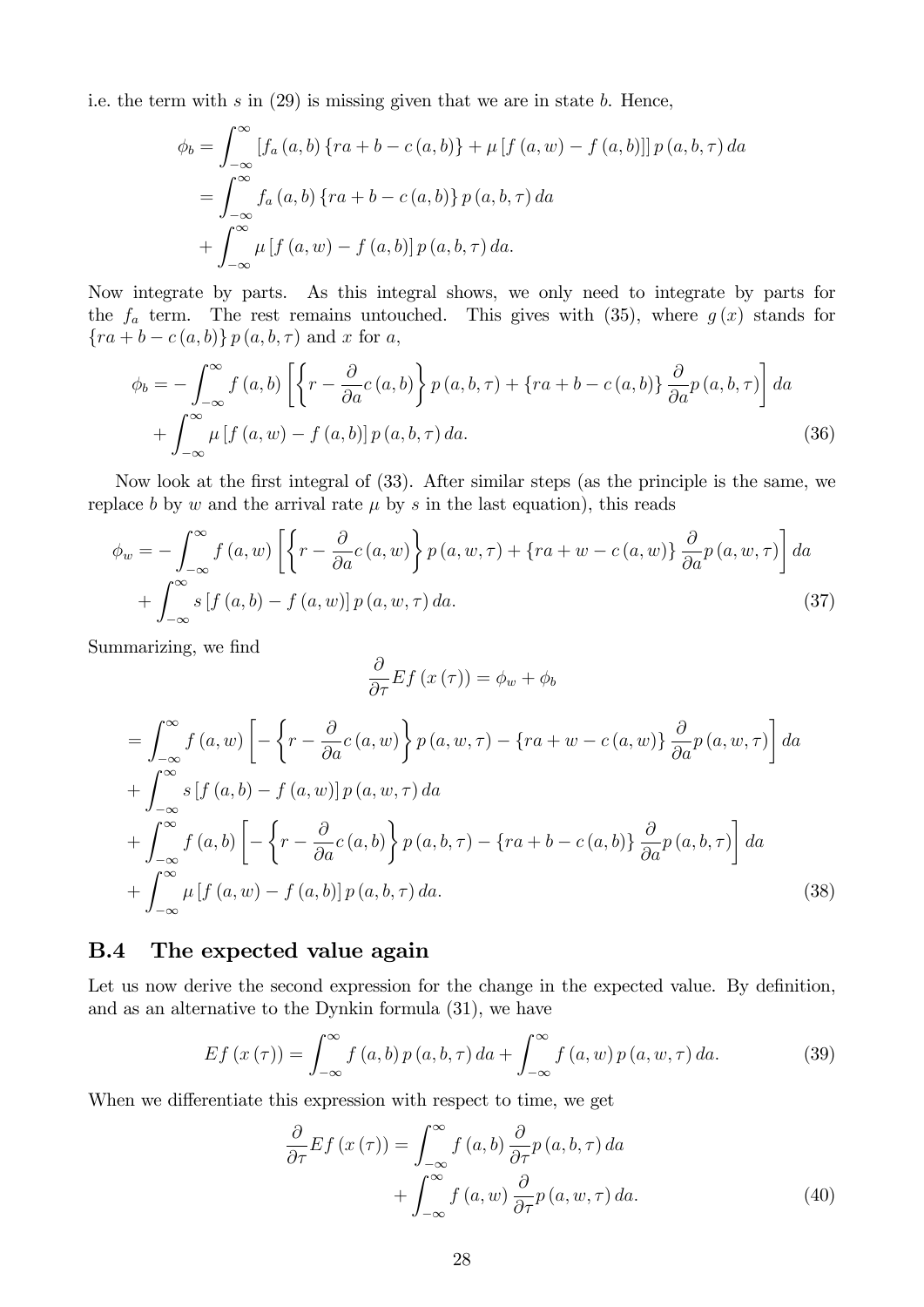i.e. the term with $s$ in (29) is missing given that we are in state $b$. Hence,

$$\begin{aligned}
\phi_b &= \int_{-\infty}^{\infty} \left[ f_a(a,b) \{ra + b - c(a,b)\} + \mu \left[ f(a,w) - f(a,b) \right] \right] p(a,b,\tau)\, da \\
&= \int_{-\infty}^{\infty} f_a(a,b) \{ra + b - c(a,b)\} p(a,b,\tau)\, da \\
&\quad + \int_{-\infty}^{\infty} \mu \left[ f(a,w) - f(a,b) \right] p(a,b,\tau)\, da.
\end{aligned}$$

Now integrate by parts. As this integral shows, we only need to integrate by parts for the $f_a$ term. The rest remains untouched. This gives with (35), where $g(x)$ stands for $\{ra + b - c(a,b)\} p(a,b,\tau)$ and $x$ for $a$,

$$\begin{aligned}
\phi_b = &- \int_{-\infty}^{\infty} f(a,b) \left[ \left\{ r - \frac{\partial}{\partial a} c(a,b) \right\} p(a,b,\tau) + \{ra + b - c(a,b)\} \frac{\partial}{\partial a} p(a,b,\tau) \right] da \\
&+ \int_{-\infty}^{\infty} \mu \left[ f(a,w) - f(a,b) \right] p(a,b,\tau)\, da. \qquad (36)
\end{aligned}$$

Now look at the first integral of (33). After similar steps (as the principle is the same, we replace $b$ by $w$ and the arrival rate $\mu$ by $s$ in the last equation), this reads

$$\begin{aligned}
\phi_w = &- \int_{-\infty}^{\infty} f(a,w) \left[ \left\{ r - \frac{\partial}{\partial a} c(a,w) \right\} p(a,w,\tau) + \{ra + w - c(a,w)\} \frac{\partial}{\partial a} p(a,w,\tau) \right] da \\
&+ \int_{-\infty}^{\infty} s \left[ f(a,b) - f(a,w) \right] p(a,w,\tau)\, da. \qquad (37)
\end{aligned}$$

Summarizing, we find

$$\frac{\partial}{\partial \tau} E f(x(\tau)) = \phi_w + \phi_b$$

$$\begin{aligned}
&= \int_{-\infty}^{\infty} f(a,w) \left[ - \left\{ r - \frac{\partial}{\partial a} c(a,w) \right\} p(a,w,\tau) - \{ra + w - c(a,w)\} \frac{\partial}{\partial a} p(a,w,\tau) \right] da \\
&+ \int_{-\infty}^{\infty} s \left[ f(a,b) - f(a,w) \right] p(a,w,\tau)\, da \\
&+ \int_{-\infty}^{\infty} f(a,b) \left[ - \left\{ r - \frac{\partial}{\partial a} c(a,b) \right\} p(a,b,\tau) - \{ra + b - c(a,b)\} \frac{\partial}{\partial a} p(a,b,\tau) \right] da \\
&+ \int_{-\infty}^{\infty} \mu \left[ f(a,w) - f(a,b) \right] p(a,b,\tau)\, da. \qquad (38)
\end{aligned}$$

## B.4 The expected value again

Let us now derive the second expression for the change in the expected value. By definition, and as an alternative to the Dynkin formula (31), we have

$$E f(x(\tau)) = \int_{-\infty}^{\infty} f(a,b)\, p(a,b,\tau)\, da + \int_{-\infty}^{\infty} f(a,w)\, p(a,w,\tau)\, da. \qquad (39)$$

When we differentiate this expression with respect to time, we get

$$\begin{aligned}
\frac{\partial}{\partial \tau} E f(x(\tau)) = &\int_{-\infty}^{\infty} f(a,b) \frac{\partial}{\partial \tau} p(a,b,\tau)\, da \\
&+ \int_{-\infty}^{\infty} f(a,w) \frac{\partial}{\partial \tau} p(a,w,\tau)\, da. \qquad (40)
\end{aligned}$$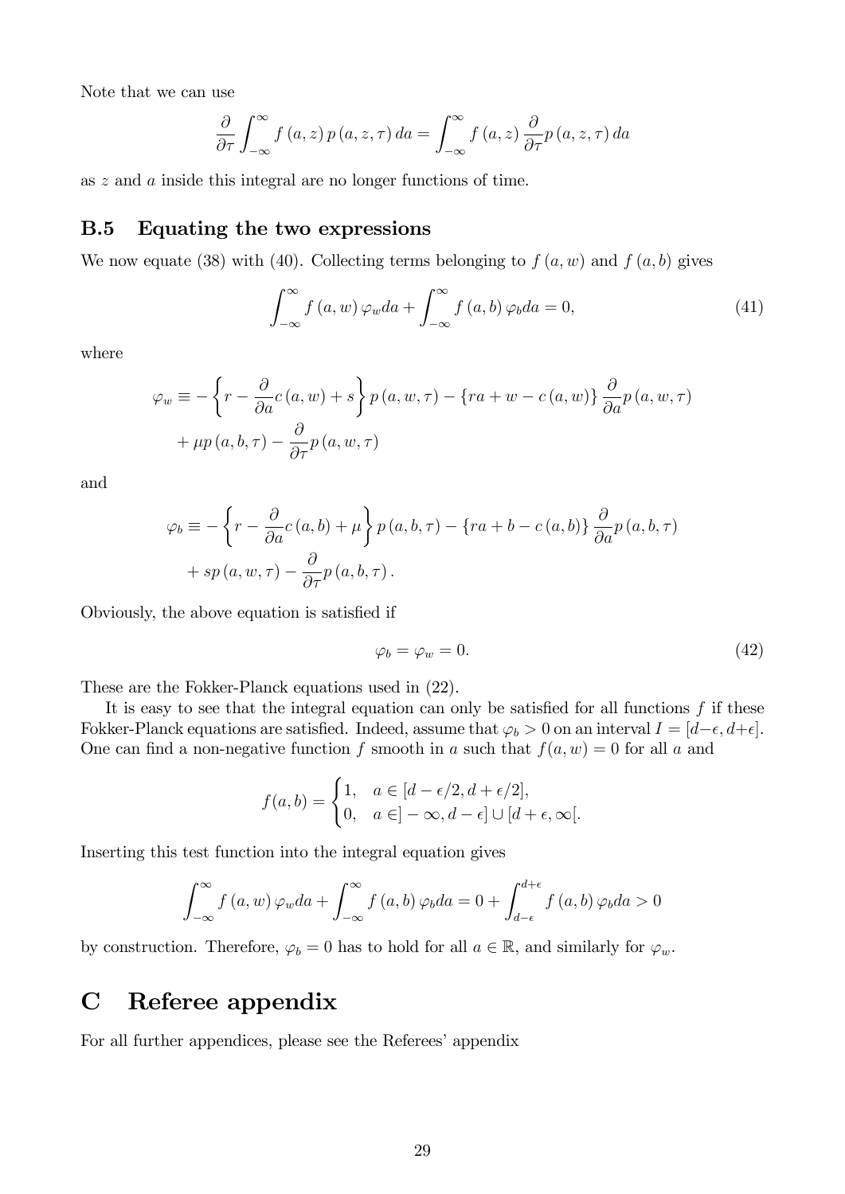Note that we can use

$$\frac{\partial}{\partial \tau} \int_{-\infty}^{\infty} f(a,z)\, p(a,z,\tau)\, da = \int_{-\infty}^{\infty} f(a,z) \frac{\partial}{\partial \tau} p(a,z,\tau)\, da$$

as $z$ and $a$ inside this integral are no longer functions of time.

### B.5 Equating the two expressions

We now equate (38) with (40). Collecting terms belonging to $f(a,w)$ and $f(a,b)$ gives

$$\int_{-\infty}^{\infty} f(a,w)\, \varphi_w da + \int_{-\infty}^{\infty} f(a,b)\, \varphi_b da = 0, \tag{41}$$

where

$$\varphi_w \equiv -\left\{ r - \frac{\partial}{\partial a} c(a,w) + s \right\} p(a,w,\tau) - \{ra + w - c(a,w)\} \frac{\partial}{\partial a} p(a,w,\tau)$$
$$+ \mu p(a,b,\tau) - \frac{\partial}{\partial \tau} p(a,w,\tau)$$

and

$$\varphi_b \equiv -\left\{ r - \frac{\partial}{\partial a} c(a,b) + \mu \right\} p(a,b,\tau) - \{ra + b - c(a,b)\} \frac{\partial}{\partial a} p(a,b,\tau)$$
$$+ s p(a,w,\tau) - \frac{\partial}{\partial \tau} p(a,b,\tau).$$

Obviously, the above equation is satisfied if

$$\varphi_b = \varphi_w = 0. \tag{42}$$

These are the Fokker-Planck equations used in (22).

It is easy to see that the integral equation can only be satisfied for all functions $f$ if these Fokker-Planck equations are satisfied. Indeed, assume that $\varphi_b > 0$ on an interval $I = [d-\epsilon, d+\epsilon]$. One can find a non-negative function $f$ smooth in $a$ such that $f(a,w) = 0$ for all $a$ and

$$f(a,b) = \begin{cases} 1, & a \in [d - \epsilon/2, d + \epsilon/2], \\ 0, & a \in ]-\infty, d-\epsilon] \cup [d+\epsilon, \infty[. \end{cases}$$

Inserting this test function into the integral equation gives

$$\int_{-\infty}^{\infty} f(a,w)\, \varphi_w da + \int_{-\infty}^{\infty} f(a,b)\, \varphi_b da = 0 + \int_{d-\epsilon}^{d+\epsilon} f(a,b)\, \varphi_b da > 0$$

by construction. Therefore, $\varphi_b = 0$ has to hold for all $a \in \mathbb{R}$, and similarly for $\varphi_w$.

# C Referee appendix

For all further appendices, please see the Referees' appendix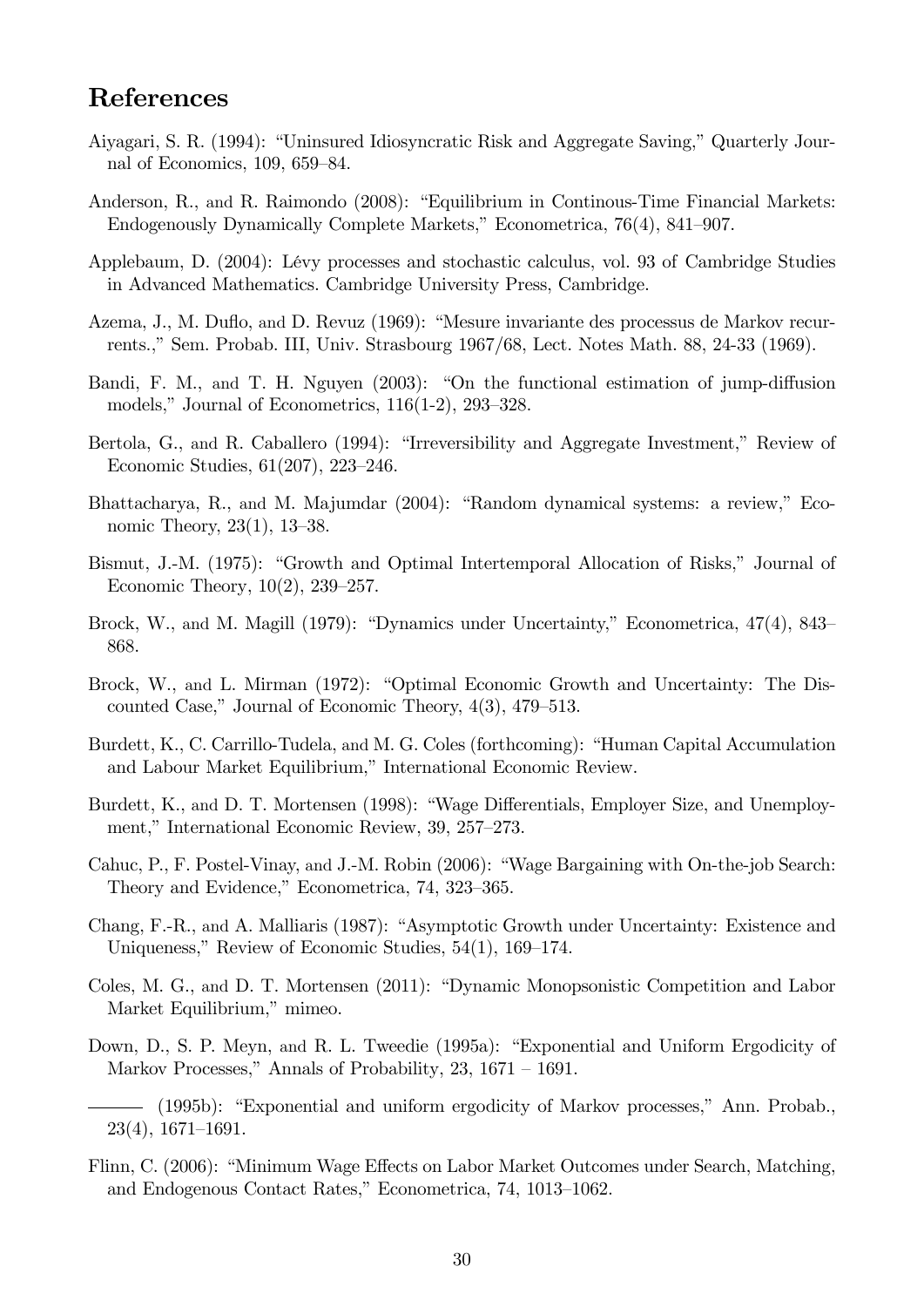# References

Aiyagari, S. R. (1994): "Uninsured Idiosyncratic Risk and Aggregate Saving," Quarterly Journal of Economics, 109, 659–84.

Anderson, R., and R. Raimondo (2008): "Equilibrium in Continous-Time Financial Markets: Endogenously Dynamically Complete Markets," Econometrica, 76(4), 841–907.

Applebaum, D. (2004): Lévy processes and stochastic calculus, vol. 93 of Cambridge Studies in Advanced Mathematics. Cambridge University Press, Cambridge.

Azema, J., M. Duflo, and D. Revuz (1969): "Mesure invariante des processus de Markov recurrents.," Sem. Probab. III, Univ. Strasbourg 1967/68, Lect. Notes Math. 88, 24-33 (1969).

Bandi, F. M., and T. H. Nguyen (2003): "On the functional estimation of jump-diffusion models," Journal of Econometrics, 116(1-2), 293–328.

Bertola, G., and R. Caballero (1994): "Irreversibility and Aggregate Investment," Review of Economic Studies, 61(207), 223–246.

Bhattacharya, R., and M. Majumdar (2004): "Random dynamical systems: a review," Economic Theory, 23(1), 13–38.

Bismut, J.-M. (1975): "Growth and Optimal Intertemporal Allocation of Risks," Journal of Economic Theory, 10(2), 239–257.

Brock, W., and M. Magill (1979): "Dynamics under Uncertainty," Econometrica, 47(4), 843–868.

Brock, W., and L. Mirman (1972): "Optimal Economic Growth and Uncertainty: The Discounted Case," Journal of Economic Theory, 4(3), 479–513.

Burdett, K., C. Carrillo-Tudela, and M. G. Coles (forthcoming): "Human Capital Accumulation and Labour Market Equilibrium," International Economic Review.

Burdett, K., and D. T. Mortensen (1998): "Wage Differentials, Employer Size, and Unemployment," International Economic Review, 39, 257–273.

Cahuc, P., F. Postel-Vinay, and J.-M. Robin (2006): "Wage Bargaining with On-the-job Search: Theory and Evidence," Econometrica, 74, 323–365.

Chang, F.-R., and A. Malliaris (1987): "Asymptotic Growth under Uncertainty: Existence and Uniqueness," Review of Economic Studies, 54(1), 169–174.

Coles, M. G., and D. T. Mortensen (2011): "Dynamic Monopsonistic Competition and Labor Market Equilibrium," mimeo.

Down, D., S. P. Meyn, and R. L. Tweedie (1995a): "Exponential and Uniform Ergodicity of Markov Processes," Annals of Probability, 23, 1671 – 1691.

——— (1995b): "Exponential and uniform ergodicity of Markov processes," Ann. Probab., 23(4), 1671–1691.

Flinn, C. (2006): "Minimum Wage Effects on Labor Market Outcomes under Search, Matching, and Endogenous Contact Rates," Econometrica, 74, 1013–1062.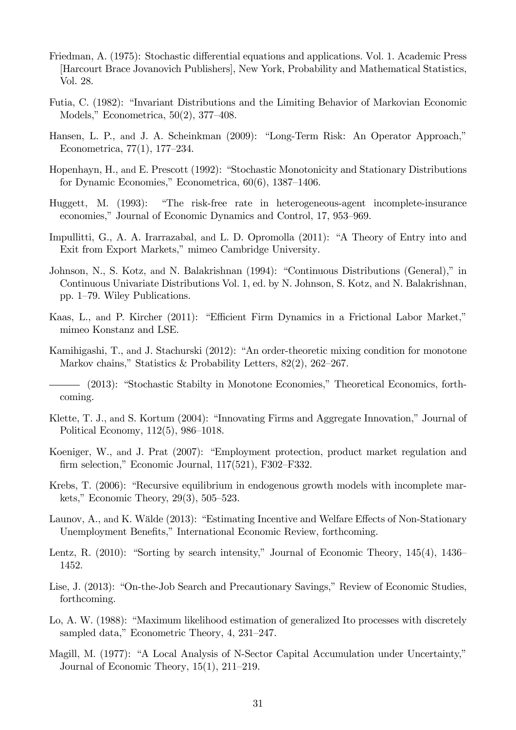Friedman, A. (1975): Stochastic differential equations and applications. Vol. 1. Academic Press [Harcourt Brace Jovanovich Publishers], New York, Probability and Mathematical Statistics, Vol. 28.

Futia, C. (1982): "Invariant Distributions and the Limiting Behavior of Markovian Economic Models," Econometrica, 50(2), 377–408.

Hansen, L. P., and J. A. Scheinkman (2009): "Long-Term Risk: An Operator Approach," Econometrica, 77(1), 177–234.

Hopenhayn, H., and E. Prescott (1992): "Stochastic Monotonicity and Stationary Distributions for Dynamic Economies," Econometrica, 60(6), 1387–1406.

Huggett, M. (1993): "The risk-free rate in heterogeneous-agent incomplete-insurance economies," Journal of Economic Dynamics and Control, 17, 953–969.

Impullitti, G., A. A. Irarrazabal, and L. D. Opromolla (2011): "A Theory of Entry into and Exit from Export Markets," mimeo Cambridge University.

Johnson, N., S. Kotz, and N. Balakrishnan (1994): "Continuous Distributions (General)," in Continuous Univariate Distributions Vol. 1, ed. by N. Johnson, S. Kotz, and N. Balakrishnan, pp. 1–79. Wiley Publications.

Kaas, L., and P. Kircher (2011): "Efficient Firm Dynamics in a Frictional Labor Market," mimeo Konstanz and LSE.

Kamihigashi, T., and J. Stachurski (2012): "An order-theoretic mixing condition for monotone Markov chains," Statistics & Probability Letters, 82(2), 262–267.

——— (2013): "Stochastic Stabilty in Monotone Economies," Theoretical Economics, forthcoming.

Klette, T. J., and S. Kortum (2004): "Innovating Firms and Aggregate Innovation," Journal of Political Economy, 112(5), 986–1018.

Koeniger, W., and J. Prat (2007): "Employment protection, product market regulation and firm selection," Economic Journal, 117(521), F302–F332.

Krebs, T. (2006): "Recursive equilibrium in endogenous growth models with incomplete markets," Economic Theory, 29(3), 505–523.

Launov, A., and K. Wälde (2013): "Estimating Incentive and Welfare Effects of Non-Stationary Unemployment Benefits," International Economic Review, forthcoming.

Lentz, R. (2010): "Sorting by search intensity," Journal of Economic Theory, 145(4), 1436–1452.

Lise, J. (2013): "On-the-Job Search and Precautionary Savings," Review of Economic Studies, forthcoming.

Lo, A. W. (1988): "Maximum likelihood estimation of generalized Ito processes with discretely sampled data," Econometric Theory, 4, 231–247.

Magill, M. (1977): "A Local Analysis of N-Sector Capital Accumulation under Uncertainty," Journal of Economic Theory, 15(1), 211–219.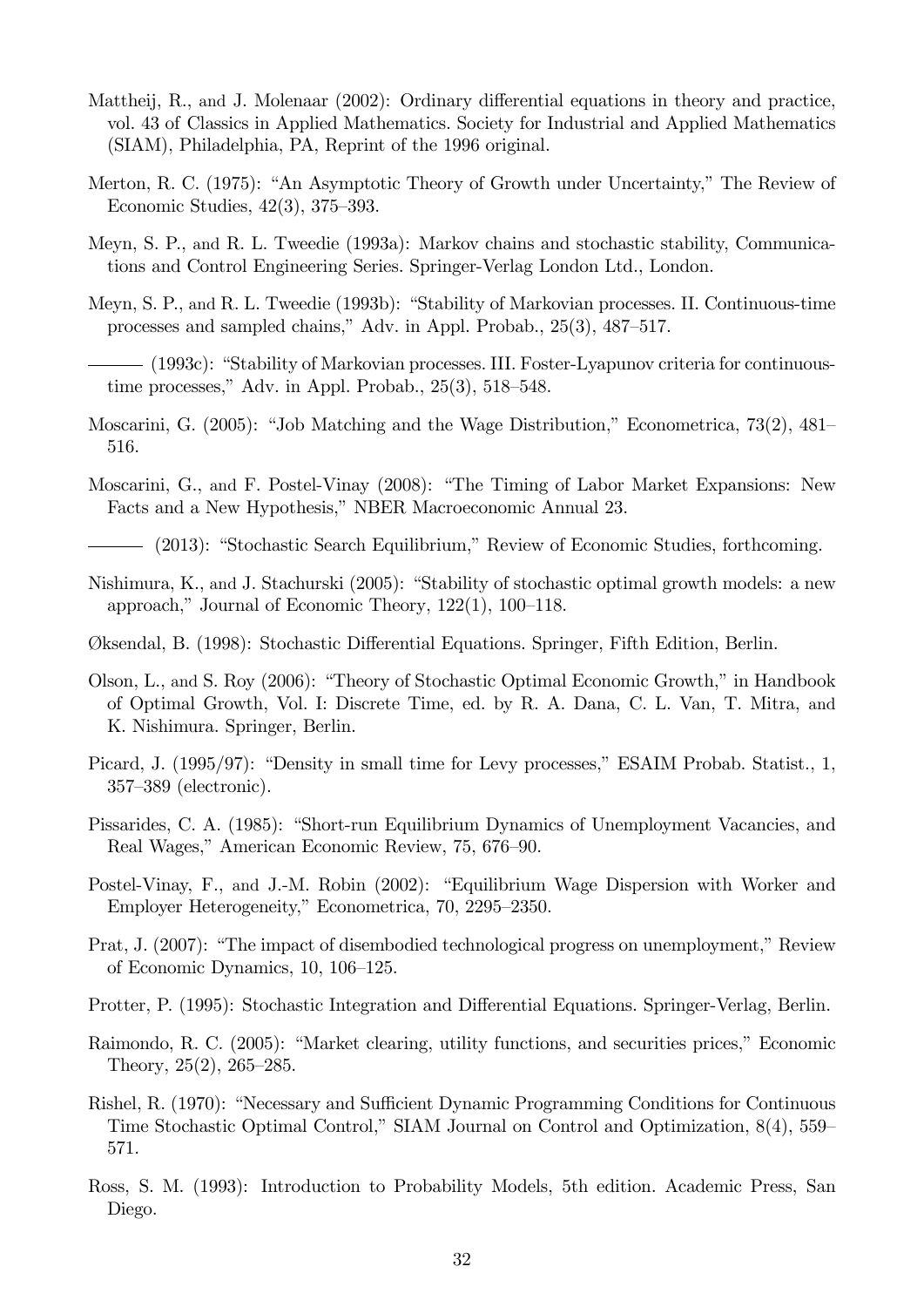Mattheij, R., and J. Molenaar (2002): Ordinary differential equations in theory and practice, vol. 43 of Classics in Applied Mathematics. Society for Industrial and Applied Mathematics (SIAM), Philadelphia, PA, Reprint of the 1996 original.

Merton, R. C. (1975): "An Asymptotic Theory of Growth under Uncertainty," The Review of Economic Studies, 42(3), 375–393.

Meyn, S. P., and R. L. Tweedie (1993a): Markov chains and stochastic stability, Communications and Control Engineering Series. Springer-Verlag London Ltd., London.

Meyn, S. P., and R. L. Tweedie (1993b): "Stability of Markovian processes. II. Continuous-time processes and sampled chains," Adv. in Appl. Probab., 25(3), 487–517.

——— (1993c): "Stability of Markovian processes. III. Foster-Lyapunov criteria for continuous-time processes," Adv. in Appl. Probab., 25(3), 518–548.

Moscarini, G. (2005): "Job Matching and the Wage Distribution," Econometrica, 73(2), 481–516.

Moscarini, G., and F. Postel-Vinay (2008): "The Timing of Labor Market Expansions: New Facts and a New Hypothesis," NBER Macroeconomic Annual 23.

——— (2013): "Stochastic Search Equilibrium," Review of Economic Studies, forthcoming.

Nishimura, K., and J. Stachurski (2005): "Stability of stochastic optimal growth models: a new approach," Journal of Economic Theory, 122(1), 100–118.

Øksendal, B. (1998): Stochastic Differential Equations. Springer, Fifth Edition, Berlin.

Olson, L., and S. Roy (2006): "Theory of Stochastic Optimal Economic Growth," in Handbook of Optimal Growth, Vol. I: Discrete Time, ed. by R. A. Dana, C. L. Van, T. Mitra, and K. Nishimura. Springer, Berlin.

Picard, J. (1995/97): "Density in small time for Levy processes," ESAIM Probab. Statist., 1, 357–389 (electronic).

Pissarides, C. A. (1985): "Short-run Equilibrium Dynamics of Unemployment Vacancies, and Real Wages," American Economic Review, 75, 676–90.

Postel-Vinay, F., and J.-M. Robin (2002): "Equilibrium Wage Dispersion with Worker and Employer Heterogeneity," Econometrica, 70, 2295–2350.

Prat, J. (2007): "The impact of disembodied technological progress on unemployment," Review of Economic Dynamics, 10, 106–125.

Protter, P. (1995): Stochastic Integration and Differential Equations. Springer-Verlag, Berlin.

Raimondo, R. C. (2005): "Market clearing, utility functions, and securities prices," Economic Theory, 25(2), 265–285.

Rishel, R. (1970): "Necessary and Sufficient Dynamic Programming Conditions for Continuous Time Stochastic Optimal Control," SIAM Journal on Control and Optimization, 8(4), 559–571.

Ross, S. M. (1993): Introduction to Probability Models, 5th edition. Academic Press, San Diego.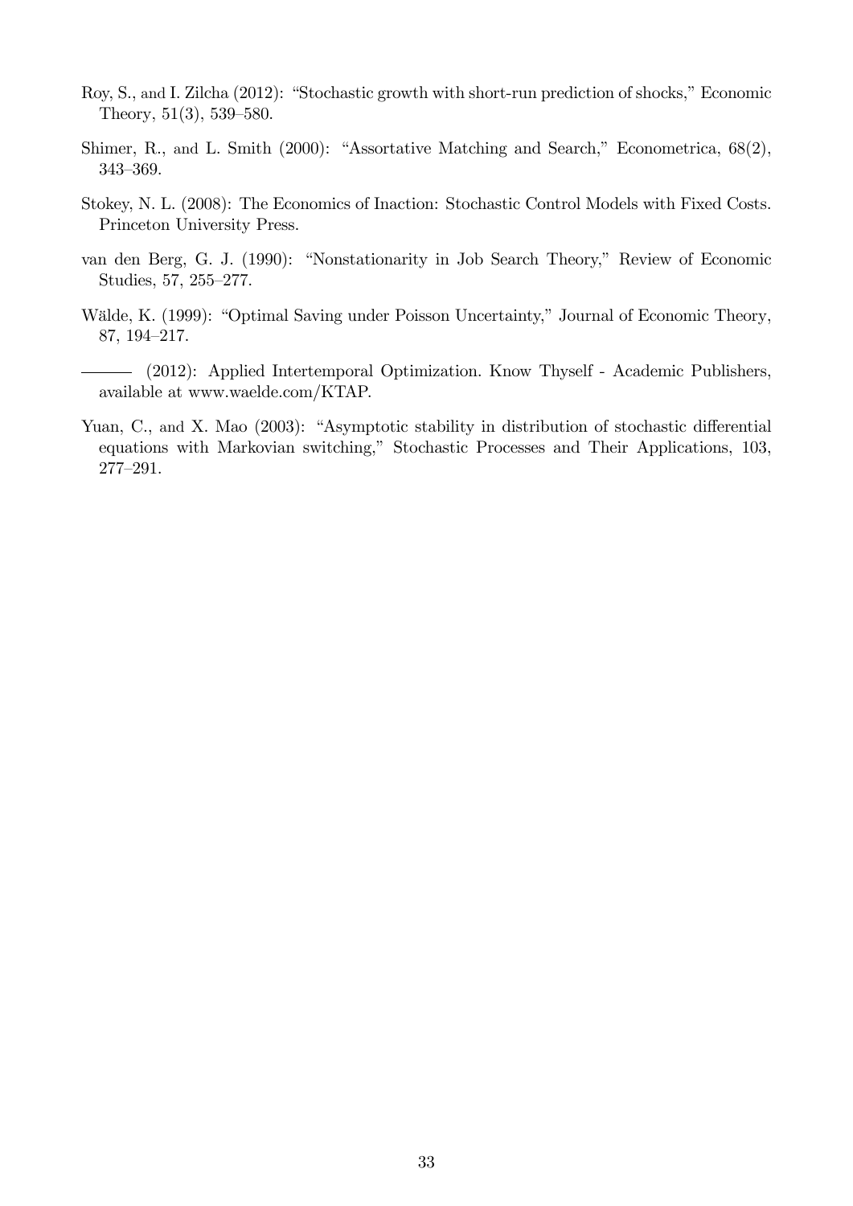Roy, S., and I. Zilcha (2012): "Stochastic growth with short-run prediction of shocks," Economic Theory, 51(3), 539–580.

Shimer, R., and L. Smith (2000): "Assortative Matching and Search," Econometrica, 68(2), 343–369.

Stokey, N. L. (2008): The Economics of Inaction: Stochastic Control Models with Fixed Costs. Princeton University Press.

van den Berg, G. J. (1990): "Nonstationarity in Job Search Theory," Review of Economic Studies, 57, 255–277.

Wälde, K. (1999): "Optimal Saving under Poisson Uncertainty," Journal of Economic Theory, 87, 194–217.

——— (2012): Applied Intertemporal Optimization. Know Thyself - Academic Publishers, available at www.waelde.com/KTAP.

Yuan, C., and X. Mao (2003): "Asymptotic stability in distribution of stochastic differential equations with Markovian switching," Stochastic Processes and Their Applications, 103, 277–291.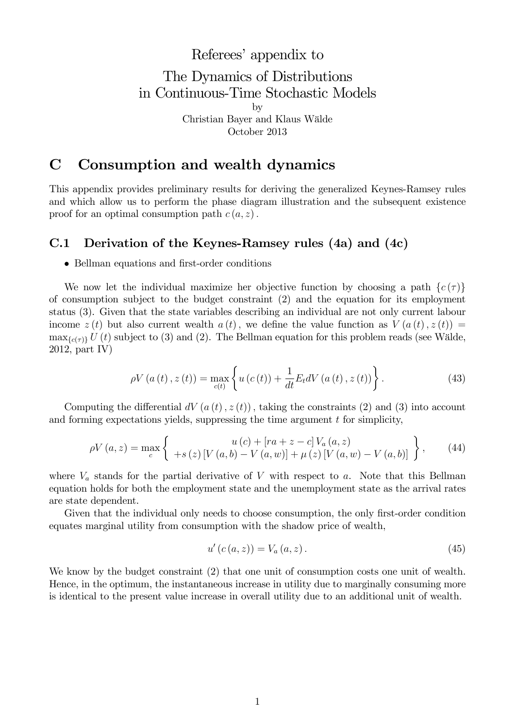Referees' appendix to

The Dynamics of Distributions in Continuous-Time Stochastic Models

by

Christian Bayer and Klaus Wälde

October 2013

# C Consumption and wealth dynamics

This appendix provides preliminary results for deriving the generalized Keynes-Ramsey rules and which allow us to perform the phase diagram illustration and the subsequent existence proof for an optimal consumption path $c(a, z)$.

## C.1 Derivation of the Keynes-Ramsey rules (4a) and (4c)

- Bellman equations and first-order conditions

We now let the individual maximize her objective function by choosing a path $\{c(\tau)\}$ of consumption subject to the budget constraint (2) and the equation for its employment status (3). Given that the state variables describing an individual are not only current labour income $z(t)$ but also current wealth $a(t)$, we define the value function as $V(a(t), z(t)) = \max_{\{c(\tau)\}} U(t)$ subject to (3) and (2). The Bellman equation for this problem reads (see Wälde, 2012, part IV)

$$\rho V(a(t), z(t)) = \max_{c(t)} \left\{ u(c(t)) + \frac{1}{dt} E_t dV(a(t), z(t)) \right\}. \tag{43}$$

Computing the differential $dV(a(t), z(t))$, taking the constraints (2) and (3) into account and forming expectations yields, suppressing the time argument $t$ for simplicity,

$$\rho V(a, z) = \max_c \left\{ \begin{array}{c} u(c) + [ra + z - c] V_a(a, z) \\ +s(z) [V(a, b) - V(a, w)] + \mu(z) [V(a, w) - V(a, b)] \end{array} \right\}, \tag{44}$$

where $V_a$ stands for the partial derivative of $V$ with respect to $a$. Note that this Bellman equation holds for both the employment state and the unemployment state as the arrival rates are state dependent.

Given that the individual only needs to choose consumption, the only first-order condition equates marginal utility from consumption with the shadow price of wealth,

$$u'(c(a, z)) = V_a(a, z). \tag{45}$$

We know by the budget constraint (2) that one unit of consumption costs one unit of wealth. Hence, in the optimum, the instantaneous increase in utility due to marginally consuming more is identical to the present value increase in overall utility due to an additional unit of wealth.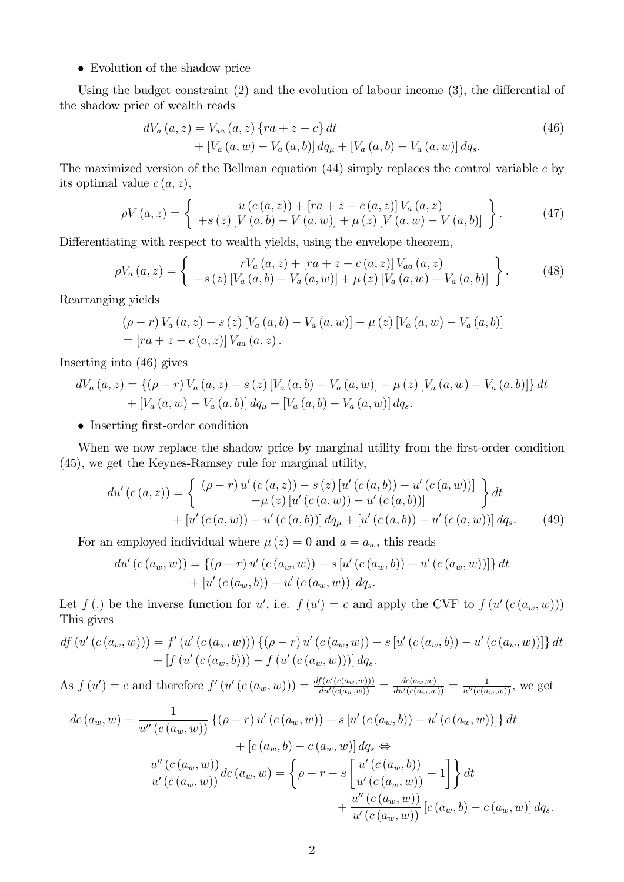- Evolution of the shadow price

Using the budget constraint (2) and the evolution of labour income (3), the differential of the shadow price of wealth reads

$$dV_a(a,z) = V_{aa}(a,z)\{ra + z - c\}\,dt + [V_a(a,w) - V_a(a,b)]\,dq_\mu + [V_a(a,b) - V_a(a,w)]\,dq_s. \tag{46}$$

The maximized version of the Bellman equation (44) simply replaces the control variable $c$ by its optimal value $c(a,z)$,

$$\rho V(a,z) = \left\{ \begin{array}{c} u(c(a,z)) + [ra + z - c(a,z)]\,V_a(a,z) \\ +s(z)[V(a,b) - V(a,w)] + \mu(z)[V(a,w) - V(a,b)] \end{array} \right\}. \tag{47}$$

Differentiating with respect to wealth yields, using the envelope theorem,

$$\rho V_a(a,z) = \left\{ \begin{array}{c} rV_a(a,z) + [ra + z - c(a,z)]\,V_{aa}(a,z) \\ +s(z)[V_a(a,b) - V_a(a,w)] + \mu(z)[V_a(a,w) - V_a(a,b)] \end{array} \right\}. \tag{48}$$

Rearranging yields

$$\begin{aligned} &(\rho - r)V_a(a,z) - s(z)[V_a(a,b) - V_a(a,w)] - \mu(z)[V_a(a,w) - V_a(a,b)] \\ &= [ra + z - c(a,z)]\,V_{aa}(a,z). \end{aligned}$$

Inserting into (46) gives

$$\begin{aligned} dV_a(a,z) = &\{(\rho - r)V_a(a,z) - s(z)[V_a(a,b) - V_a(a,w)] - \mu(z)[V_a(a,w) - V_a(a,b)]\}\,dt \\ &+ [V_a(a,w) - V_a(a,b)]\,dq_\mu + [V_a(a,b) - V_a(a,w)]\,dq_s. \end{aligned}$$

- Inserting first-order condition

When we now replace the shadow price by marginal utility from the first-order condition (45), we get the Keynes-Ramsey rule for marginal utility,

$$\begin{aligned} du'(c(a,z)) = &\left\{ \begin{array}{c} (\rho - r)u'(c(a,z)) - s(z)[u'(c(a,b)) - u'(c(a,w))] \\ -\mu(z)[u'(c(a,w)) - u'(c(a,b))] \end{array} \right\} dt \\ &+ [u'(c(a,w)) - u'(c(a,b))]\,dq_\mu + [u'(c(a,b)) - u'(c(a,w))]\,dq_s. \end{aligned} \tag{49}$$

For an employed individual where $\mu(z) = 0$ and $a = a_w$, this reads

$$\begin{aligned} du'(c(a_w,w)) = &\{(\rho - r)u'(c(a_w,w)) - s[u'(c(a_w,b)) - u'(c(a_w,w))]\}\,dt \\ &+ [u'(c(a_w,b)) - u'(c(a_w,w))]\,dq_s. \end{aligned}$$

Let $f(.)$ be the inverse function for $u'$, i.e. $f(u') = c$ and apply the CVF to $f(u'(c(a_w,w)))$ This gives

$$\begin{aligned} df(u'(c(a_w,w))) = &f'(u'(c(a_w,w)))\{(\rho - r)u'(c(a_w,w)) - s[u'(c(a_w,b)) - u'(c(a_w,w))]\}\,dt \\ &+ [f(u'(c(a_w,b))) - f(u'(c(a_w,w)))]\,dq_s. \end{aligned}$$

As $f(u') = c$ and therefore $f'(u'(c(a_w,w))) = \frac{df(u'(c(a_w,w)))}{du'(c(a_w,w))} = \frac{dc(a_w,w)}{du'(c(a_w,w))} = \frac{1}{u''(c(a_w,w))}$, we get

$$\begin{aligned} dc(a_w,w) = &\frac{1}{u''(c(a_w,w))}\{(\rho - r)u'(c(a_w,w)) - s[u'(c(a_w,b)) - u'(c(a_w,w))]\}\,dt \\ &+ [c(a_w,b) - c(a_w,w)]\,dq_s \Leftrightarrow \\ \frac{u''(c(a_w,w))}{u'(c(a_w,w))}dc(a_w,w) = &\left\{\rho - r - s\left[\frac{u'(c(a_w,b))}{u'(c(a_w,w))} - 1\right]\right\} dt \\ &+ \frac{u''(c(a_w,w))}{u'(c(a_w,w))}[c(a_w,b) - c(a_w,w)]\,dq_s. \end{aligned}$$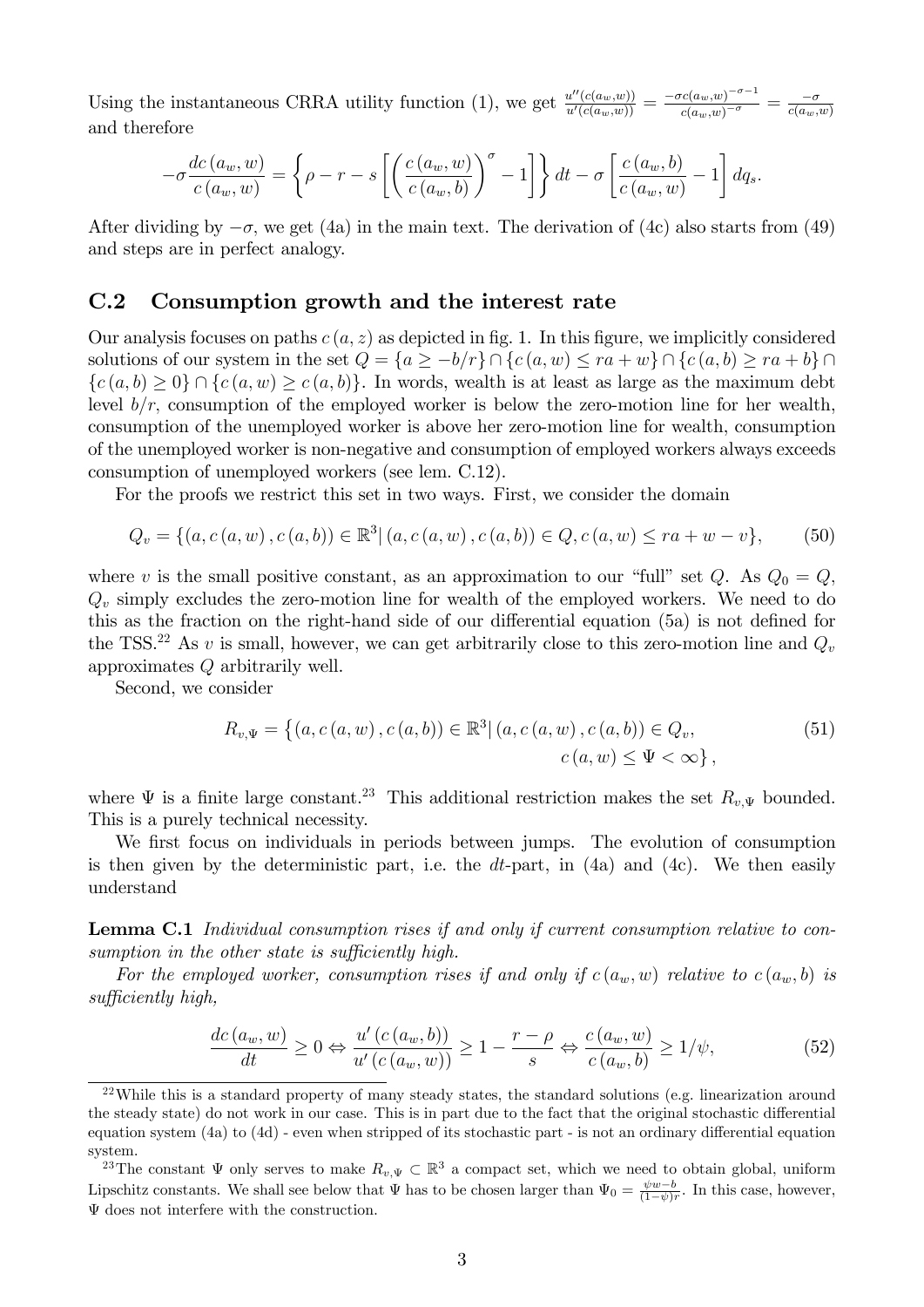Using the instantaneous CRRA utility function (1), we get $\frac{u''(c(a_w,w))}{u'(c(a_w,w))} = \frac{-\sigma c(a_w,w)^{-\sigma-1}}{c(a_w,w)^{-\sigma}} = \frac{-\sigma}{c(a_w,w)}$ and therefore

$$-\sigma \frac{dc\left(a_w, w\right)}{c\left(a_w, w\right)} = \left\{ \rho - r - s\left[ \left( \frac{c\left(a_w, w\right)}{c\left(a_w, b\right)} \right)^{\sigma} - 1 \right] \right\} dt - \sigma \left[ \frac{c\left(a_w, b\right)}{c\left(a_w, w\right)} - 1 \right] dq_s.$$

After dividing by $-\sigma$, we get (4a) in the main text. The derivation of (4c) also starts from (49) and steps are in perfect analogy.

## C.2 Consumption growth and the interest rate

Our analysis focuses on paths $c(a,z)$ as depicted in fig. 1. In this figure, we implicitly considered solutions of our system in the set $Q = \{a \geq -b/r\} \cap \{c(a,w) \leq ra + w\} \cap \{c(a,b) \geq ra + b\} \cap \{c(a,b) \geq 0\} \cap \{c(a,w) \geq c(a,b)\}$. In words, wealth is at least as large as the maximum debt level $b/r$, consumption of the employed worker is below the zero-motion line for her wealth, consumption of the unemployed worker is above her zero-motion line for wealth, consumption of the unemployed worker is non-negative and consumption of employed workers always exceeds consumption of unemployed workers (see lem. C.12).

For the proofs we restrict this set in two ways. First, we consider the domain

$$Q_v = \{(a, c(a,w), c(a,b)) \in \mathbb{R}^3 | \, (a, c(a,w), c(a,b)) \in Q, c(a,w) \leq ra + w - v\}, \tag{50}$$

where $v$ is the small positive constant, as an approximation to our "full" set $Q$. As $Q_0 = Q$, $Q_v$ simply excludes the zero-motion line for wealth of the employed workers. We need to do this as the fraction on the right-hand side of our differential equation (5a) is not defined for the TSS.[22] As $v$ is small, however, we can get arbitrarily close to this zero-motion line and $Q_v$ approximates $Q$ arbitrarily well.

Second, we consider

$$R_{v,\Psi} = \left\{(a, c(a,w), c(a,b)) \in \mathbb{R}^3 | \, (a, c(a,w), c(a,b)) \in Q_v, \; c(a,w) \leq \Psi < \infty \right\}, \tag{51}$$

where $\Psi$ is a finite large constant.[23] This additional restriction makes the set $R_{v,\Psi}$ bounded. This is a purely technical necessity.

We first focus on individuals in periods between jumps. The evolution of consumption is then given by the deterministic part, i.e. the $dt$-part, in (4a) and (4c). We then easily understand

**Lemma C.1** *Individual consumption rises if and only if current consumption relative to consumption in the other state is sufficiently high.*

*For the employed worker, consumption rises if and only if $c(a_w,w)$ relative to $c(a_w,b)$ is sufficiently high,*

$$\frac{dc\left(a_w, w\right)}{dt} \geq 0 \Leftrightarrow \frac{u'\left(c\left(a_w, b\right)\right)}{u'\left(c\left(a_w, w\right)\right)} \geq 1 - \frac{r - \rho}{s} \Leftrightarrow \frac{c\left(a_w, w\right)}{c\left(a_w, b\right)} \geq 1/\psi, \tag{52}$$

[22] While this is a standard property of many steady states, the standard solutions (e.g. linearization around the steady state) do not work in our case. This is in part due to the fact that the original stochastic differential equation system (4a) to (4d) - even when stripped of its stochastic part - is not an ordinary differential equation system.

[23] The constant $\Psi$ only serves to make $R_{v,\Psi} \subset \mathbb{R}^3$ a compact set, which we need to obtain global, uniform Lipschitz constants. We shall see below that $\Psi$ has to be chosen larger than $\Psi_0 = \frac{\psi w - b}{(1-\psi)r}$. In this case, however, $\Psi$ does not interfere with the construction.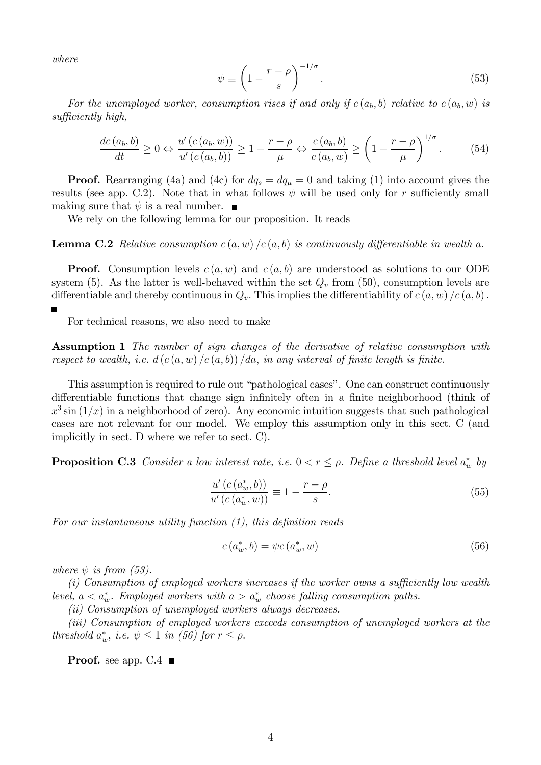*where*

$$\psi \equiv \left(1 - \frac{r-\rho}{s}\right)^{-1/\sigma}. \tag{53}$$

*For the unemployed worker, consumption rises if and only if $c(a_b, b)$ relative to $c(a_b, w)$ is sufficiently high,*

$$\frac{dc(a_b, b)}{dt} \geq 0 \Leftrightarrow \frac{u'(c(a_b, w))}{u'(c(a_b, b))} \geq 1 - \frac{r-\rho}{\mu} \Leftrightarrow \frac{c(a_b, b)}{c(a_b, w)} \geq \left(1 - \frac{r-\rho}{\mu}\right)^{1/\sigma}. \tag{54}$$

**Proof.** Rearranging (4a) and (4c) for $dq_s = dq_\mu = 0$ and taking (1) into account gives the results (see app. C.2). Note that in what follows $\psi$ will be used only for $r$ sufficiently small making sure that $\psi$ is a real number. ■

We rely on the following lemma for our proposition. It reads

**Lemma C.2** *Relative consumption $c(a, w)/c(a, b)$ is continuously differentiable in wealth $a$.*

**Proof.** Consumption levels $c(a, w)$ and $c(a, b)$ are understood as solutions to our ODE system (5). As the latter is well-behaved within the set $Q_v$ from (50), consumption levels are differentiable and thereby continuous in $Q_v$. This implies the differentiability of $c(a, w)/c(a, b)$. ■

For technical reasons, we also need to make

**Assumption 1** *The number of sign changes of the derivative of relative consumption with respect to wealth, i.e. $d(c(a, w)/c(a, b))/da$, in any interval of finite length is finite.*

This assumption is required to rule out "pathological cases". One can construct continuously differentiable functions that change sign infinitely often in a finite neighborhood (think of $x^3 \sin(1/x)$ in a neighborhood of zero). Any economic intuition suggests that such pathological cases are not relevant for our model. We employ this assumption only in this sect. C (and implicitly in sect. D where we refer to sect. C).

**Proposition C.3** *Consider a low interest rate, i.e. $0 < r \leq \rho$. Define a threshold level $a_w^*$ by*

$$\frac{u'(c(a_w^*, b))}{u'(c(a_w^*, w))} \equiv 1 - \frac{r-\rho}{s}. \tag{55}$$

*For our instantaneous utility function (1), this definition reads*

$$c(a_w^*, b) = \psi c(a_w^*, w) \tag{56}$$

*where $\psi$ is from (53).*

*(i) Consumption of employed workers increases if the worker owns a sufficiently low wealth level, $a < a_w^*$. Employed workers with $a > a_w^*$ choose falling consumption paths.*

*(ii) Consumption of unemployed workers always decreases.*

*(iii) Consumption of employed workers exceeds consumption of unemployed workers at the threshold $a_w^*$, i.e. $\psi \leq 1$ in (56) for $r \leq \rho$.*

**Proof.** see app. C.4 ■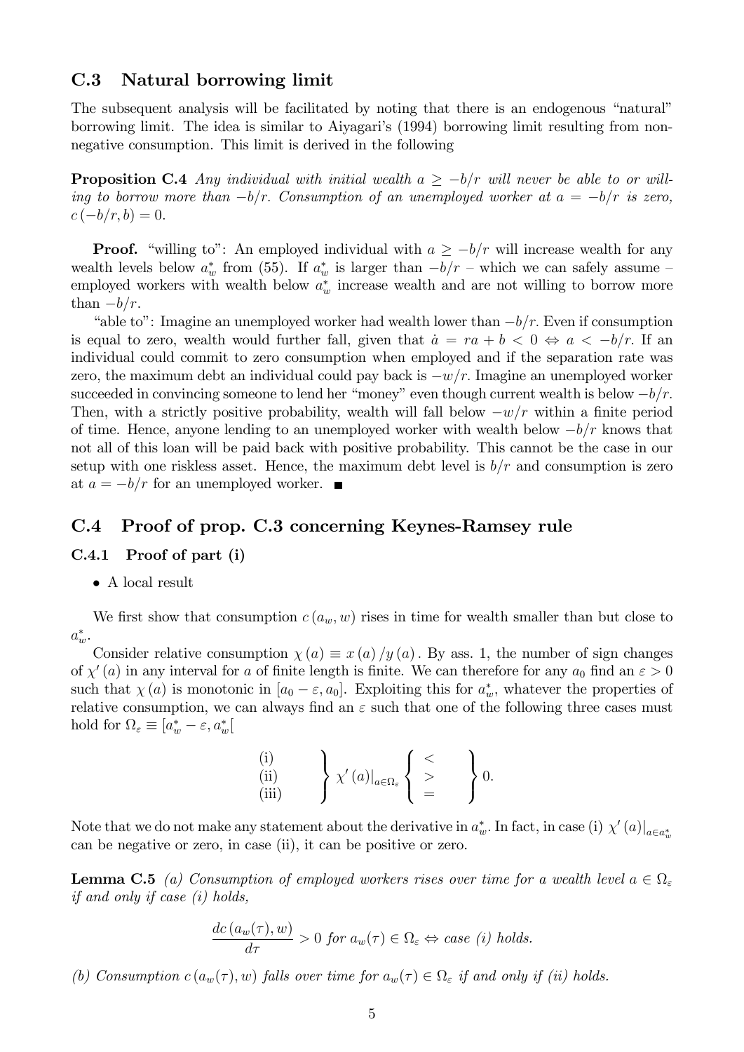## C.3 Natural borrowing limit

The subsequent analysis will be facilitated by noting that there is an endogenous "natural" borrowing limit. The idea is similar to Aiyagari's (1994) borrowing limit resulting from non-negative consumption. This limit is derived in the following

**Proposition C.4** *Any individual with initial wealth $a \geq -b/r$ will never be able to or willing to borrow more than $-b/r$. Consumption of an unemployed worker at $a = -b/r$ is zero, $c(-b/r, b) = 0$.*

**Proof.** "willing to": An employed individual with $a \geq -b/r$ will increase wealth for any wealth levels below $a_w^*$ from (55). If $a_w^*$ is larger than $-b/r$ – which we can safely assume – employed workers with wealth below $a_w^*$ increase wealth and are not willing to borrow more than $-b/r$.

"able to": Imagine an unemployed worker had wealth lower than $-b/r$. Even if consumption is equal to zero, wealth would further fall, given that $\dot{a} = ra + b < 0 \Leftrightarrow a < -b/r$. If an individual could commit to zero consumption when employed and if the separation rate was zero, the maximum debt an individual could pay back is $-w/r$. Imagine an unemployed worker succeeded in convincing someone to lend her "money" even though current wealth is below $-b/r$. Then, with a strictly positive probability, wealth will fall below $-w/r$ within a finite period of time. Hence, anyone lending to an unemployed worker with wealth below $-b/r$ knows that not all of this loan will be paid back with positive probability. This cannot be the case in our setup with one riskless asset. Hence, the maximum debt level is $b/r$ and consumption is zero at $a = -b/r$ for an unemployed worker. ■

## C.4 Proof of prop. C.3 concerning Keynes-Ramsey rule

### C.4.1 Proof of part (i)

- A local result

We first show that consumption $c(a_w, w)$ rises in time for wealth smaller than but close to $a_w^*$.

Consider relative consumption $\chi(a) \equiv x(a)/y(a)$. By ass. 1, the number of sign changes of $\chi'(a)$ in any interval for $a$ of finite length is finite. We can therefore for any $a_0$ find an $\varepsilon > 0$ such that $\chi(a)$ is monotonic in $[a_0 - \varepsilon, a_0]$. Exploiting this for $a_w^*$, whatever the properties of relative consumption, we can always find an $\varepsilon$ such that one of the following three cases must hold for $\Omega_\varepsilon \equiv [a_w^* - \varepsilon, a_w^*[$

$$\left.\begin{array}{l}\text{(i)}\\ \text{(ii)}\\ \text{(iii)}\end{array}\right\} \chi'(a)\big|_{a \in \Omega_\varepsilon} \left\{\begin{array}{c} < \\ > \\ = \end{array}\right\} 0.$$

Note that we do not make any statement about the derivative in $a_w^*$. In fact, in case (i) $\chi'(a)|_{a \in a_w^*}$ can be negative or zero, in case (ii), it can be positive or zero.

**Lemma C.5** *(a) Consumption of employed workers rises over time for a wealth level $a \in \Omega_\varepsilon$ if and only if case (i) holds,*

$$\frac{dc(a_w(\tau), w)}{d\tau} > 0 \text{ for } a_w(\tau) \in \Omega_\varepsilon \Leftrightarrow \text{case (i) holds.}$$

*(b) Consumption $c(a_w(\tau), w)$ falls over time for $a_w(\tau) \in \Omega_\varepsilon$ if and only if (ii) holds.*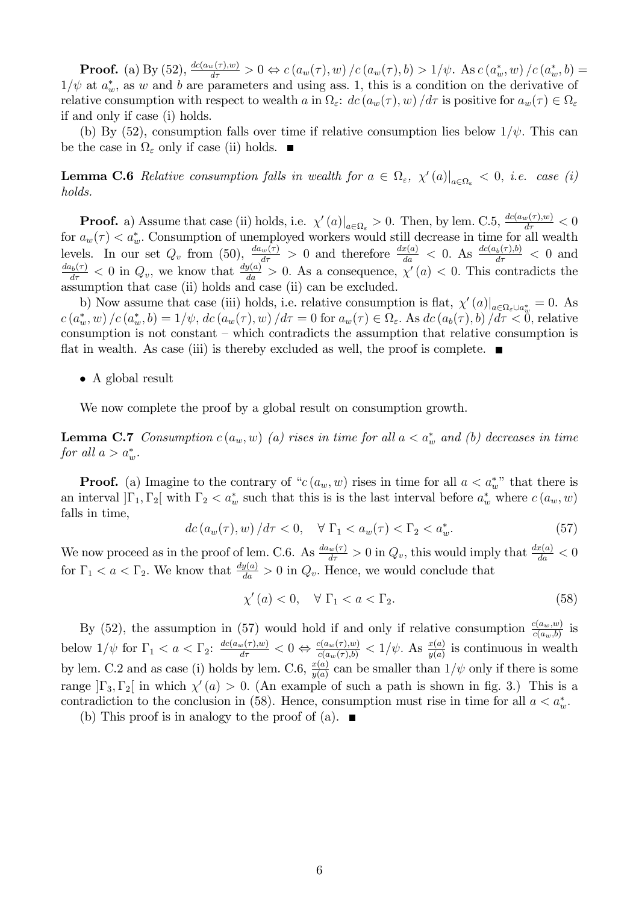**Proof.** (a) By (52), $\frac{dc(a_w(\tau),w)}{d\tau} > 0 \Leftrightarrow c(a_w(\tau), w) / c(a_w(\tau), b) > 1/\psi$. As $c(a_w^*, w) / c(a_w^*, b) = 1/\psi$ at $a_w^*$, as $w$ and $b$ are parameters and using ass. 1, this is a condition on the derivative of relative consumption with respect to wealth $a$ in $\Omega_\varepsilon$: $dc(a_w(\tau), w) / d\tau$ is positive for $a_w(\tau) \in \Omega_\varepsilon$ if and only if case (i) holds.

(b) By (52), consumption falls over time if relative consumption lies below $1/\psi$. This can be the case in $\Omega_\varepsilon$ only if case (ii) holds. ■

**Lemma C.6** *Relative consumption falls in wealth for $a \in \Omega_\varepsilon$, $\chi'(a)|_{a \in \Omega_\varepsilon} < 0$, i.e. case (i) holds.*

**Proof.** a) Assume that case (ii) holds, i.e. $\chi'(a)|_{a \in \Omega_\varepsilon} > 0$. Then, by lem. C.5, $\frac{dc(a_w(\tau),w)}{d\tau} < 0$ for $a_w(\tau) < a_w^*$. Consumption of unemployed workers would still decrease in time for all wealth levels. In our set $Q_v$ from (50), $\frac{da_w(\tau)}{d\tau} > 0$ and therefore $\frac{dx(a)}{da} < 0$. As $\frac{dc(a_b(\tau),b)}{d\tau} < 0$ and $\frac{da_b(\tau)}{d\tau} < 0$ in $Q_v$, we know that $\frac{dy(a)}{da} > 0$. As a consequence, $\chi'(a) < 0$. This contradicts the assumption that case (ii) holds and case (ii) can be excluded.

b) Now assume that case (iii) holds, i.e. relative consumption is flat, $\chi'(a)|_{a \in \Omega_\varepsilon \cup a_w^*} = 0$. As $c(a_w^*, w) / c(a_w^*, b) = 1/\psi$, $dc(a_w(\tau), w) / d\tau = 0$ for $a_w(\tau) \in \Omega_\varepsilon$. As $dc(a_b(\tau), b) / d\tau < 0$, relative consumption is not constant – which contradicts the assumption that relative consumption is flat in wealth. As case (iii) is thereby excluded as well, the proof is complete. ■

- A global result

We now complete the proof by a global result on consumption growth.

**Lemma C.7** *Consumption $c(a_w, w)$ (a) rises in time for all $a < a_w^*$ and (b) decreases in time for all $a > a_w^*$.*

**Proof.** (a) Imagine to the contrary of "$c(a_w, w)$ rises in time for all $a < a_w^*$" that there is an interval $]\Gamma_1, \Gamma_2[$ with $\Gamma_2 < a_w^*$ such that this is is the last interval before $a_w^*$ where $c(a_w, w)$ falls in time,

$$dc(a_w(\tau), w) / d\tau < 0, \quad \forall\ \Gamma_1 < a_w(\tau) < \Gamma_2 < a_w^*. \tag{57}$$

We now proceed as in the proof of lem. C.6. As $\frac{da_w(\tau)}{d\tau} > 0$ in $Q_v$, this would imply that $\frac{dx(a)}{da} < 0$ for $\Gamma_1 < a < \Gamma_2$. We know that $\frac{dy(a)}{da} > 0$ in $Q_v$. Hence, we would conclude that

$$\chi'(a) < 0, \quad \forall\ \Gamma_1 < a < \Gamma_2. \tag{58}$$

By (52), the assumption in (57) would hold if and only if relative consumption $\frac{c(a_w,w)}{c(a_w,b)}$ is below $1/\psi$ for $\Gamma_1 < a < \Gamma_2$: $\frac{dc(a_w(\tau),w)}{d\tau} < 0 \Leftrightarrow \frac{c(a_w(\tau),w)}{c(a_w(\tau),b)} < 1/\psi$. As $\frac{x(a)}{y(a)}$ is continuous in wealth by lem. C.2 and as case (i) holds by lem. C.6, $\frac{x(a)}{y(a)}$ can be smaller than $1/\psi$ only if there is some range $]\Gamma_3, \Gamma_2[$ in which $\chi'(a) > 0$. (An example of such a path is shown in fig. 3.) This is a contradiction to the conclusion in (58). Hence, consumption must rise in time for all $a < a_w^*$.

(b) This proof is in analogy to the proof of (a). ■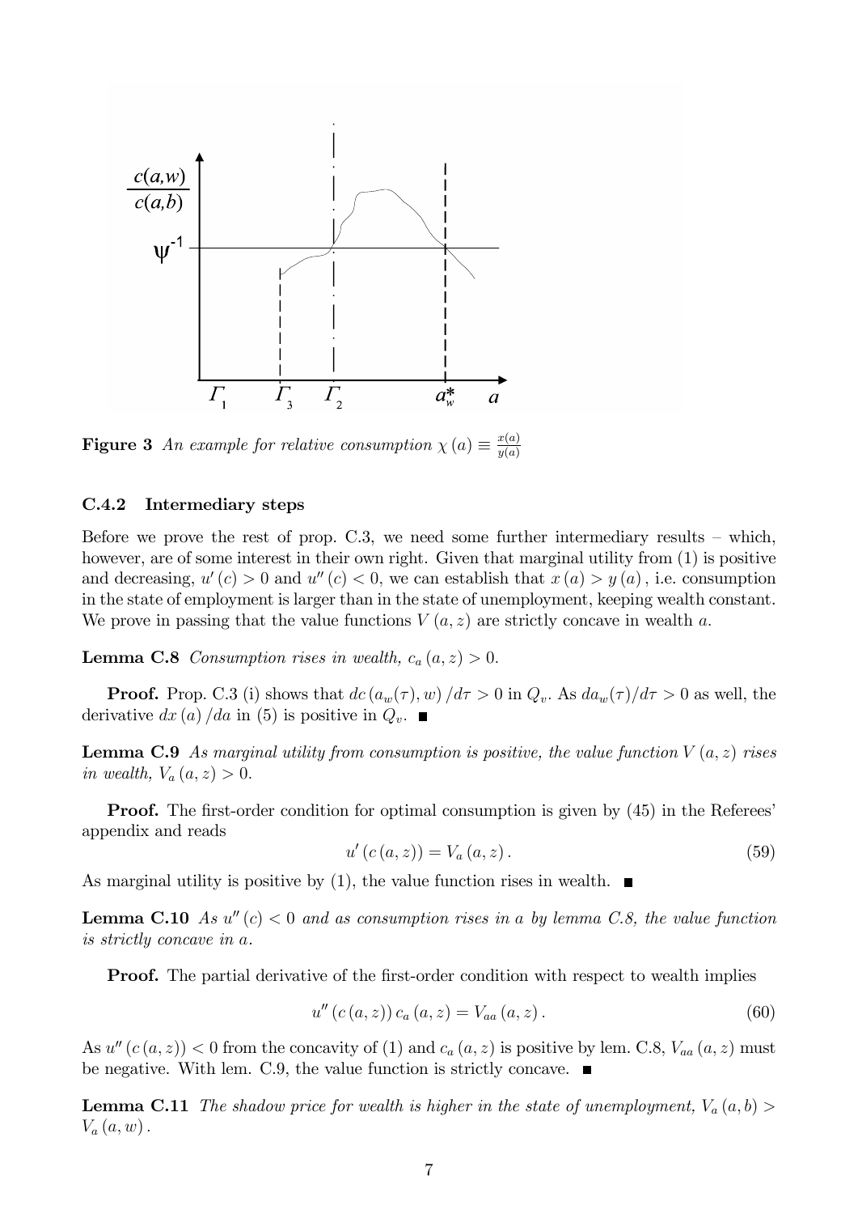**Figure 3** *An example for relative consumption* $\chi(a) \equiv \frac{x(a)}{y(a)}$

### C.4.2 Intermediary steps

Before we prove the rest of prop. C.3, we need some further intermediary results – which, however, are of some interest in their own right. Given that marginal utility from (1) is positive and decreasing, $u'(c) > 0$ and $u''(c) < 0$, we can establish that $x(a) > y(a)$, i.e. consumption in the state of employment is larger than in the state of unemployment, keeping wealth constant. We prove in passing that the value functions $V(a,z)$ are strictly concave in wealth $a$.

**Lemma C.8** *Consumption rises in wealth,* $c_a(a,z) > 0$.

**Proof.** Prop. C.3 (i) shows that $dc(a_w(\tau), w)/d\tau > 0$ in $Q_v$. As $da_w(\tau)/d\tau > 0$ as well, the derivative $dx(a)/da$ in (5) is positive in $Q_v$. ■

**Lemma C.9** *As marginal utility from consumption is positive, the value function* $V(a,z)$ *rises in wealth,* $V_a(a,z) > 0$.

**Proof.** The first-order condition for optimal consumption is given by (45) in the Referees' appendix and reads

$$u'(c(a,z)) = V_a(a,z). \tag{59}$$

As marginal utility is positive by (1), the value function rises in wealth. ■

**Lemma C.10** *As* $u''(c) < 0$ *and as consumption rises in* $a$ *by lemma C.8, the value function is strictly concave in* $a$.

**Proof.** The partial derivative of the first-order condition with respect to wealth implies

$$u''(c(a,z))\,c_a(a,z) = V_{aa}(a,z). \tag{60}$$

As $u''(c(a,z)) < 0$ from the concavity of (1) and $c_a(a,z)$ is positive by lem. C.8, $V_{aa}(a,z)$ must be negative. With lem. C.9, the value function is strictly concave. ■

**Lemma C.11** *The shadow price for wealth is higher in the state of unemployment,* $V_a(a,b) > V_a(a,w)$.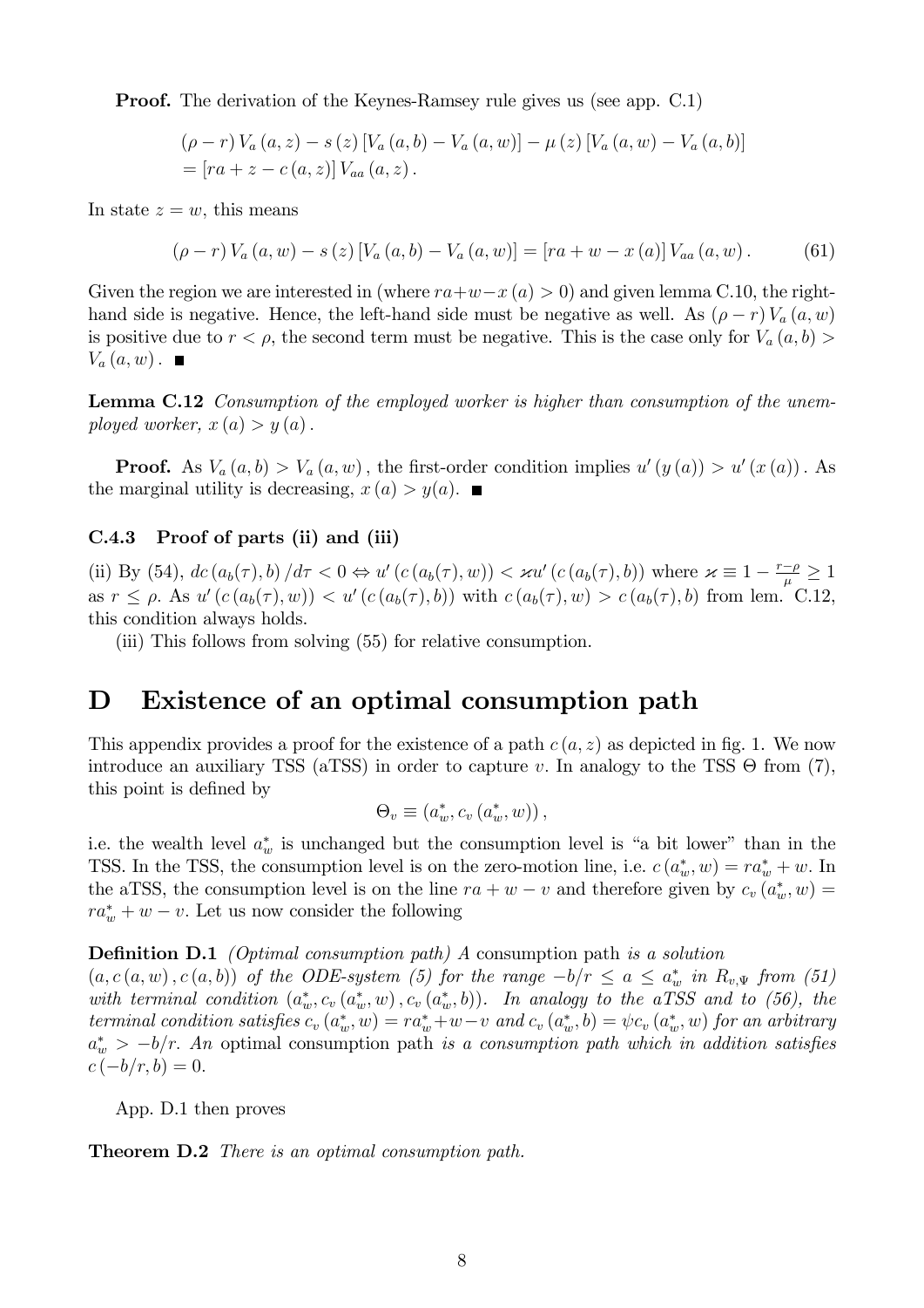**Proof.** The derivation of the Keynes-Ramsey rule gives us (see app. C.1)

$$
\begin{aligned}
&(\rho - r) V_a(a,z) - s(z)\left[V_a(a,b) - V_a(a,w)\right] - \mu(z)\left[V_a(a,w) - V_a(a,b)\right] \\
&= \left[ra + z - c(a,z)\right] V_{aa}(a,z).
\end{aligned}
$$

In state $z = w$, this means

$$
(\rho - r) V_a(a,w) - s(z)\left[V_a(a,b) - V_a(a,w)\right] = \left[ra + w - x(a)\right] V_{aa}(a,w). \tag{61}
$$

Given the region we are interested in (where $ra+w-x(a) > 0$) and given lemma C.10, the right-hand side is negative. Hence, the left-hand side must be negative as well. As $(\rho - r) V_a(a,w)$ is positive due to $r < \rho$, the second term must be negative. This is the case only for $V_a(a,b) > V_a(a,w)$. ∎

**Lemma C.12** *Consumption of the employed worker is higher than consumption of the unemployed worker, $x(a) > y(a)$.*

**Proof.** As $V_a(a,b) > V_a(a,w)$, the first-order condition implies $u'(y(a)) > u'(x(a))$. As the marginal utility is decreasing, $x(a) > y(a)$. ∎

### C.4.3 Proof of parts (ii) and (iii)

(ii) By (54), $dc(a_b(\tau), b)/d\tau < 0 \Leftrightarrow u'(c(a_b(\tau), w)) < \varkappa u'(c(a_b(\tau), b))$ where $\varkappa \equiv 1 - \frac{r-\rho}{\mu} \geq 1$ as $r \leq \rho$. As $u'(c(a_b(\tau), w)) < u'(c(a_b(\tau), b))$ with $c(a_b(\tau), w) > c(a_b(\tau), b)$ from lem. C.12, this condition always holds.

(iii) This follows from solving (55) for relative consumption.

# D Existence of an optimal consumption path

This appendix provides a proof for the existence of a path $c(a,z)$ as depicted in fig. 1. We now introduce an auxiliary TSS (aTSS) in order to capture $v$. In analogy to the TSS $\Theta$ from (7), this point is defined by

$$
\Theta_v \equiv \left(a_w^*, c_v(a_w^*, w)\right),
$$

i.e. the wealth level $a_w^*$ is unchanged but the consumption level is "a bit lower" than in the TSS. In the TSS, the consumption level is on the zero-motion line, i.e. $c(a_w^*, w) = ra_w^* + w$. In the aTSS, the consumption level is on the line $ra + w - v$ and therefore given by $c_v(a_w^*, w) = ra_w^* + w - v$. Let us now consider the following

**Definition D.1** *(Optimal consumption path) A* consumption path *is a solution $(a, c(a,w), c(a,b))$ of the ODE-system (5) for the range $-b/r \leq a \leq a_w^*$ in $R_{v,\Psi}$ from (51) with terminal condition $(a_w^*, c_v(a_w^*, w), c_v(a_w^*, b))$. In analogy to the aTSS and to (56), the terminal condition satisfies $c_v(a_w^*, w) = ra_w^* + w - v$ and $c_v(a_w^*, b) = \psi c_v(a_w^*, w)$ for an arbitrary $a_w^* > -b/r$. An* optimal consumption path *is a consumption path which in addition satisfies $c(-b/r, b) = 0$.*

App. D.1 then proves

**Theorem D.2** *There is an optimal consumption path.*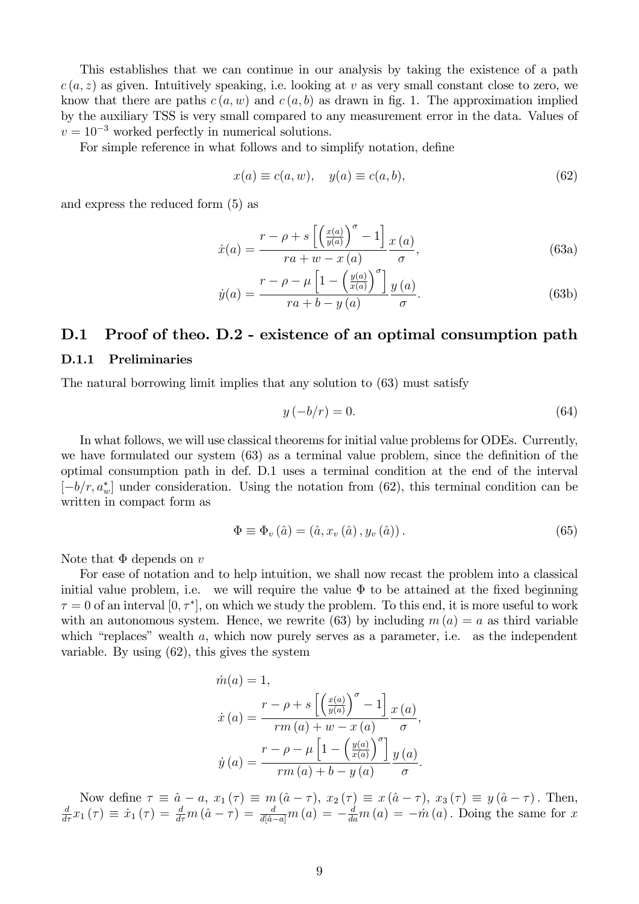This establishes that we can continue in our analysis by taking the existence of a path $c(a, z)$ as given. Intuitively speaking, i.e. looking at $v$ as very small constant close to zero, we know that there are paths $c(a, w)$ and $c(a, b)$ as drawn in fig. 1. The approximation implied by the auxiliary TSS is very small compared to any measurement error in the data. Values of $v = 10^{-3}$ worked perfectly in numerical solutions.

For simple reference in what follows and to simplify notation, define

$$x(a) \equiv c(a, w), \quad y(a) \equiv c(a, b), \tag{62}$$

and express the reduced form (5) as

$$\dot{x}(a) = \frac{r - \rho + s\left[\left(\frac{x(a)}{y(a)}\right)^{\sigma} - 1\right]}{ra + w - x(a)} \frac{x(a)}{\sigma}, \tag{63a}$$

$$\dot{y}(a) = \frac{r - \rho - \mu\left[1 - \left(\frac{y(a)}{x(a)}\right)^{\sigma}\right]}{ra + b - y(a)} \frac{y(a)}{\sigma}. \tag{63b}$$

## D.1 Proof of theo. D.2 - existence of an optimal consumption path

### D.1.1 Preliminaries

The natural borrowing limit implies that any solution to (63) must satisfy

$$y(-b/r) = 0. \tag{64}$$

In what follows, we will use classical theorems for initial value problems for ODEs. Currently, we have formulated our system (63) as a terminal value problem, since the definition of the optimal consumption path in def. D.1 uses a terminal condition at the end of the interval $[-b/r, a_w^*]$ under consideration. Using the notation from (62), this terminal condition can be written in compact form as

$$\Phi \equiv \Phi_v(\hat{a}) = (\hat{a}, x_v(\hat{a}), y_v(\hat{a})). \tag{65}$$

Note that $\Phi$ depends on $v$

For ease of notation and to help intuition, we shall now recast the problem into a classical initial value problem, i.e. we will require the value $\Phi$ to be attained at the fixed beginning $\tau = 0$ of an interval $[0, \tau^*]$, on which we study the problem. To this end, it is more useful to work with an autonomous system. Hence, we rewrite (63) by including $m(a) = a$ as third variable which "replaces" wealth $a$, which now purely serves as a parameter, i.e. as the independent variable. By using (62), this gives the system

$$\dot{m}(a) = 1,$$

$$\dot{x}(a) = \frac{r - \rho + s\left[\left(\frac{x(a)}{y(a)}\right)^{\sigma} - 1\right]}{rm(a) + w - x(a)} \frac{x(a)}{\sigma},$$

$$\dot{y}(a) = \frac{r - \rho - \mu\left[1 - \left(\frac{y(a)}{x(a)}\right)^{\sigma}\right]}{rm(a) + b - y(a)} \frac{y(a)}{\sigma}.$$

Now define $\tau \equiv \hat{a} - a$, $x_1(\tau) \equiv m(\hat{a} - \tau)$, $x_2(\tau) \equiv x(\hat{a} - \tau)$, $x_3(\tau) \equiv y(\hat{a} - \tau)$. Then, $\frac{d}{d\tau}x_1(\tau) \equiv \dot{x}_1(\tau) = \frac{d}{d\tau}m(\hat{a} - \tau) = \frac{d}{d[\hat{a}-a]}m(a) = -\frac{d}{da}m(a) = -\dot{m}(a)$. Doing the same for $x$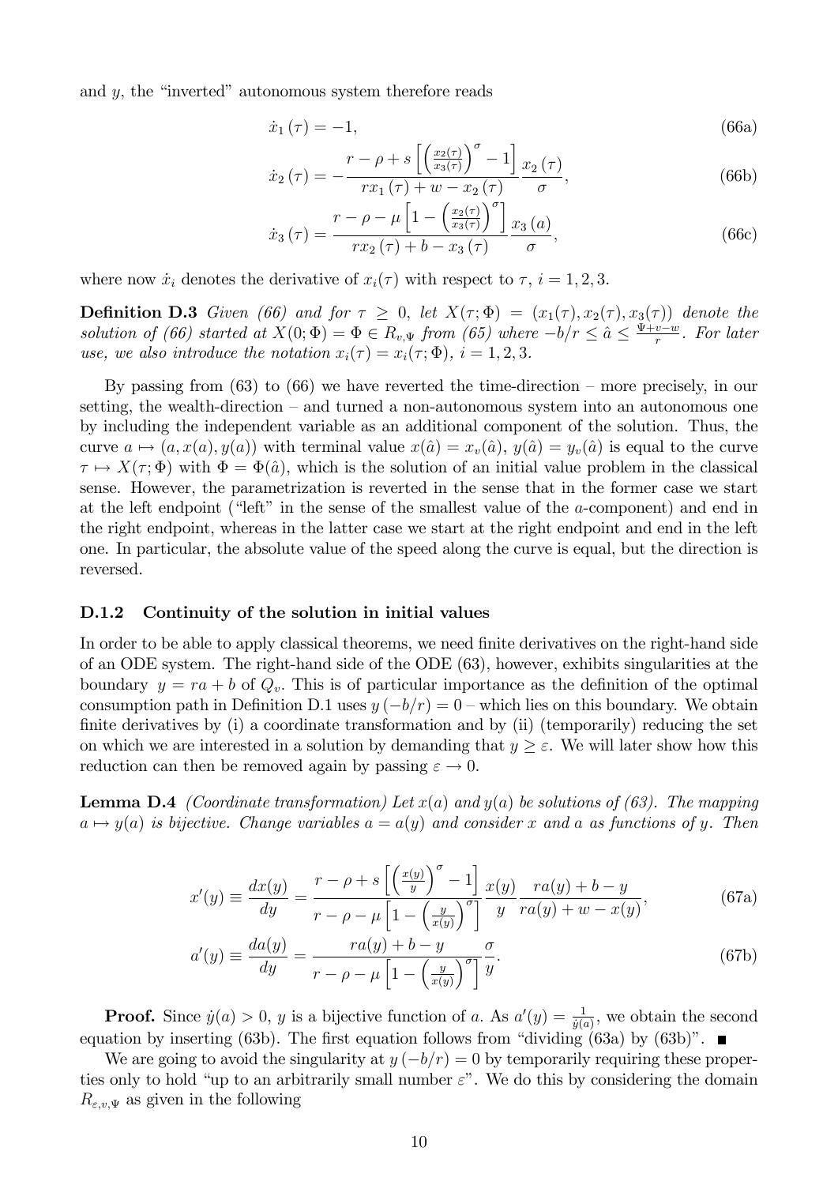and $y$, the "inverted" autonomous system therefore reads

$$\dot{x}_1(\tau) = -1, \tag{66a}$$

$$\dot{x}_2(\tau) = -\frac{r - \rho + s\left[\left(\frac{x_2(\tau)}{x_3(\tau)}\right)^{\sigma} - 1\right]}{r x_1(\tau) + w - x_2(\tau)} \frac{x_2(\tau)}{\sigma}, \tag{66b}$$

$$\dot{x}_3(\tau) = \frac{r - \rho - \mu\left[1 - \left(\frac{x_2(\tau)}{x_3(\tau)}\right)^{\sigma}\right]}{r x_2(\tau) + b - x_3(\tau)} \frac{x_3(a)}{\sigma}, \tag{66c}$$

where now $\dot{x}_i$ denotes the derivative of $x_i(\tau)$ with respect to $\tau$, $i = 1, 2, 3$.

**Definition D.3** *Given (66) and for $\tau \geq 0$, let $X(\tau; \Phi) = (x_1(\tau), x_2(\tau), x_3(\tau))$ denote the solution of (66) started at $X(0; \Phi) = \Phi \in R_{v,\Psi}$ from (65) where $-b/r \leq \hat{a} \leq \frac{\Psi + v - w}{r}$. For later use, we also introduce the notation $x_i(\tau) = x_i(\tau; \Phi)$, $i = 1, 2, 3$.*

By passing from (63) to (66) we have reverted the time-direction – more precisely, in our setting, the wealth-direction – and turned a non-autonomous system into an autonomous one by including the independent variable as an additional component of the solution. Thus, the curve $a \mapsto (a, x(a), y(a))$ with terminal value $x(\hat{a}) = x_v(\hat{a})$, $y(\hat{a}) = y_v(\hat{a})$ is equal to the curve $\tau \mapsto X(\tau; \Phi)$ with $\Phi = \Phi(\hat{a})$, which is the solution of an initial value problem in the classical sense. However, the parametrization is reverted in the sense that in the former case we start at the left endpoint ("left" in the sense of the smallest value of the $a$-component) and end in the right endpoint, whereas in the latter case we start at the right endpoint and end in the left one. In particular, the absolute value of the speed along the curve is equal, but the direction is reversed.

### D.1.2 Continuity of the solution in initial values

In order to be able to apply classical theorems, we need finite derivatives on the right-hand side of an ODE system. The right-hand side of the ODE (63), however, exhibits singularities at the boundary $y = ra + b$ of $Q_v$. This is of particular importance as the definition of the optimal consumption path in Definition D.1 uses $y(-b/r) = 0$ – which lies on this boundary. We obtain finite derivatives by (i) a coordinate transformation and by (ii) (temporarily) reducing the set on which we are interested in a solution by demanding that $y \geq \varepsilon$. We will later show how this reduction can then be removed again by passing $\varepsilon \to 0$.

**Lemma D.4** *(Coordinate transformation) Let $x(a)$ and $y(a)$ be solutions of (63). The mapping $a \mapsto y(a)$ is bijective. Change variables $a = a(y)$ and consider $x$ and $a$ as functions of $y$. Then*

$$x'(y) \equiv \frac{dx(y)}{dy} = \frac{r - \rho + s\left[\left(\frac{x(y)}{y}\right)^{\sigma} - 1\right]}{r - \rho - \mu\left[1 - \left(\frac{y}{x(y)}\right)^{\sigma}\right]} \frac{x(y)}{y} \frac{ra(y) + b - y}{ra(y) + w - x(y)}, \tag{67a}$$

$$a'(y) \equiv \frac{da(y)}{dy} = \frac{ra(y) + b - y}{r - \rho - \mu\left[1 - \left(\frac{y}{x(y)}\right)^{\sigma}\right]} \frac{\sigma}{y}. \tag{67b}$$

**Proof.** Since $\dot{y}(a) > 0$, $y$ is a bijective function of $a$. As $a'(y) = \frac{1}{\dot{y}(a)}$, we obtain the second equation by inserting (63b). The first equation follows from "dividing (63a) by (63b)". ■

We are going to avoid the singularity at $y(-b/r) = 0$ by temporarily requiring these properties only to hold "up to an arbitrarily small number $\varepsilon$". We do this by considering the domain $R_{\varepsilon,v,\Psi}$ as given in the following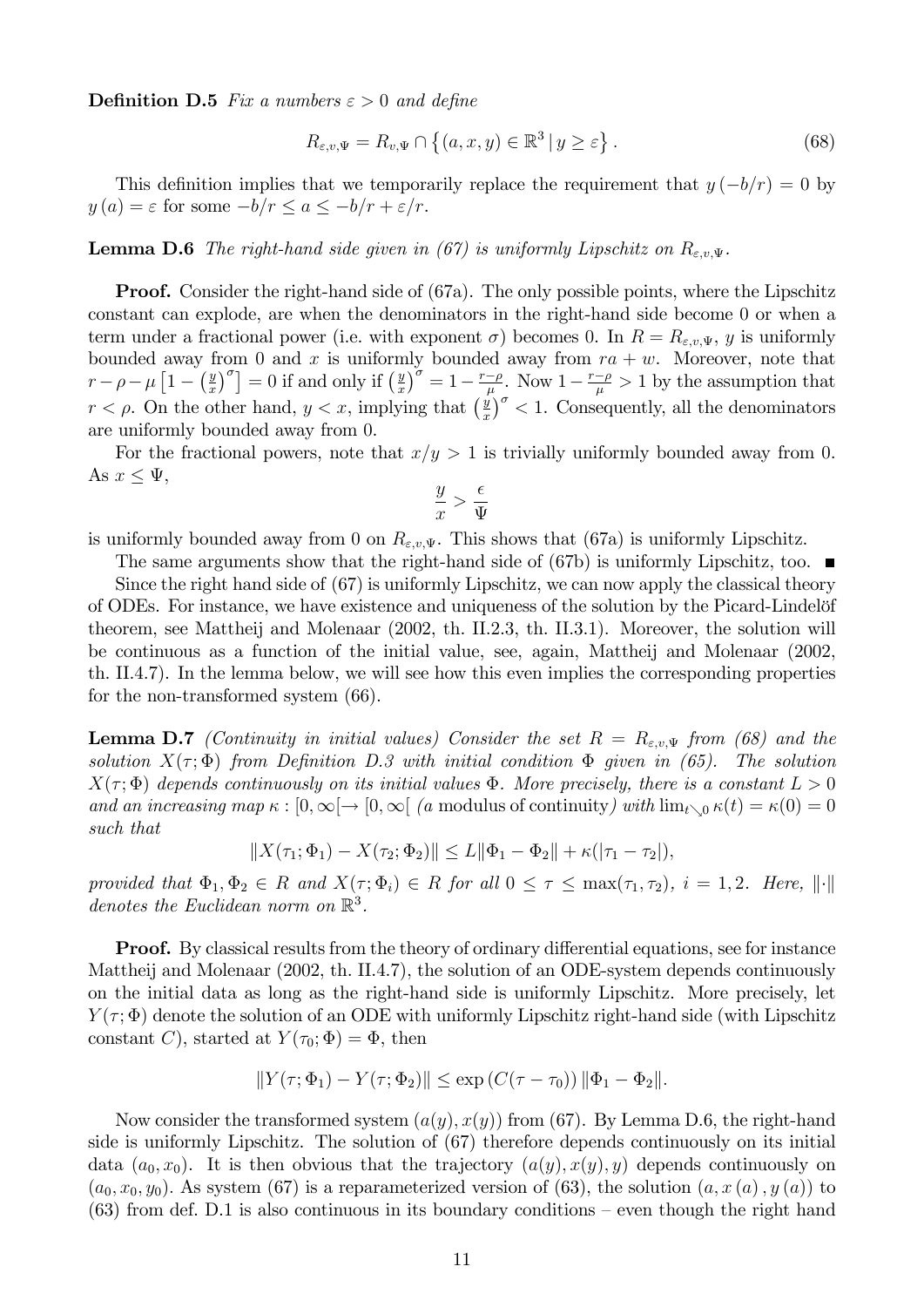**Definition D.5** *Fix a numbers $\varepsilon > 0$ and define*

$$R_{\varepsilon,v,\Psi} = R_{v,\Psi} \cap \left\{(a,x,y) \in \mathbb{R}^3 \,|\, y \geq \varepsilon\right\}. \tag{68}$$

This definition implies that we temporarily replace the requirement that $y(-b/r) = 0$ by $y(a) = \varepsilon$ for some $-b/r \leq a \leq -b/r + \varepsilon/r$.

**Lemma D.6** *The right-hand side given in (67) is uniformly Lipschitz on $R_{\varepsilon,v,\Psi}$.*

**Proof.** Consider the right-hand side of (67a). The only possible points, where the Lipschitz constant can explode, are when the denominators in the right-hand side become 0 or when a term under a fractional power (i.e. with exponent $\sigma$) becomes 0. In $R = R_{\varepsilon,v,\Psi}$, $y$ is uniformly bounded away from 0 and $x$ is uniformly bounded away from $ra + w$. Moreover, note that $r - \rho - \mu\left[1 - \left(\frac{y}{x}\right)^\sigma\right] = 0$ if and only if $\left(\frac{y}{x}\right)^\sigma = 1 - \frac{r-\rho}{\mu}$. Now $1 - \frac{r-\rho}{\mu} > 1$ by the assumption that $r < \rho$. On the other hand, $y < x$, implying that $\left(\frac{y}{x}\right)^\sigma < 1$. Consequently, all the denominators are uniformly bounded away from 0.

For the fractional powers, note that $x/y > 1$ is trivially uniformly bounded away from 0. As $x \leq \Psi$,

$$\frac{y}{x} > \frac{\epsilon}{\Psi}$$

is uniformly bounded away from 0 on $R_{\varepsilon,v,\Psi}$. This shows that (67a) is uniformly Lipschitz.

The same arguments show that the right-hand side of (67b) is uniformly Lipschitz, too. ■

Since the right hand side of (67) is uniformly Lipschitz, we can now apply the classical theory of ODEs. For instance, we have existence and uniqueness of the solution by the Picard-Lindelöf theorem, see Mattheij and Molenaar (2002, th. II.2.3, th. II.3.1). Moreover, the solution will be continuous as a function of the initial value, see, again, Mattheij and Molenaar (2002, th. II.4.7). In the lemma below, we will see how this even implies the corresponding properties for the non-transformed system (66).

**Lemma D.7** *(Continuity in initial values) Consider the set $R = R_{\varepsilon,v,\Psi}$ from (68) and the solution $X(\tau;\Phi)$ from Definition D.3 with initial condition $\Phi$ given in (65). The solution $X(\tau;\Phi)$ depends continuously on its initial values $\Phi$. More precisely, there is a constant $L > 0$ and an increasing map $\kappa : [0,\infty[ \to [0,\infty[$ (a* modulus of continuity*) with $\lim_{t\searrow 0} \kappa(t) = \kappa(0) = 0$ such that*

$$\|X(\tau_1;\Phi_1) - X(\tau_2;\Phi_2)\| \leq L\|\Phi_1 - \Phi_2\| + \kappa(|\tau_1 - \tau_2|),$$

*provided that $\Phi_1, \Phi_2 \in R$ and $X(\tau;\Phi_i) \in R$ for all $0 \leq \tau \leq \max(\tau_1, \tau_2)$, $i = 1,2$. Here, $\|\cdot\|$ denotes the Euclidean norm on $\mathbb{R}^3$.*

**Proof.** By classical results from the theory of ordinary differential equations, see for instance Mattheij and Molenaar (2002, th. II.4.7), the solution of an ODE-system depends continuously on the initial data as long as the right-hand side is uniformly Lipschitz. More precisely, let $Y(\tau;\Phi)$ denote the solution of an ODE with uniformly Lipschitz right-hand side (with Lipschitz constant $C$), started at $Y(\tau_0;\Phi) = \Phi$, then

$$\|Y(\tau;\Phi_1) - Y(\tau;\Phi_2)\| \leq \exp\left(C(\tau - \tau_0)\right)\|\Phi_1 - \Phi_2\|.$$

Now consider the transformed system $(a(y), x(y))$ from (67). By Lemma D.6, the right-hand side is uniformly Lipschitz. The solution of (67) therefore depends continuously on its initial data $(a_0, x_0)$. It is then obvious that the trajectory $(a(y), x(y), y)$ depends continuously on $(a_0, x_0, y_0)$. As system (67) is a reparameterized version of (63), the solution $(a, x(a), y(a))$ to (63) from def. D.1 is also continuous in its boundary conditions – even though the right hand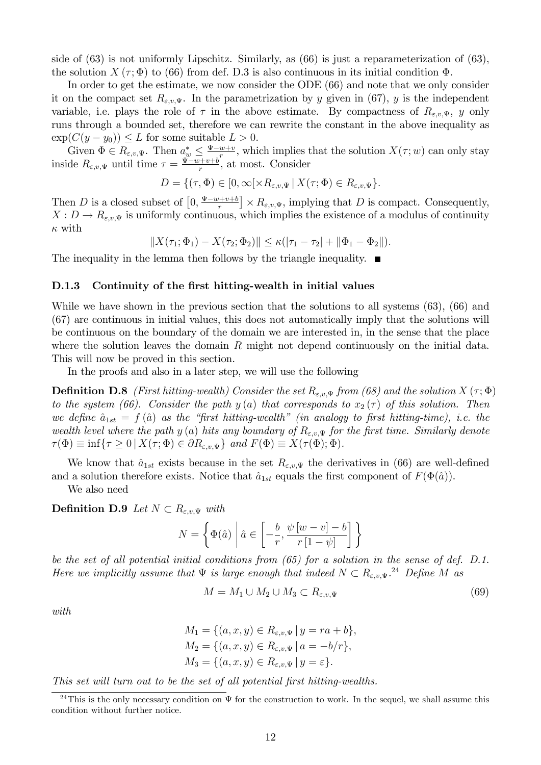side of (63) is not uniformly Lipschitz. Similarly, as (66) is just a reparameterization of (63), the solution $X(\tau;\Phi)$ to (66) from def. D.3 is also continuous in its initial condition $\Phi$.

In order to get the estimate, we now consider the ODE (66) and note that we only consider it on the compact set $R_{\varepsilon,v,\Psi}$. In the parametrization by $y$ given in (67), $y$ is the independent variable, i.e. plays the role of $\tau$ in the above estimate. By compactness of $R_{\varepsilon,v,\Psi}$, $y$ only runs through a bounded set, therefore we can rewrite the constant in the above inequality as $\exp(C(y-y_0)) \leq L$ for some suitable $L > 0$.

Given $\Phi \in R_{\varepsilon,v,\Psi}$. Then $a_w^* \leq \frac{\Psi - w + v}{r}$, which implies that the solution $X(\tau;w)$ can only stay inside $R_{\varepsilon,v,\Psi}$ until time $\tau = \frac{\Psi - w + v + b}{r}$, at most. Consider

$$D = \{(\tau,\Phi) \in [0,\infty[\times R_{\varepsilon,v,\Psi} \,|\, X(\tau;\Phi) \in R_{\varepsilon,v,\Psi}\}.$$

Then $D$ is a closed subset of $\left[0, \frac{\Psi-w+v+b}{r}\right] \times R_{\varepsilon,v,\Psi}$, implying that $D$ is compact. Consequently, $X : D \to R_{\varepsilon,v,\Psi}$ is uniformly continuous, which implies the existence of a modulus of continuity $\kappa$ with

$$\|X(\tau_1;\Phi_1) - X(\tau_2;\Phi_2)\| \leq \kappa(|\tau_1 - \tau_2| + \|\Phi_1 - \Phi_2\|).$$

The inequality in the lemma then follows by the triangle inequality. ■

### D.1.3 Continuity of the first hitting-wealth in initial values

While we have shown in the previous section that the solutions to all systems (63), (66) and (67) are continuous in initial values, this does not automatically imply that the solutions will be continuous on the boundary of the domain we are interested in, in the sense that the place where the solution leaves the domain $R$ might not depend continuously on the initial data. This will now be proved in this section.

In the proofs and also in a later step, we will use the following

**Definition D.8** *(First hitting-wealth) Consider the set $R_{\varepsilon,v,\Psi}$ from (68) and the solution $X(\tau;\Phi)$ to the system (66). Consider the path $y(a)$ that corresponds to $x_2(\tau)$ of this solution. Then we define $\hat{a}_{1st} = f(\hat{a})$ as the "first hitting-wealth" (in analogy to first hitting-time), i.e. the wealth level where the path $y(a)$ hits any boundary of $R_{\varepsilon,v,\Psi}$ for the first time. Similarly denote $\tau(\Phi) \equiv \inf\{\tau \geq 0 \,|\, X(\tau;\Phi) \in \partial R_{\varepsilon,v,\Psi}\}$ and $F(\Phi) \equiv X(\tau(\Phi);\Phi)$.*

We know that $\hat{a}_{1st}$ exists because in the set $R_{\varepsilon,v,\Psi}$ the derivatives in (66) are well-defined and a solution therefore exists. Notice that $\hat{a}_{1st}$ equals the first component of $F(\Phi(\hat{a}))$.

We also need

**Definition D.9** *Let $N \subset R_{\varepsilon,v,\Psi}$ with*

$$N = \left\{ \Phi(\hat{a}) \,\middle|\, \hat{a} \in \left[-\frac{b}{r}, \frac{\psi[w-v]-b}{r[1-\psi]}\right] \right\}$$

*be the set of all potential initial conditions from (65) for a solution in the sense of def. D.1. Here we implicitly assume that $\Psi$ is large enough that indeed $N \subset R_{\varepsilon,v,\Psi}$.[24] Define $M$ as*

$$M = M_1 \cup M_2 \cup M_3 \subset R_{\varepsilon,v,\Psi} \tag{69}$$

*with*

$$M_1 = \{(a,x,y) \in R_{\varepsilon,v,\Psi} \,|\, y = ra + b\},$$
$$M_2 = \{(a,x,y) \in R_{\varepsilon,v,\Psi} \,|\, a = -b/r\},$$
$$M_3 = \{(a,x,y) \in R_{\varepsilon,v,\Psi} \,|\, y = \varepsilon\}.$$

*This set will turn out to be the set of all potential first hitting-wealths.*

[24] This is the only necessary condition on $\Psi$ for the construction to work. In the sequel, we shall assume this condition without further notice.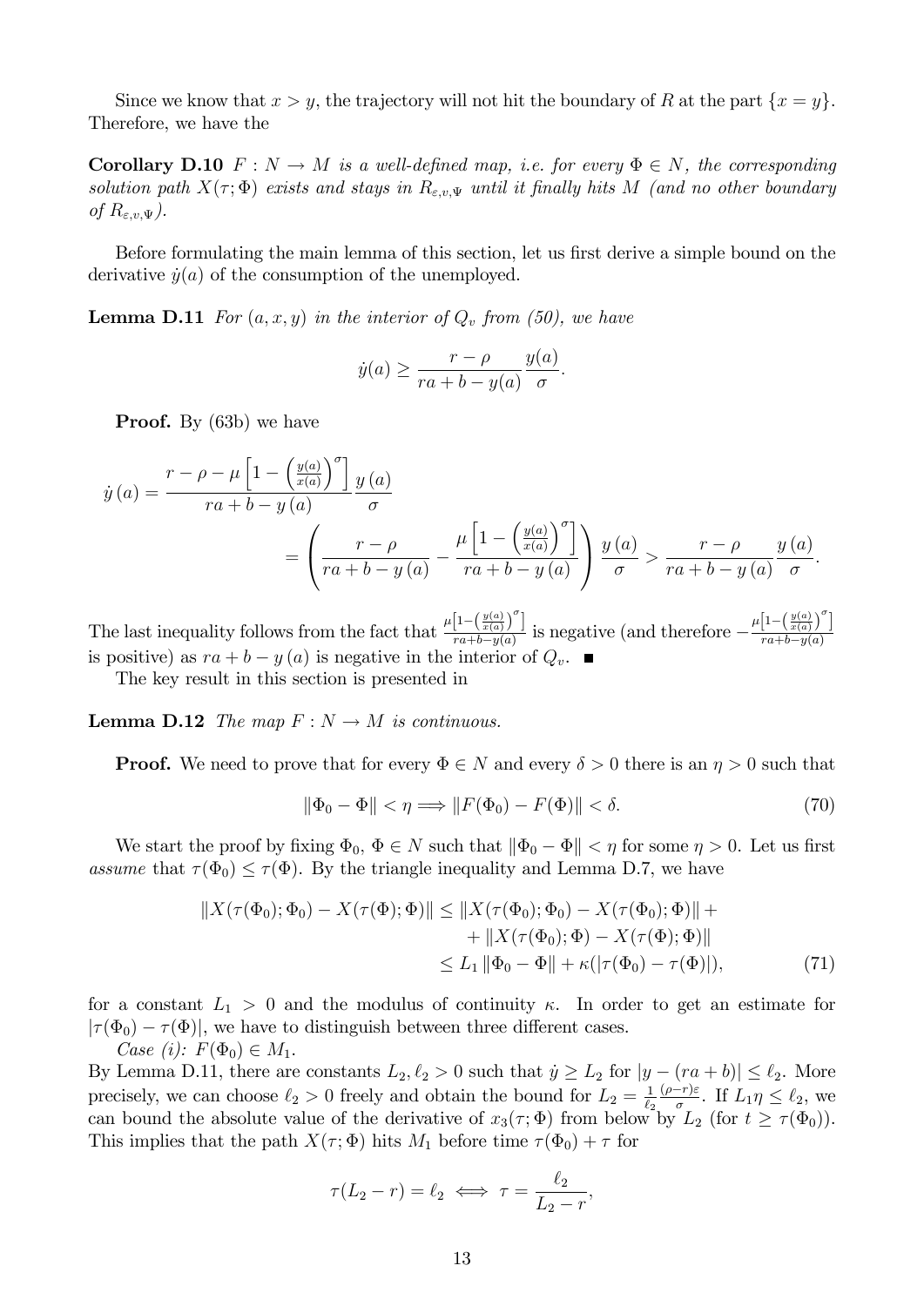Since we know that $x > y$, the trajectory will not hit the boundary of $R$ at the part $\{x = y\}$. Therefore, we have the

**Corollary D.10** *$F : N \to M$ is a well-defined map, i.e. for every $\Phi \in N$, the corresponding solution path $X(\tau; \Phi)$ exists and stays in $R_{\varepsilon,v,\Psi}$ until it finally hits $M$ (and no other boundary of $R_{\varepsilon,v,\Psi}$).*

Before formulating the main lemma of this section, let us first derive a simple bound on the derivative $\dot{y}(a)$ of the consumption of the unemployed.

**Lemma D.11** *For $(a, x, y)$ in the interior of $Q_v$ from (50), we have*

$$\dot{y}(a) \geq \frac{r - \rho}{ra + b - y(a)} \frac{y(a)}{\sigma}.$$

**Proof.** By (63b) we have

$$\dot{y}(a) = \frac{r - \rho - \mu \left[1 - \left(\frac{y(a)}{x(a)}\right)^{\sigma}\right]}{ra + b - y(a)} \frac{y(a)}{\sigma}$$
$$= \left( \frac{r - \rho}{ra + b - y(a)} - \frac{\mu \left[1 - \left(\frac{y(a)}{x(a)}\right)^{\sigma}\right]}{ra + b - y(a)} \right) \frac{y(a)}{\sigma} > \frac{r - \rho}{ra + b - y(a)} \frac{y(a)}{\sigma}.$$

The last inequality follows from the fact that $\frac{\mu\left[1-\left(\frac{y(a)}{x(a)}\right)^{\sigma}\right]}{ra+b-y(a)}$ is negative (and therefore $-\frac{\mu\left[1-\left(\frac{y(a)}{x(a)}\right)^{\sigma}\right]}{ra+b-y(a)}$ is positive) as $ra + b - y(a)$ is negative in the interior of $Q_v$. ■

The key result in this section is presented in

**Lemma D.12** *The map $F : N \to M$ is continuous.*

**Proof.** We need to prove that for every $\Phi \in N$ and every $\delta > 0$ there is an $\eta > 0$ such that

$$\|\Phi_0 - \Phi\| < \eta \Longrightarrow \|F(\Phi_0) - F(\Phi)\| < \delta. \tag{70}$$

We start the proof by fixing $\Phi_0, \Phi \in N$ such that $\|\Phi_0 - \Phi\| < \eta$ for some $\eta > 0$. Let us first *assume* that $\tau(\Phi_0) \leq \tau(\Phi)$. By the triangle inequality and Lemma D.7, we have

$$\begin{aligned} \|X(\tau(\Phi_0); \Phi_0) - X(\tau(\Phi); \Phi)\| &\leq \|X(\tau(\Phi_0); \Phi_0) - X(\tau(\Phi_0); \Phi)\| + \\ &\quad + \|X(\tau(\Phi_0); \Phi) - X(\tau(\Phi); \Phi)\| \\ &\leq L_1 \|\Phi_0 - \Phi\| + \kappa(|\tau(\Phi_0) - \tau(\Phi)|), \end{aligned} \tag{71}$$

for a constant $L_1 > 0$ and the modulus of continuity $\kappa$. In order to get an estimate for $|\tau(\Phi_0) - \tau(\Phi)|$, we have to distinguish between three different cases.

*Case (i): $F(\Phi_0) \in M_1$.*
By Lemma D.11, there are constants $L_2, \ell_2 > 0$ such that $\dot{y} \geq L_2$ for $|y - (ra + b)| \leq \ell_2$. More precisely, we can choose $\ell_2 > 0$ freely and obtain the bound for $L_2 = \frac{1}{\ell_2} \frac{(\rho - r)\varepsilon}{\sigma}$. If $L_1 \eta \leq \ell_2$, we can bound the absolute value of the derivative of $x_3(\tau; \Phi)$ from below by $L_2$ (for $t \geq \tau(\Phi_0)$). This implies that the path $X(\tau; \Phi)$ hits $M_1$ before time $\tau(\Phi_0) + \tau$ for

$$\tau(L_2 - r) = \ell_2 \iff \tau = \frac{\ell_2}{L_2 - r},$$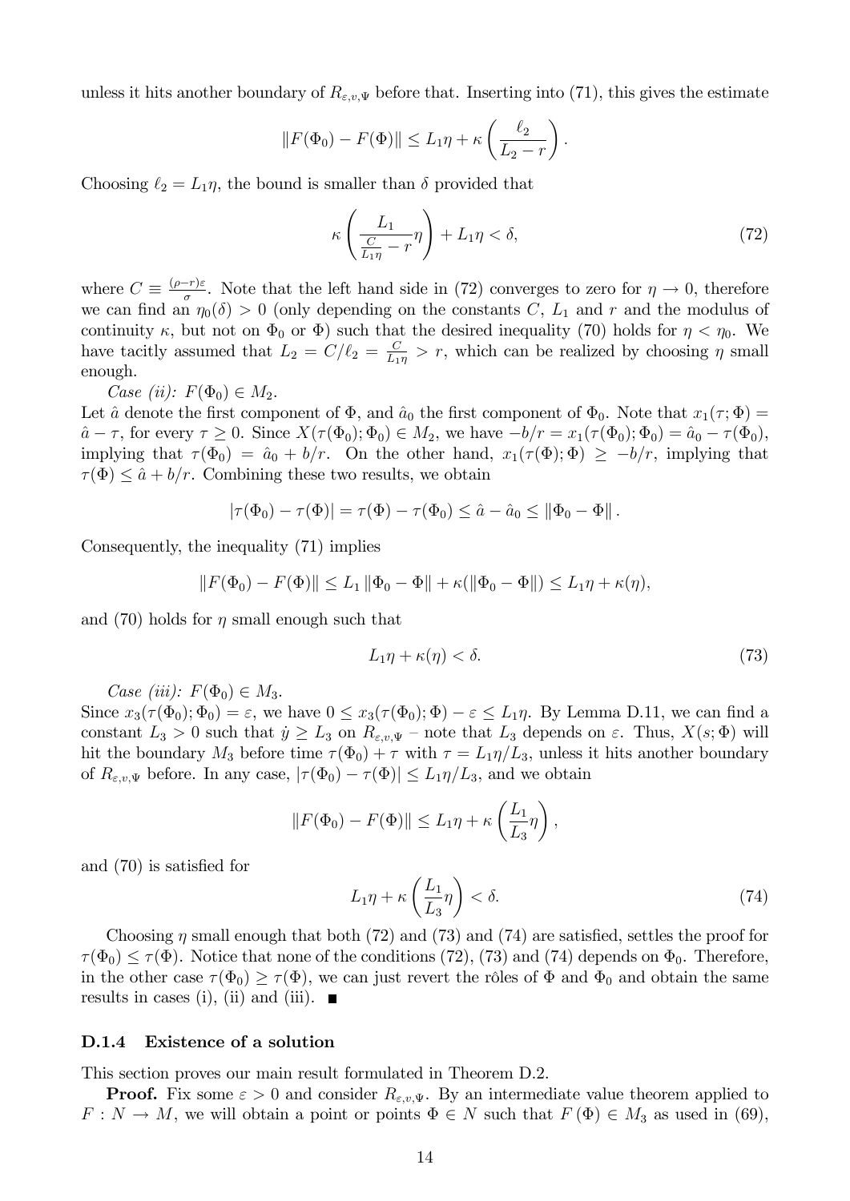unless it hits another boundary of $R_{\varepsilon,v,\Psi}$ before that. Inserting into (71), this gives the estimate

$$\|F(\Phi_0) - F(\Phi)\| \leq L_1\eta + \kappa\left(\frac{\ell_2}{L_2 - r}\right).$$

Choosing $\ell_2 = L_1\eta$, the bound is smaller than $\delta$ provided that

$$\kappa\left(\frac{L_1}{\frac{C}{L_1\eta} - r}\eta\right) + L_1\eta < \delta, \tag{72}$$

where $C \equiv \frac{(\rho-r)\varepsilon}{\sigma}$. Note that the left hand side in (72) converges to zero for $\eta \to 0$, therefore we can find an $\eta_0(\delta) > 0$ (only depending on the constants $C$, $L_1$ and $r$ and the modulus of continuity $\kappa$, but not on $\Phi_0$ or $\Phi$) such that the desired inequality (70) holds for $\eta < \eta_0$. We have tacitly assumed that $L_2 = C/\ell_2 = \frac{C}{L_1\eta} > r$, which can be realized by choosing $\eta$ small enough.

*Case (ii):* $F(\Phi_0) \in M_2$.
Let $\hat{a}$ denote the first component of $\Phi$, and $\hat{a}_0$ the first component of $\Phi_0$. Note that $x_1(\tau;\Phi) = \hat{a} - \tau$, for every $\tau \geq 0$. Since $X(\tau(\Phi_0);\Phi_0) \in M_2$, we have $-b/r = x_1(\tau(\Phi_0);\Phi_0) = \hat{a}_0 - \tau(\Phi_0)$, implying that $\tau(\Phi_0) = \hat{a}_0 + b/r$. On the other hand, $x_1(\tau(\Phi);\Phi) \geq -b/r$, implying that $\tau(\Phi) \leq \hat{a} + b/r$. Combining these two results, we obtain

$$|\tau(\Phi_0) - \tau(\Phi)| = \tau(\Phi) - \tau(\Phi_0) \leq \hat{a} - \hat{a}_0 \leq \|\Phi_0 - \Phi\|.$$

Consequently, the inequality (71) implies

$$\|F(\Phi_0) - F(\Phi)\| \leq L_1 \|\Phi_0 - \Phi\| + \kappa(\|\Phi_0 - \Phi\|) \leq L_1\eta + \kappa(\eta),$$

and (70) holds for $\eta$ small enough such that

$$L_1\eta + \kappa(\eta) < \delta. \tag{73}$$

*Case (iii):* $F(\Phi_0) \in M_3$.
Since $x_3(\tau(\Phi_0);\Phi_0) = \varepsilon$, we have $0 \leq x_3(\tau(\Phi_0);\Phi) - \varepsilon \leq L_1\eta$. By Lemma D.11, we can find a constant $L_3 > 0$ such that $\dot{y} \geq L_3$ on $R_{\varepsilon,v,\Psi}$ – note that $L_3$ depends on $\varepsilon$. Thus, $X(s;\Phi)$ will hit the boundary $M_3$ before time $\tau(\Phi_0) + \tau$ with $\tau = L_1\eta/L_3$, unless it hits another boundary of $R_{\varepsilon,v,\Psi}$ before. In any case, $|\tau(\Phi_0) - \tau(\Phi)| \leq L_1\eta/L_3$, and we obtain

$$\|F(\Phi_0) - F(\Phi)\| \leq L_1\eta + \kappa\left(\frac{L_1}{L_3}\eta\right),$$

and (70) is satisfied for

$$L_1\eta + \kappa\left(\frac{L_1}{L_3}\eta\right) < \delta. \tag{74}$$

Choosing $\eta$ small enough that both (72) and (73) and (74) are satisfied, settles the proof for $\tau(\Phi_0) \leq \tau(\Phi)$. Notice that none of the conditions (72), (73) and (74) depends on $\Phi_0$. Therefore, in the other case $\tau(\Phi_0) \geq \tau(\Phi)$, we can just revert the rôles of $\Phi$ and $\Phi_0$ and obtain the same results in cases (i), (ii) and (iii). ∎

### D.1.4 Existence of a solution

This section proves our main result formulated in Theorem D.2.

**Proof.** Fix some $\varepsilon > 0$ and consider $R_{\varepsilon,v,\Psi}$. By an intermediate value theorem applied to $F : N \to M$, we will obtain a point or points $\Phi \in N$ such that $F(\Phi) \in M_3$ as used in (69),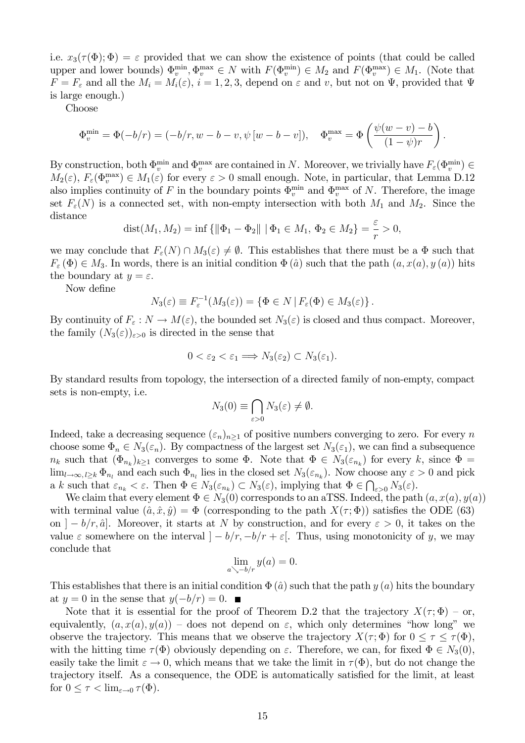i.e. $x_3(\tau(\Phi);\Phi) = \varepsilon$ provided that we can show the existence of points (that could be called upper and lower bounds) $\Phi_v^{\min}, \Phi_v^{\max} \in N$ with $F(\Phi_v^{\min}) \in M_2$ and $F(\Phi_v^{\max}) \in M_1$. (Note that $F = F_\varepsilon$ and all the $M_i = M_i(\varepsilon)$, $i = 1, 2, 3$, depend on $\varepsilon$ and $v$, but not on $\Psi$, provided that $\Psi$ is large enough.)

Choose

$$\Phi_v^{\min} = \Phi(-b/r) = (-b/r, w - b - v, \psi\,[w - b - v]), \quad \Phi_v^{\max} = \Phi\left(\frac{\psi(w - v) - b}{(1 - \psi)r}\right).$$

By construction, both $\Phi_v^{\min}$ and $\Phi_v^{\max}$ are contained in $N$. Moreover, we trivially have $F_\varepsilon(\Phi_v^{\min}) \in M_2(\varepsilon)$, $F_\varepsilon(\Phi_v^{\max}) \in M_1(\varepsilon)$ for every $\varepsilon > 0$ small enough. Note, in particular, that Lemma D.12 also implies continuity of $F$ in the boundary points $\Phi_v^{\min}$ and $\Phi_v^{\max}$ of $N$. Therefore, the image set $F_\varepsilon(N)$ is a connected set, with non-empty intersection with both $M_1$ and $M_2$. Since the distance

$$\operatorname{dist}(M_1, M_2) = \inf\left\{\|\Phi_1 - \Phi_2\| \mid \Phi_1 \in M_1,\ \Phi_2 \in M_2\right\} = \frac{\varepsilon}{r} > 0,$$

we may conclude that $F_\varepsilon(N) \cap M_3(\varepsilon) \neq \emptyset$. This establishes that there must be a $\Phi$ such that $F_\varepsilon(\Phi) \in M_3$. In words, there is an initial condition $\Phi(\hat{a})$ such that the path $(a, x(a), y(a))$ hits the boundary at $y = \varepsilon$.

Now define

$$N_3(\varepsilon) \equiv F_\varepsilon^{-1}(M_3(\varepsilon)) = \left\{\Phi \in N \mid F_\varepsilon(\Phi) \in M_3(\varepsilon)\right\}.$$

By continuity of $F_\varepsilon : N \to M(\varepsilon)$, the bounded set $N_3(\varepsilon)$ is closed and thus compact. Moreover, the family $(N_3(\varepsilon))_{\varepsilon>0}$ is directed in the sense that

$$0 < \varepsilon_2 < \varepsilon_1 \Longrightarrow N_3(\varepsilon_2) \subset N_3(\varepsilon_1).$$

By standard results from topology, the intersection of a directed family of non-empty, compact sets is non-empty, i.e.

$$N_3(0) \equiv \bigcap_{\varepsilon>0} N_3(\varepsilon) \neq \emptyset.$$

Indeed, take a decreasing sequence $(\varepsilon_n)_{n\geq 1}$ of positive numbers converging to zero. For every $n$ choose some $\Phi_n \in N_3(\varepsilon_n)$. By compactness of the largest set $N_3(\varepsilon_1)$, we can find a subsequence $n_k$ such that $(\Phi_{n_k})_{k\geq 1}$ converges to some $\Phi$. Note that $\Phi \in N_3(\varepsilon_{n_k})$ for every $k$, since $\Phi = \lim_{l\to\infty, l\geq k} \Phi_{n_l}$ and each such $\Phi_{n_l}$ lies in the closed set $N_3(\varepsilon_{n_k})$. Now choose any $\varepsilon > 0$ and pick a $k$ such that $\varepsilon_{n_k} < \varepsilon$. Then $\Phi \in N_3(\varepsilon_{n_k}) \subset N_3(\varepsilon)$, implying that $\Phi \in \bigcap_{\varepsilon>0} N_3(\varepsilon)$.

We claim that every element $\Phi \in N_3(0)$ corresponds to an aTSS. Indeed, the path $(a, x(a), y(a))$ with terminal value $(\hat{a}, \hat{x}, \hat{y}) = \Phi$ (corresponding to the path $X(\tau;\Phi)$) satisfies the ODE (63) on $]-b/r, \hat{a}]$. Moreover, it starts at $N$ by construction, and for every $\varepsilon > 0$, it takes on the value $\varepsilon$ somewhere on the interval $]-b/r, -b/r + \varepsilon[$. Thus, using monotonicity of $y$, we may conclude that

$$\lim_{a \searrow -b/r} y(a) = 0.$$

This establishes that there is an initial condition $\Phi(\hat{a})$ such that the path $y(a)$ hits the boundary at $y = 0$ in the sense that $y(-b/r) = 0$. ∎

Note that it is essential for the proof of Theorem D.2 that the trajectory $X(\tau;\Phi)$ – or, equivalently, $(a, x(a), y(a))$ – does not depend on $\varepsilon$, which only determines "how long" we observe the trajectory. This means that we observe the trajectory $X(\tau;\Phi)$ for $0 \leq \tau \leq \tau(\Phi)$, with the hitting time $\tau(\Phi)$ obviously depending on $\varepsilon$. Therefore, we can, for fixed $\Phi \in N_3(0)$, easily take the limit $\varepsilon \to 0$, which means that we take the limit in $\tau(\Phi)$, but do not change the trajectory itself. As a consequence, the ODE is automatically satisfied for the limit, at least for $0 \leq \tau < \lim_{\varepsilon\to 0} \tau(\Phi)$.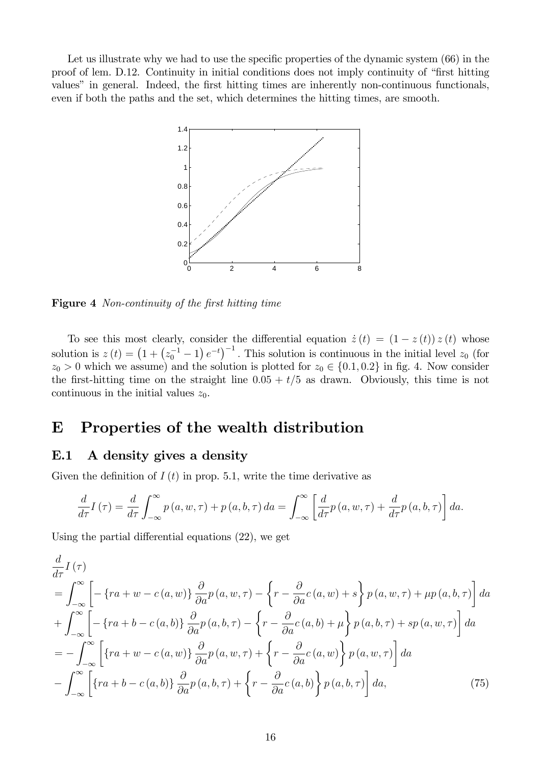Let us illustrate why we had to use the specific properties of the dynamic system (66) in the proof of lem. D.12. Continuity in initial conditions does not imply continuity of "first hitting values" in general. Indeed, the first hitting times are inherently non-continuous functionals, even if both the paths and the set, which determines the hitting times, are smooth.

**Figure 4** *Non-continuity of the first hitting time*

To see this most clearly, consider the differential equation $\dot{z}(t) = (1 - z(t)) z(t)$ whose solution is $z(t) = \left(1 + \left(z_0^{-1} - 1\right) e^{-t}\right)^{-1}$. This solution is continuous in the initial level $z_0$ (for $z_0 > 0$ which we assume) and the solution is plotted for $z_0 \in \{0.1, 0.2\}$ in fig. 4. Now consider the first-hitting time on the straight line $0.05 + t/5$ as drawn. Obviously, this time is not continuous in the initial values $z_0$.

# E Properties of the wealth distribution

## E.1 A density gives a density

Given the definition of $I(t)$ in prop. 5.1, write the time derivative as

$$\frac{d}{d\tau} I(\tau) = \frac{d}{d\tau} \int_{-\infty}^{\infty} p(a, w, \tau) + p(a, b, \tau) \, da = \int_{-\infty}^{\infty} \left[ \frac{d}{d\tau} p(a, w, \tau) + \frac{d}{d\tau} p(a, b, \tau) \right] da.$$

Using the partial differential equations (22), we get

$$\begin{aligned}
&\frac{d}{d\tau} I(\tau) \\
&= \int_{-\infty}^{\infty} \left[ -\left\{ ra + w - c(a, w) \right\} \frac{\partial}{\partial a} p(a, w, \tau) - \left\{ r - \frac{\partial}{\partial a} c(a, w) + s \right\} p(a, w, \tau) + \mu p(a, b, \tau) \right] da \\
&+ \int_{-\infty}^{\infty} \left[ -\left\{ ra + b - c(a, b) \right\} \frac{\partial}{\partial a} p(a, b, \tau) - \left\{ r - \frac{\partial}{\partial a} c(a, b) + \mu \right\} p(a, b, \tau) + sp(a, w, \tau) \right] da \\
&= -\int_{-\infty}^{\infty} \left[ \left\{ ra + w - c(a, w) \right\} \frac{\partial}{\partial a} p(a, w, \tau) + \left\{ r - \frac{\partial}{\partial a} c(a, w) \right\} p(a, w, \tau) \right] da \\
&- \int_{-\infty}^{\infty} \left[ \left\{ ra + b - c(a, b) \right\} \frac{\partial}{\partial a} p(a, b, \tau) + \left\{ r - \frac{\partial}{\partial a} c(a, b) \right\} p(a, b, \tau) \right] da, \qquad (75)
\end{aligned}$$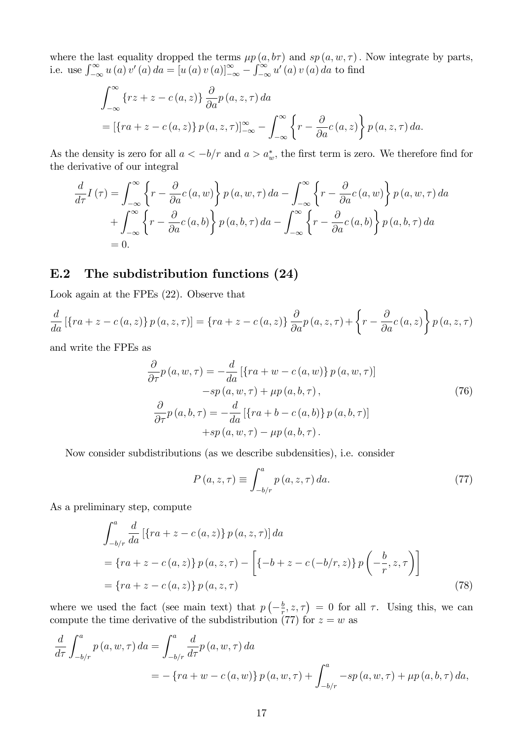where the last equality dropped the terms $\mu p(a, b\tau)$ and $sp(a, w, \tau)$. Now integrate by parts, i.e. use $\int_{-\infty}^{\infty} u(a) v'(a) da = [u(a) v(a)]_{-\infty}^{\infty} - \int_{-\infty}^{\infty} u'(a) v(a) da$ to find

$$
\begin{aligned}
&\int_{-\infty}^{\infty} \{rz + z - c(a, z)\} \frac{\partial}{\partial a} p(a, z, \tau) da \\
&= [\{ra + z - c(a, z)\} p(a, z, \tau)]_{-\infty}^{\infty} - \int_{-\infty}^{\infty} \left\{r - \frac{\partial}{\partial a} c(a, z)\right\} p(a, z, \tau) da.
\end{aligned}
$$

As the density is zero for all $a < -b/r$ and $a > a_w^*$, the first term is zero. We therefore find for the derivative of our integral

$$
\begin{aligned}
\frac{d}{d\tau} I(\tau) &= \int_{-\infty}^{\infty} \left\{r - \frac{\partial}{\partial a} c(a, w)\right\} p(a, w, \tau) da - \int_{-\infty}^{\infty} \left\{r - \frac{\partial}{\partial a} c(a, w)\right\} p(a, w, \tau) da \\
&+ \int_{-\infty}^{\infty} \left\{r - \frac{\partial}{\partial a} c(a, b)\right\} p(a, b, \tau) da - \int_{-\infty}^{\infty} \left\{r - \frac{\partial}{\partial a} c(a, b)\right\} p(a, b, \tau) da \\
&= 0.
\end{aligned}
$$

## E.2 The subdistribution functions (24)

Look again at the FPEs (22). Observe that

$$
\frac{d}{da} [\{ra + z - c(a, z)\} p(a, z, \tau)] = \{ra + z - c(a, z)\} \frac{\partial}{\partial a} p(a, z, \tau) + \left\{r - \frac{\partial}{\partial a} c(a, z)\right\} p(a, z, \tau)
$$

and write the FPEs as

$$
\begin{aligned}
\frac{\partial}{\partial \tau} p(a, w, \tau) &= -\frac{d}{da} [\{ra + w - c(a, w)\} p(a, w, \tau)] \\
&\quad - sp(a, w, \tau) + \mu p(a, b, \tau), \\
\frac{\partial}{\partial \tau} p(a, b, \tau) &= -\frac{d}{da} [\{ra + b - c(a, b)\} p(a, b, \tau)] \\
&\quad + sp(a, w, \tau) - \mu p(a, b, \tau).
\end{aligned} \tag{76}
$$

Now consider subdistributions (as we describe subdensities), i.e. consider

$$
P(a, z, \tau) \equiv \int_{-b/r}^{a} p(a, z, \tau) da. \tag{77}
$$

As a preliminary step, compute

$$
\begin{aligned}
&\int_{-b/r}^{a} \frac{d}{da} [\{ra + z - c(a, z)\} p(a, z, \tau)] da \\
&= \{ra + z - c(a, z)\} p(a, z, \tau) - \left[\{-b + z - c(-b/r, z)\} p\left(-\frac{b}{r}, z, \tau\right)\right] \\
&= \{ra + z - c(a, z)\} p(a, z, \tau)
\end{aligned} \tag{78}
$$

where we used the fact (see main text) that $p\left(-\frac{b}{r}, z, \tau\right) = 0$ for all $\tau$. Using this, we can compute the time derivative of the subdistribution (77) for $z = w$ as

$$
\begin{aligned}
\frac{d}{d\tau} \int_{-b/r}^{a} p(a, w, \tau) da &= \int_{-b/r}^{a} \frac{d}{d\tau} p(a, w, \tau) da \\
&= -\{ra + w - c(a, w)\} p(a, w, \tau) + \int_{-b/r}^{a} -sp(a, w, \tau) + \mu p(a, b, \tau) da,
\end{aligned}
$$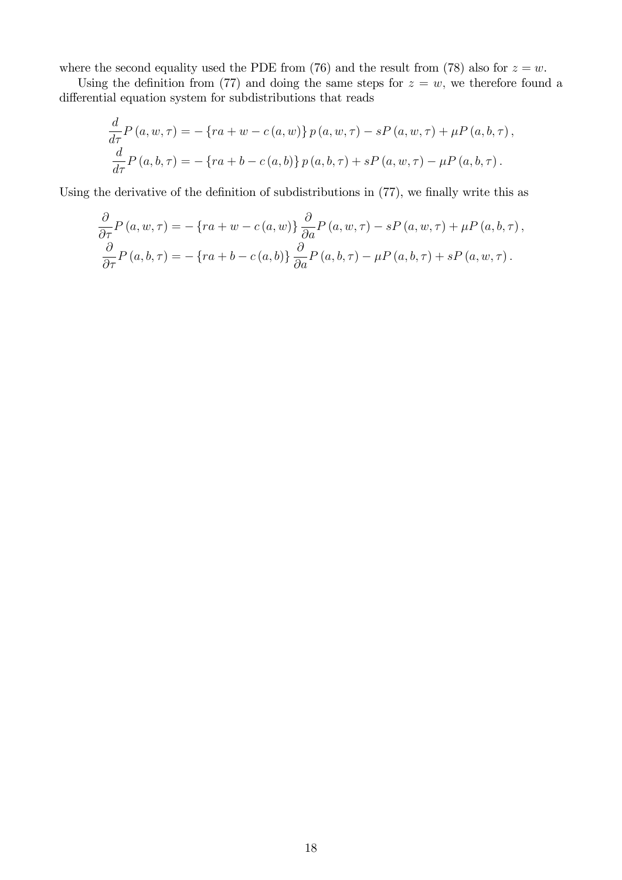where the second equality used the PDE from (76) and the result from (78) also for $z = w$.

Using the definition from (77) and doing the same steps for $z = w$, we therefore found a differential equation system for subdistributions that reads

$$\frac{d}{d\tau}P(a,w,\tau) = -\{ra + w - c(a,w)\}\, p(a,w,\tau) - sP(a,w,\tau) + \mu P(a,b,\tau),$$

$$\frac{d}{d\tau}P(a,b,\tau) = -\{ra + b - c(a,b)\}\, p(a,b,\tau) + sP(a,w,\tau) - \mu P(a,b,\tau).$$

Using the derivative of the definition of subdistributions in (77), we finally write this as

$$\frac{\partial}{\partial\tau}P(a,w,\tau) = -\{ra + w - c(a,w)\}\frac{\partial}{\partial a}P(a,w,\tau) - sP(a,w,\tau) + \mu P(a,b,\tau),$$

$$\frac{\partial}{\partial\tau}P(a,b,\tau) = -\{ra + b - c(a,b)\}\frac{\partial}{\partial a}P(a,b,\tau) - \mu P(a,b,\tau) + sP(a,w,\tau).$$